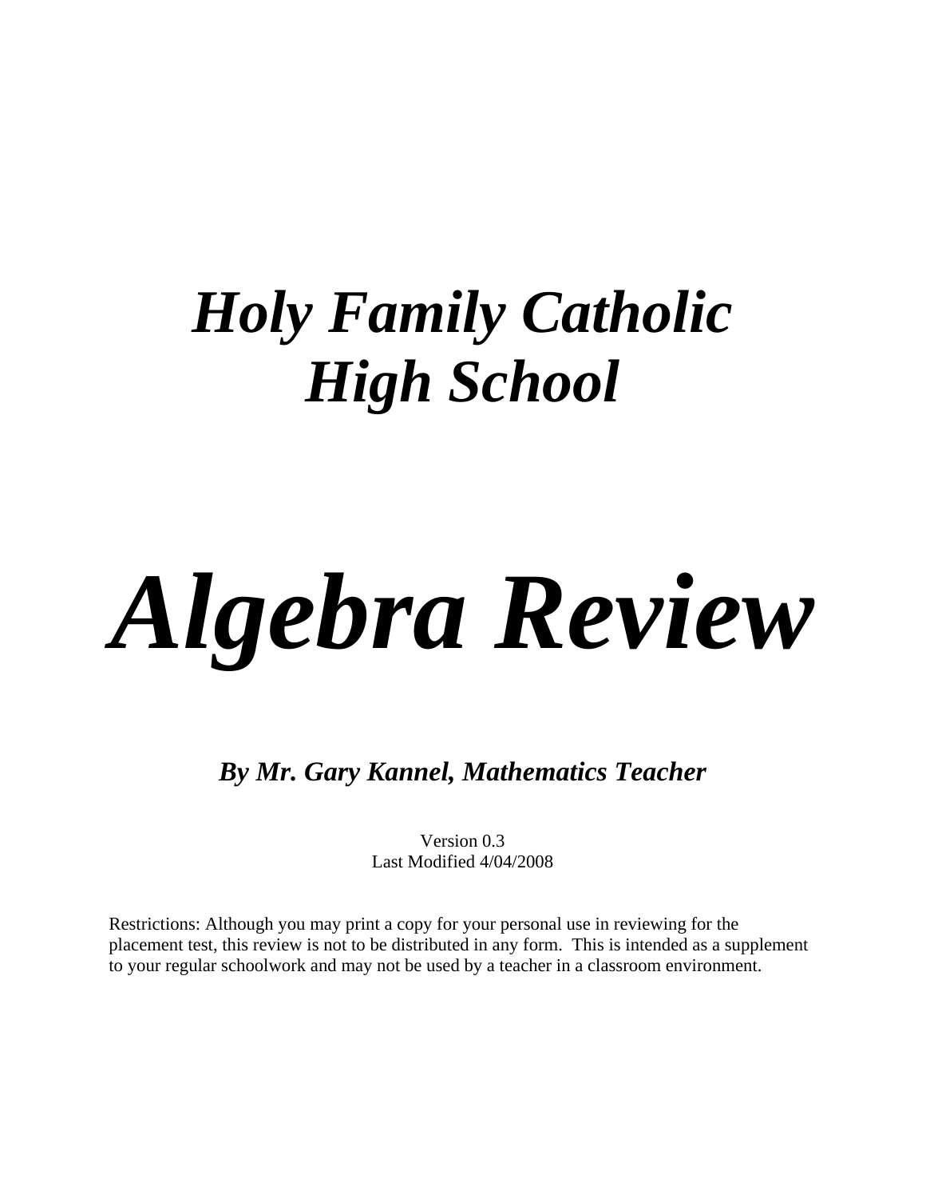# *Holy Family Catholic High School*

# *Algebra Review*

***By Mr. Gary Kannel, Mathematics Teacher***

Version 0.3
Last Modified 4/04/2008

Restrictions: Although you may print a copy for your personal use in reviewing for the placement test, this review is not to be distributed in any form. This is intended as a supplement to your regular schoolwork and may not be used by a teacher in a classroom environment.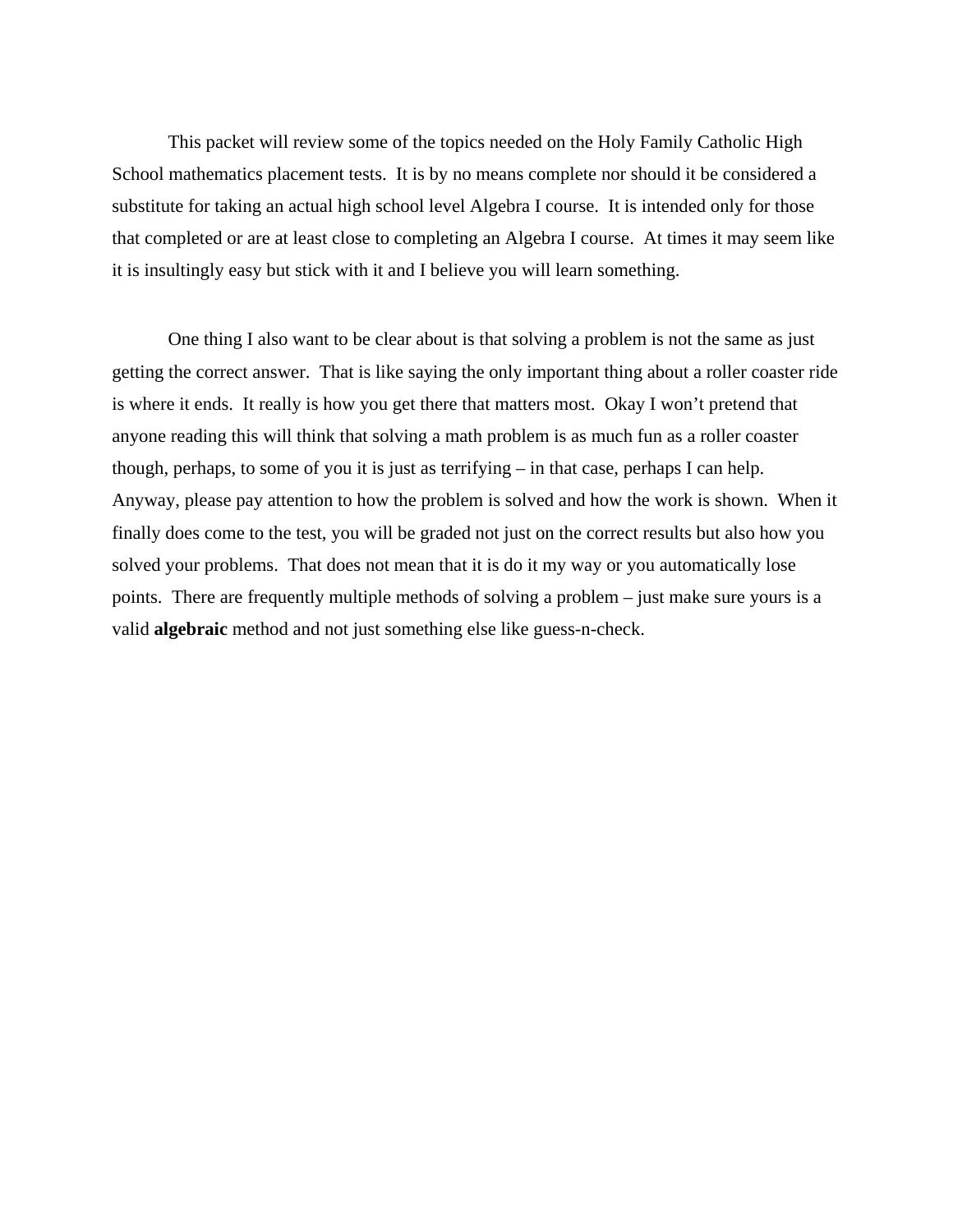This packet will review some of the topics needed on the Holy Family Catholic High School mathematics placement tests. It is by no means complete nor should it be considered a substitute for taking an actual high school level Algebra I course. It is intended only for those that completed or are at least close to completing an Algebra I course. At times it may seem like it is insultingly easy but stick with it and I believe you will learn something.

One thing I also want to be clear about is that solving a problem is not the same as just getting the correct answer. That is like saying the only important thing about a roller coaster ride is where it ends. It really is how you get there that matters most. Okay I won't pretend that anyone reading this will think that solving a math problem is as much fun as a roller coaster though, perhaps, to some of you it is just as terrifying – in that case, perhaps I can help. Anyway, please pay attention to how the problem is solved and how the work is shown. When it finally does come to the test, you will be graded not just on the correct results but also how you solved your problems. That does not mean that it is do it my way or you automatically lose points. There are frequently multiple methods of solving a problem – just make sure yours is a valid **algebraic** method and not just something else like guess-n-check.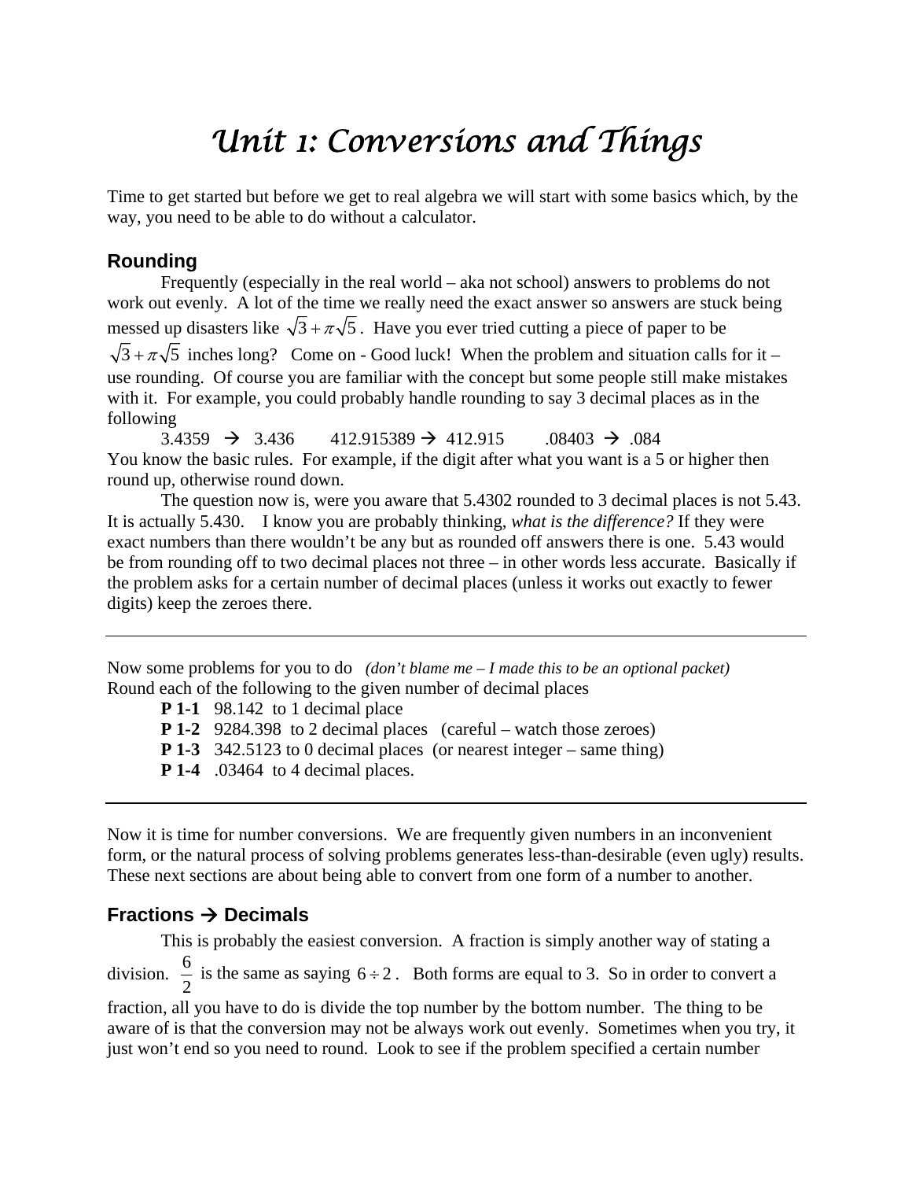# *Unit 1: Conversions and Things*

Time to get started but before we get to real algebra we will start with some basics which, by the way, you need to be able to do without a calculator.

## Rounding

Frequently (especially in the real world – aka not school) answers to problems do not work out evenly. A lot of the time we really need the exact answer so answers are stuck being messed up disasters like $\sqrt{3}+\pi\sqrt{5}$. Have you ever tried cutting a piece of paper to be $\sqrt{3}+\pi\sqrt{5}$ inches long? Come on - Good luck! When the problem and situation calls for it – use rounding. Of course you are familiar with the concept but some people still make mistakes with it. For example, you could probably handle rounding to say 3 decimal places as in the following

3.4359 → 3.436     412.915389 → 412.915     .08403 → .084

You know the basic rules. For example, if the digit after what you want is a 5 or higher then round up, otherwise round down.

The question now is, were you aware that 5.4302 rounded to 3 decimal places is not 5.43. It is actually 5.430. I know you are probably thinking, *what is the difference?* If they were exact numbers than there wouldn't be any but as rounded off answers there is one. 5.43 would be from rounding off to two decimal places not three – in other words less accurate. Basically if the problem asks for a certain number of decimal places (unless it works out exactly to fewer digits) keep the zeroes there.

---

Now some problems for you to do *(don't blame me – I made this to be an optional packet)*
Round each of the following to the given number of decimal places

- **P 1-1** 98.142 to 1 decimal place
- **P 1-2** 9284.398 to 2 decimal places (careful – watch those zeroes)
- **P 1-3** 342.5123 to 0 decimal places (or nearest integer – same thing)
- **P 1-4** .03464 to 4 decimal places.

---

Now it is time for number conversions. We are frequently given numbers in an inconvenient form, or the natural process of solving problems generates less-than-desirable (even ugly) results. These next sections are about being able to convert from one form of a number to another.

## Fractions → Decimals

This is probably the easiest conversion. A fraction is simply another way of stating a division. $\frac{6}{2}$ is the same as saying $6 \div 2$. Both forms are equal to 3. So in order to convert a fraction, all you have to do is divide the top number by the bottom number. The thing to be aware of is that the conversion may not be always work out evenly. Sometimes when you try, it just won't end so you need to round. Look to see if the problem specified a certain number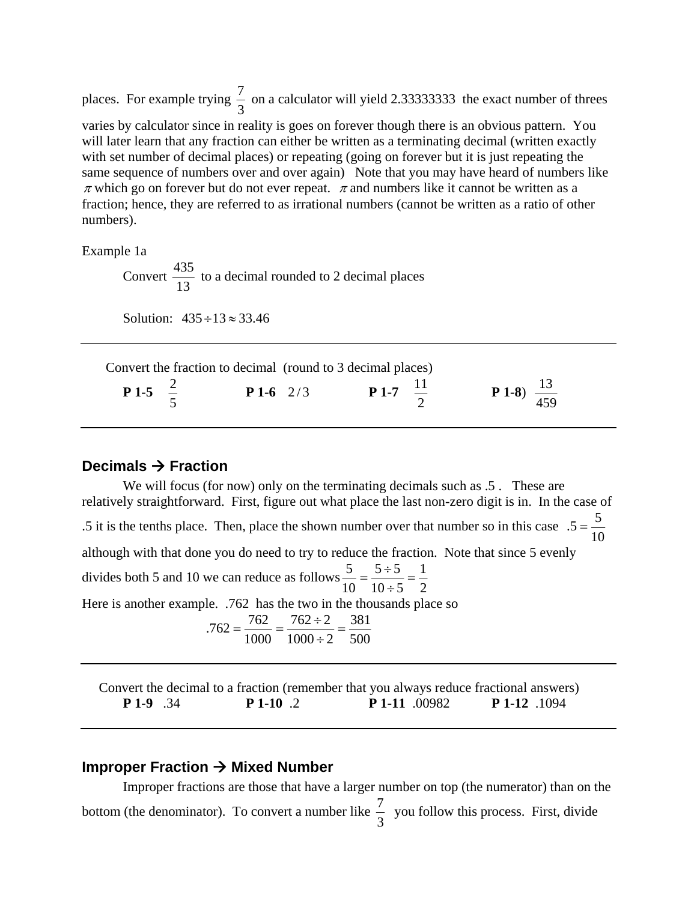places. For example trying $\frac{7}{3}$ on a calculator will yield 2.33333333 the exact number of threes varies by calculator since in reality is goes on forever though there is an obvious pattern. You will later learn that any fraction can either be written as a terminating decimal (written exactly with set number of decimal places) or repeating (going on forever but it is just repeating the same sequence of numbers over and over again) Note that you may have heard of numbers like $\pi$ which go on forever but do not ever repeat. $\pi$ and numbers like it cannot be written as a fraction; hence, they are referred to as irrational numbers (cannot be written as a ratio of other numbers).

Example 1a

Convert $\frac{435}{13}$ to a decimal rounded to 2 decimal places

Solution: $435 \div 13 \approx 33.46$

---

Convert the fraction to decimal (round to 3 decimal places)

**P 1-5** $\frac{2}{5}$ **P 1-6** $2/3$ **P 1-7** $\frac{11}{2}$ **P 1-8**) $\frac{13}{459}$

---

## Decimals → Fraction

We will focus (for now) only on the terminating decimals such as .5 . These are relatively straightforward. First, figure out what place the last non-zero digit is in. In the case of .5 it is the tenths place. Then, place the shown number over that number so in this case $.5 = \frac{5}{10}$ although with that done you do need to try to reduce the fraction. Note that since 5 evenly divides both 5 and 10 we can reduce as follows $\frac{5}{10} = \frac{5 \div 5}{10 \div 5} = \frac{1}{2}$

Here is another example. .762 has the two in the thousands place so

$$.762 = \frac{762}{1000} = \frac{762 \div 2}{1000 \div 2} = \frac{381}{500}$$

---

Convert the decimal to a fraction (remember that you always reduce fractional answers)

**P 1-9** .34 **P 1-10** .2 **P 1-11** .00982 **P 1-12** .1094

---

## Improper Fraction → Mixed Number

Improper fractions are those that have a larger number on top (the numerator) than on the bottom (the denominator). To convert a number like $\frac{7}{3}$ you follow this process. First, divide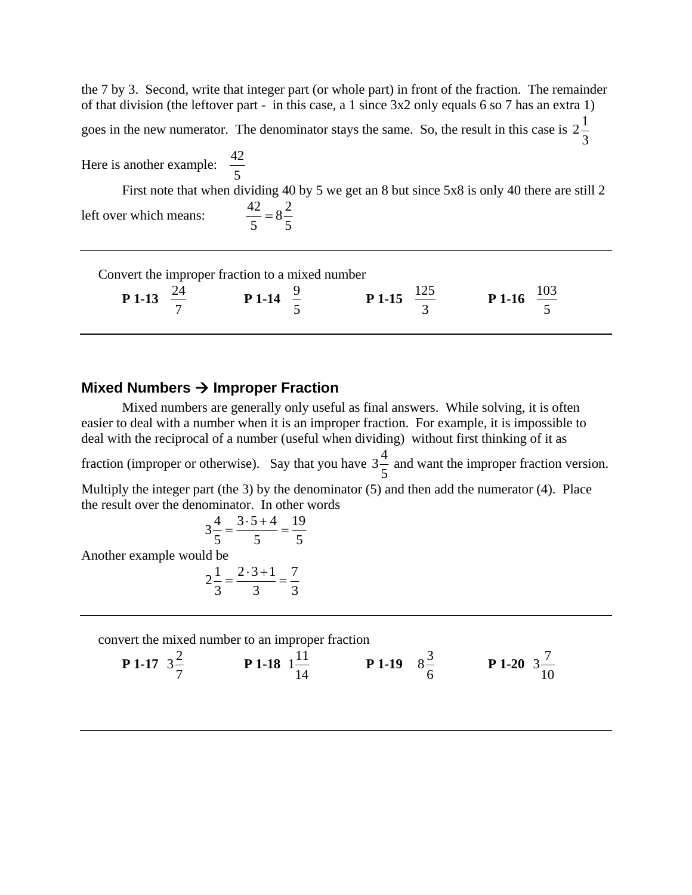the 7 by 3. Second, write that integer part (or whole part) in front of the fraction. The remainder of that division (the leftover part - in this case, a 1 since 3x2 only equals 6 so 7 has an extra 1) goes in the new numerator. The denominator stays the same. So, the result in this case is $2\frac{1}{3}$

Here is another example: $\frac{42}{5}$

First note that when dividing 40 by 5 we get an 8 but since 5x8 is only 40 there are still 2 left over which means: $\frac{42}{5} = 8\frac{2}{5}$

---

Convert the improper fraction to a mixed number

**P 1-13** $\frac{24}{7}$ **P 1-14** $\frac{9}{5}$ **P 1-15** $\frac{125}{3}$ **P 1-16** $\frac{103}{5}$

---

### Mixed Numbers → Improper Fraction

Mixed numbers are generally only useful as final answers. While solving, it is often easier to deal with a number when it is an improper fraction. For example, it is impossible to deal with the reciprocal of a number (useful when dividing) without first thinking of it as fraction (improper or otherwise). Say that you have $3\frac{4}{5}$ and want the improper fraction version. Multiply the integer part (the 3) by the denominator (5) and then add the numerator (4). Place the result over the denominator. In other words

$$3\frac{4}{5} = \frac{3 \cdot 5 + 4}{5} = \frac{19}{5}$$

Another example would be

$$2\frac{1}{3} = \frac{2 \cdot 3 + 1}{3} = \frac{7}{3}$$

---

convert the mixed number to an improper fraction

**P 1-17** $3\frac{2}{7}$ **P 1-18** $1\frac{11}{14}$ **P 1-19** $8\frac{3}{6}$ **P 1-20** $3\frac{7}{10}$

---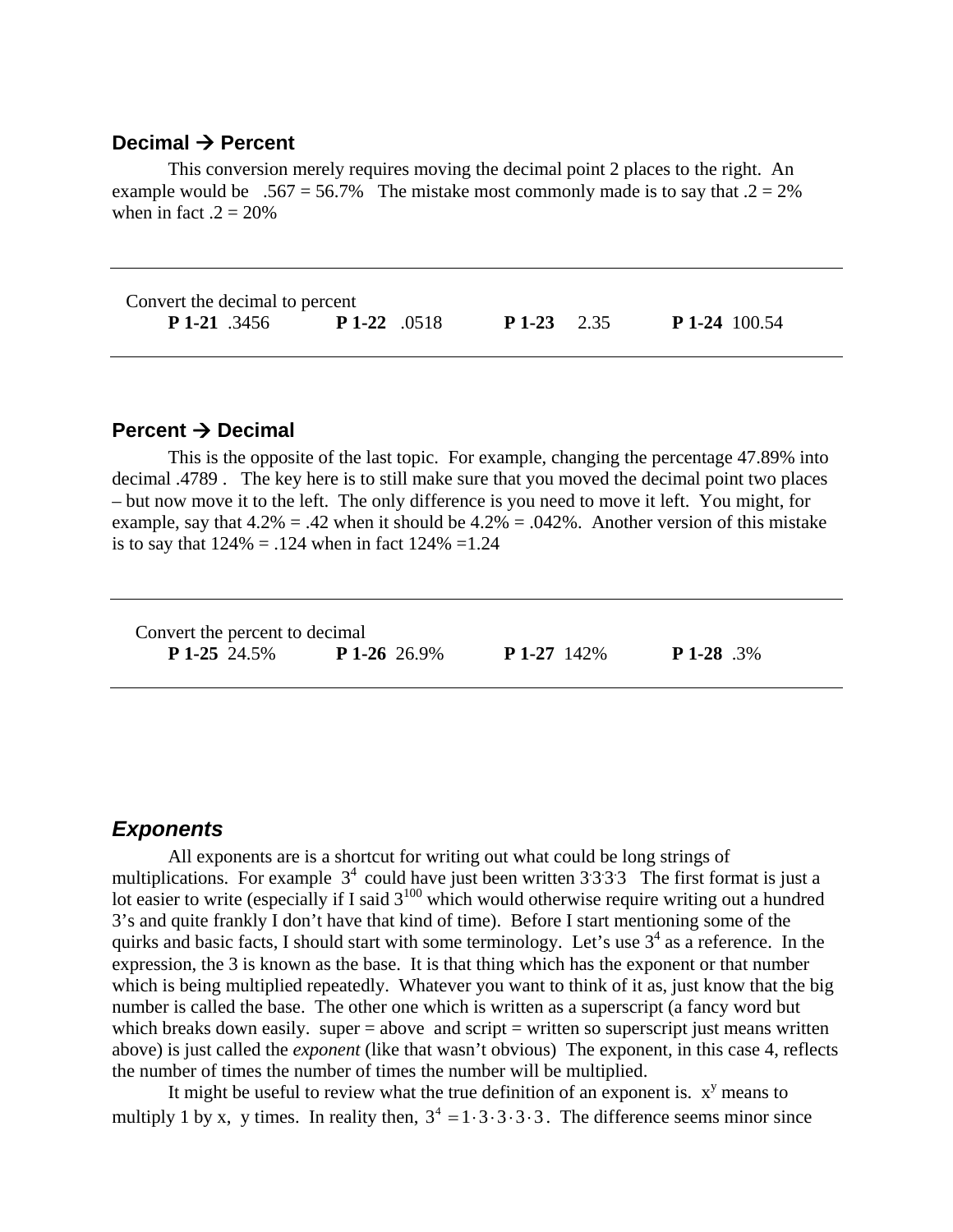### Decimal → Percent

This conversion merely requires moving the decimal point 2 places to the right. An example would be .567 = 56.7% The mistake most commonly made is to say that .2 = 2% when in fact .2 = 20%

---

Convert the decimal to percent

**P 1-21** .3456 **P 1-22** .0518 **P 1-23** 2.35 **P 1-24** 100.54

---

### Percent → Decimal

This is the opposite of the last topic. For example, changing the percentage 47.89% into decimal .4789 . The key here is to still make sure that you moved the decimal point two places – but now move it to the left. The only difference is you need to move it left. You might, for example, say that 4.2% = .42 when it should be 4.2% = .042%. Another version of this mistake is to say that 124% = .124 when in fact 124% =1.24

---

Convert the percent to decimal

**P 1-25** 24.5% **P 1-26** 26.9% **P 1-27** 142% **P 1-28** .3%

---

## *Exponents*

All exponents are is a shortcut for writing out what could be long strings of multiplications. For example $3^4$ could have just been written $3 \cdot 3 \cdot 3 \cdot 3$ The first format is just a lot easier to write (especially if I said $3^{100}$ which would otherwise require writing out a hundred 3's and quite frankly I don't have that kind of time). Before I start mentioning some of the quirks and basic facts, I should start with some terminology. Let's use $3^4$ as a reference. In the expression, the 3 is known as the base. It is that thing which has the exponent or that number which is being multiplied repeatedly. Whatever you want to think of it as, just know that the big number is called the base. The other one which is written as a superscript (a fancy word but which breaks down easily. super = above and script = written so superscript just means written above) is just called the *exponent* (like that wasn't obvious) The exponent, in this case 4, reflects the number of times the number of times the number will be multiplied.

It might be useful to review what the true definition of an exponent is. $x^y$ means to multiply 1 by x, y times. In reality then, $3^4 = 1 \cdot 3 \cdot 3 \cdot 3 \cdot 3$. The difference seems minor since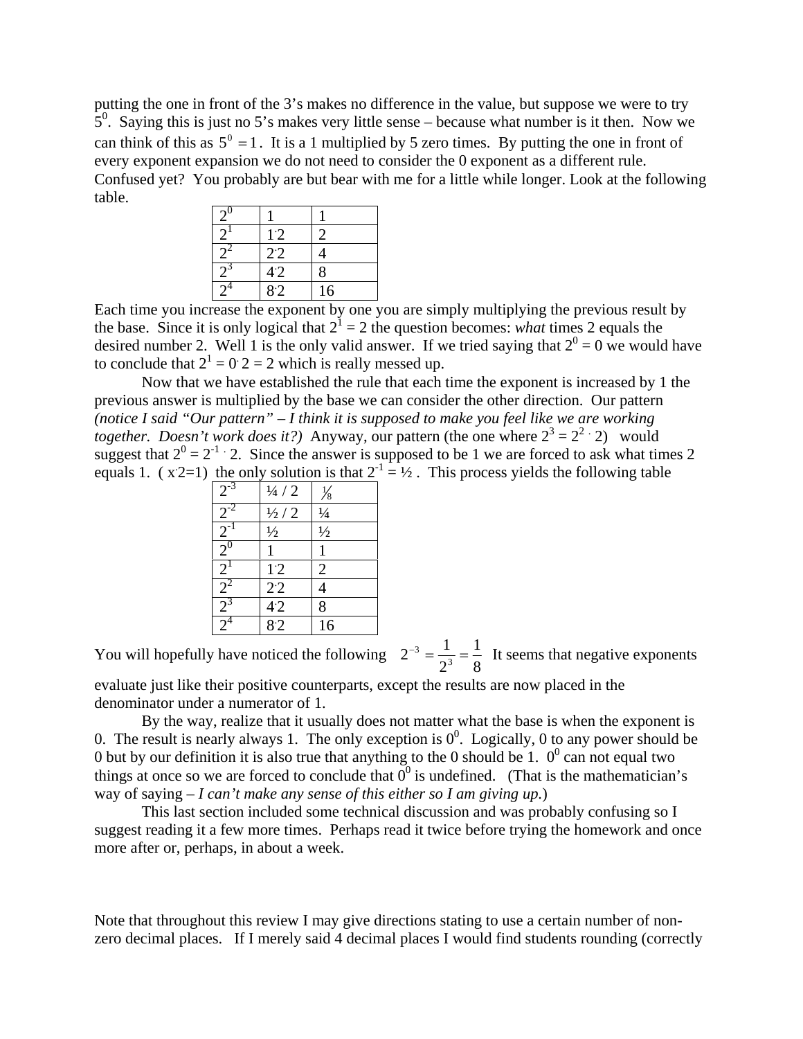putting the one in front of the 3's makes no difference in the value, but suppose we were to try $5^0$. Saying this is just no 5's makes very little sense – because what number is it then. Now we can think of this as $5^0 = 1$. It is a 1 multiplied by 5 zero times. By putting the one in front of every exponent expansion we do not need to consider the 0 exponent as a different rule. Confused yet? You probably are but bear with me for a little while longer. Look at the following table.

| | | |
|---|---|---|
| $2^0$ | 1 | 1 |
| $2^1$ | $1 \cdot 2$ | 2 |
| $2^2$ | $2 \cdot 2$ | 4 |
| $2^3$ | $4 \cdot 2$ | 8 |
| $2^4$ | $8 \cdot 2$ | 16 |

Each time you increase the exponent by one you are simply multiplying the previous result by the base. Since it is only logical that $2^1 = 2$ the question becomes: *what* times 2 equals the desired number 2. Well 1 is the only valid answer. If we tried saying that $2^0 = 0$ we would have to conclude that $2^1 = 0 \cdot 2 = 2$ which is really messed up.

Now that we have established the rule that each time the exponent is increased by 1 the previous answer is multiplied by the base we can consider the other direction. Our pattern *(notice I said "Our pattern" – I think it is supposed to make you feel like we are working together. Doesn't work does it?)* Anyway, our pattern (the one where $2^3 = 2^2 \cdot 2$) would suggest that $2^0 = 2^{-1} \cdot 2$. Since the answer is supposed to be 1 we are forced to ask what times 2 equals 1. ( $x \cdot 2 = 1$) the only solution is that $2^{-1} = ½$ . This process yields the following table

| | | |
|---|---|---|
| $2^{-3}$ | ¼ / 2 | ⅛ |
| $2^{-2}$ | ½ / 2 | ¼ |
| $2^{-1}$ | ½ | ½ |
| $2^0$ | 1 | 1 |
| $2^1$ | $1 \cdot 2$ | 2 |
| $2^2$ | $2 \cdot 2$ | 4 |
| $2^3$ | $4 \cdot 2$ | 8 |
| $2^4$ | $8 \cdot 2$ | 16 |

You will hopefully have noticed the following $2^{-3} = \frac{1}{2^3} = \frac{1}{8}$ It seems that negative exponents evaluate just like their positive counterparts, except the results are now placed in the denominator under a numerator of 1.

By the way, realize that it usually does not matter what the base is when the exponent is 0. The result is nearly always 1. The only exception is $0^0$. Logically, 0 to any power should be 0 but by our definition it is also true that anything to the 0 should be 1. $0^0$ can not equal two things at once so we are forced to conclude that $0^0$ is undefined. (That is the mathematician's way of saying – *I can't make any sense of this either so I am giving up.*)

This last section included some technical discussion and was probably confusing so I suggest reading it a few more times. Perhaps read it twice before trying the homework and once more after or, perhaps, in about a week.

Note that throughout this review I may give directions stating to use a certain number of non-zero decimal places. If I merely said 4 decimal places I would find students rounding (correctly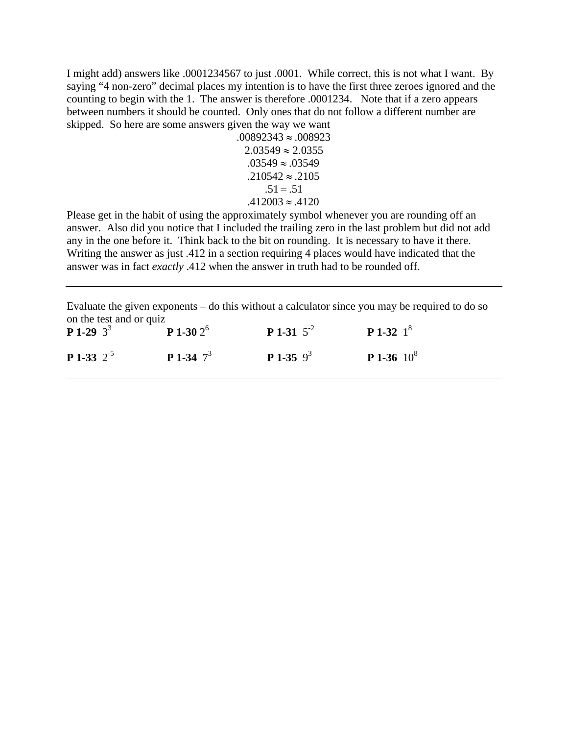I might add) answers like .0001234567 to just .0001. While correct, this is not what I want. By saying "4 non-zero" decimal places my intention is to have the first three zeroes ignored and the counting to begin with the 1. The answer is therefore .0001234. Note that if a zero appears between numbers it should be counted. Only ones that do not follow a different number are skipped. So here are some answers given the way we want

$$.00892343 \approx .008923$$
$$2.03549 \approx 2.0355$$
$$.03549 \approx .03549$$
$$.210542 \approx .2105$$
$$.51 = .51$$
$$.412003 \approx .4120$$

Please get in the habit of using the approximately symbol whenever you are rounding off an answer. Also did you notice that I included the trailing zero in the last problem but did not add any in the one before it. Think back to the bit on rounding. It is necessary to have it there. Writing the answer as just .412 in a section requiring 4 places would have indicated that the answer was in fact *exactly* .412 when the answer in truth had to be rounded off.

---

Evaluate the given exponents – do this without a calculator since you may be required to do so on the test and or quiz

**P 1-29** $3^3$ **P 1-30** $2^6$ **P 1-31** $5^{-2}$ **P 1-32** $1^8$

**P 1-33** $2^{-5}$ **P 1-34** $7^3$ **P 1-35** $9^3$ **P 1-36** $10^8$

---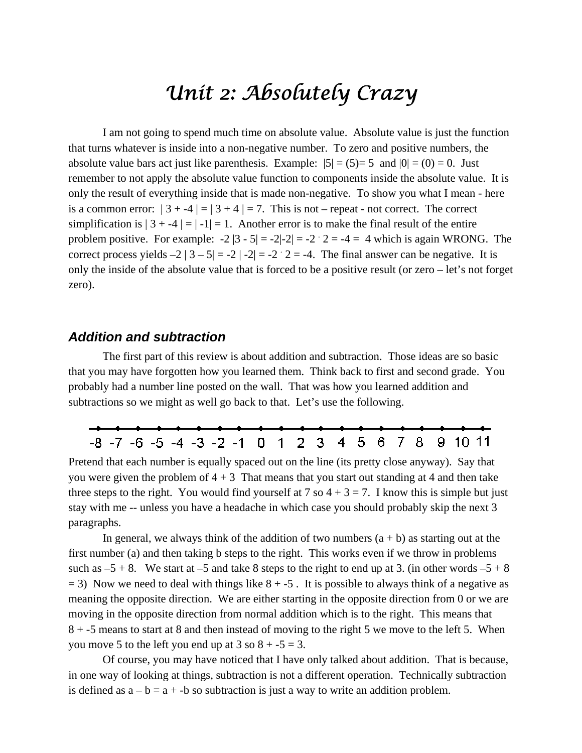# Unit 2: Absolutely Crazy

I am not going to spend much time on absolute value. Absolute value is just the function that turns whatever is inside into a non-negative number. To zero and positive numbers, the absolute value bars act just like parenthesis. Example: $|5| = (5) = 5$ and $|0| = (0) = 0$. Just remember to not apply the absolute value function to components inside the absolute value. It is only the result of everything inside that is made non-negative. To show you what I mean - here is a common error: $| 3 + -4 | = | 3 + 4 | = 7$. This is not – repeat - not correct. The correct simplification is $| 3 + -4 | = | -1| = 1$. Another error is to make the final result of the entire problem positive. For example: $-2 |3 - 5| = -2|-2| = -2 \cdot 2 = -4 = 4$ which is again WRONG. The correct process yields $-2 | 3 - 5| = -2 | -2| = -2 \cdot 2 = -4$. The final answer can be negative. It is only the inside of the absolute value that is forced to be a positive result (or zero – let's not forget zero).

## Addition and subtraction

The first part of this review is about addition and subtraction. Those ideas are so basic that you may have forgotten how you learned them. Think back to first and second grade. You probably had a number line posted on the wall. That was how you learned addition and subtractions so we might as well go back to that. Let's use the following.

-8 -7 -6 -5 -4 -3 -2 -1 0 1 2 3 4 5 6 7 8 9 10 11

Pretend that each number is equally spaced out on the line (its pretty close anyway). Say that you were given the problem of $4 + 3$ That means that you start out standing at 4 and then take three steps to the right. You would find yourself at 7 so $4 + 3 = 7$. I know this is simple but just stay with me -- unless you have a headache in which case you should probably skip the next 3 paragraphs.

In general, we always think of the addition of two numbers $(a + b)$ as starting out at the first number (a) and then taking b steps to the right. This works even if we throw in problems such as $-5 + 8$. We start at $-5$ and take 8 steps to the right to end up at 3. (in other words $-5 + 8 = 3$) Now we need to deal with things like $8 + -5$ . It is possible to always think of a negative as meaning the opposite direction. We are either starting in the opposite direction from 0 or we are moving in the opposite direction from normal addition which is to the right. This means that $8 + -5$ means to start at 8 and then instead of moving to the right 5 we move to the left 5. When you move 5 to the left you end up at 3 so $8 + -5 = 3$.

Of course, you may have noticed that I have only talked about addition. That is because, in one way of looking at things, subtraction is not a different operation. Technically subtraction is defined as $a - b = a + -b$ so subtraction is just a way to write an addition problem.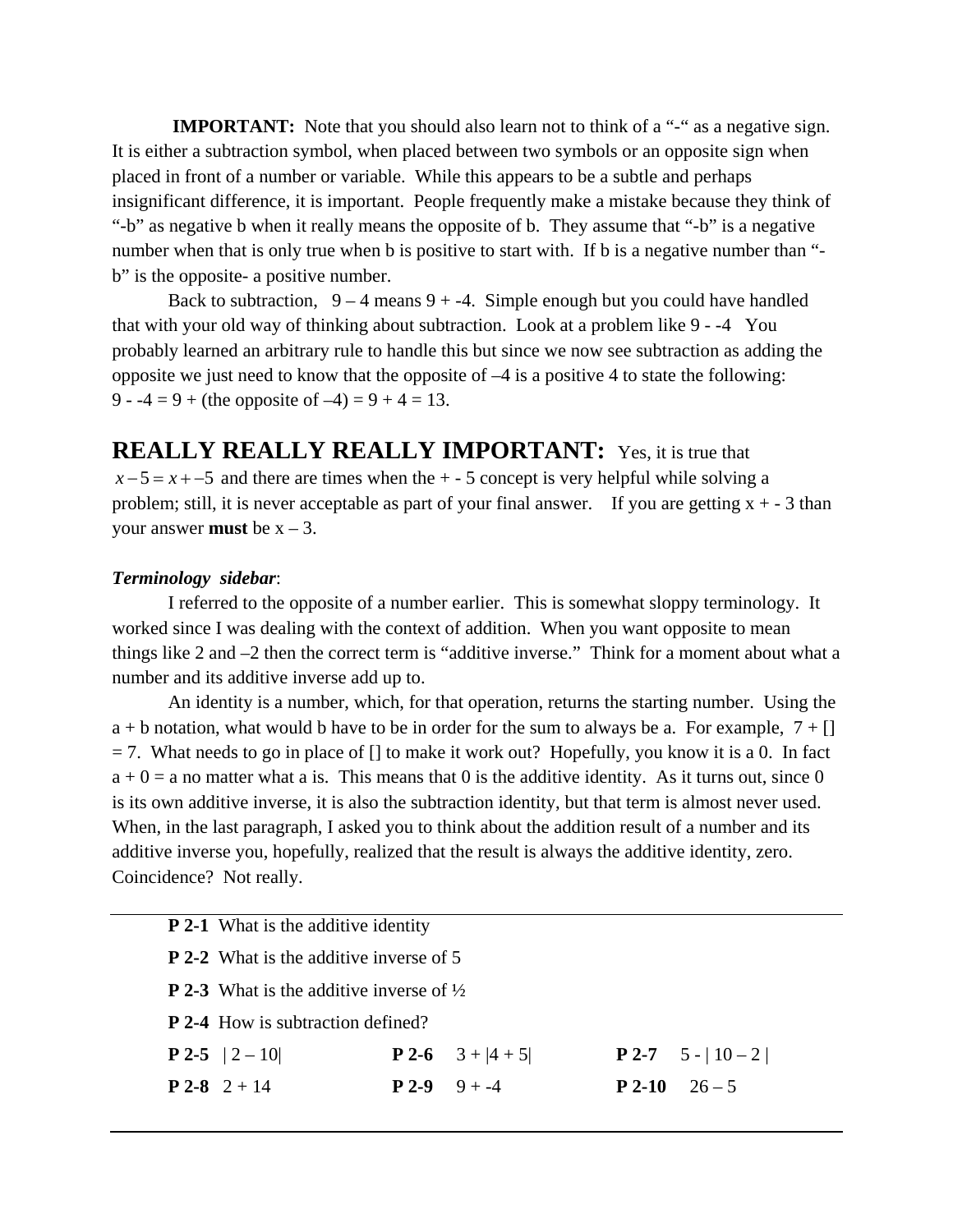**IMPORTANT:** Note that you should also learn not to think of a "-" as a negative sign. It is either a subtraction symbol, when placed between two symbols or an opposite sign when placed in front of a number or variable. While this appears to be a subtle and perhaps insignificant difference, it is important. People frequently make a mistake because they think of "-b" as negative b when it really means the opposite of b. They assume that "-b" is a negative number when that is only true when b is positive to start with. If b is a negative number than "-b" is the opposite- a positive number.

Back to subtraction, 9 – 4 means 9 + -4. Simple enough but you could have handled that with your old way of thinking about subtraction. Look at a problem like 9 - -4 You probably learned an arbitrary rule to handle this but since we now see subtraction as adding the opposite we just need to know that the opposite of –4 is a positive 4 to state the following: 9 - -4 = 9 + (the opposite of –4) = 9 + 4 = 13.

## REALLY REALLY REALLY IMPORTANT:

Yes, it is true that $x-5=x+-5$ and there are times when the + - 5 concept is very helpful while solving a problem; still, it is never acceptable as part of your final answer. If you are getting x + - 3 than your answer **must** be x – 3.

***Terminology sidebar***:

I referred to the opposite of a number earlier. This is somewhat sloppy terminology. It worked since I was dealing with the context of addition. When you want opposite to mean things like 2 and –2 then the correct term is "additive inverse." Think for a moment about what a number and its additive inverse add up to.

An identity is a number, which, for that operation, returns the starting number. Using the a + b notation, what would b have to be in order for the sum to always be a. For example, 7 + [] = 7. What needs to go in place of [] to make it work out? Hopefully, you know it is a 0. In fact a + 0 = a no matter what a is. This means that 0 is the additive identity. As it turns out, since 0 is its own additive inverse, it is also the subtraction identity, but that term is almost never used. When, in the last paragraph, I asked you to think about the addition result of a number and its additive inverse you, hopefully, realized that the result is always the additive identity, zero. Coincidence? Not really.

---

**P 2-1** What is the additive identity

**P 2-2** What is the additive inverse of 5

**P 2-3** What is the additive inverse of ½

**P 2-4** How is subtraction defined?

**P 2-5** | 2 – 10|  **P 2-6** 3 + |4 + 5|  **P 2-7** 5 - | 10 – 2 |

**P 2-8** 2 + 14  **P 2-9** 9 + -4  **P 2-10** 26 – 5

---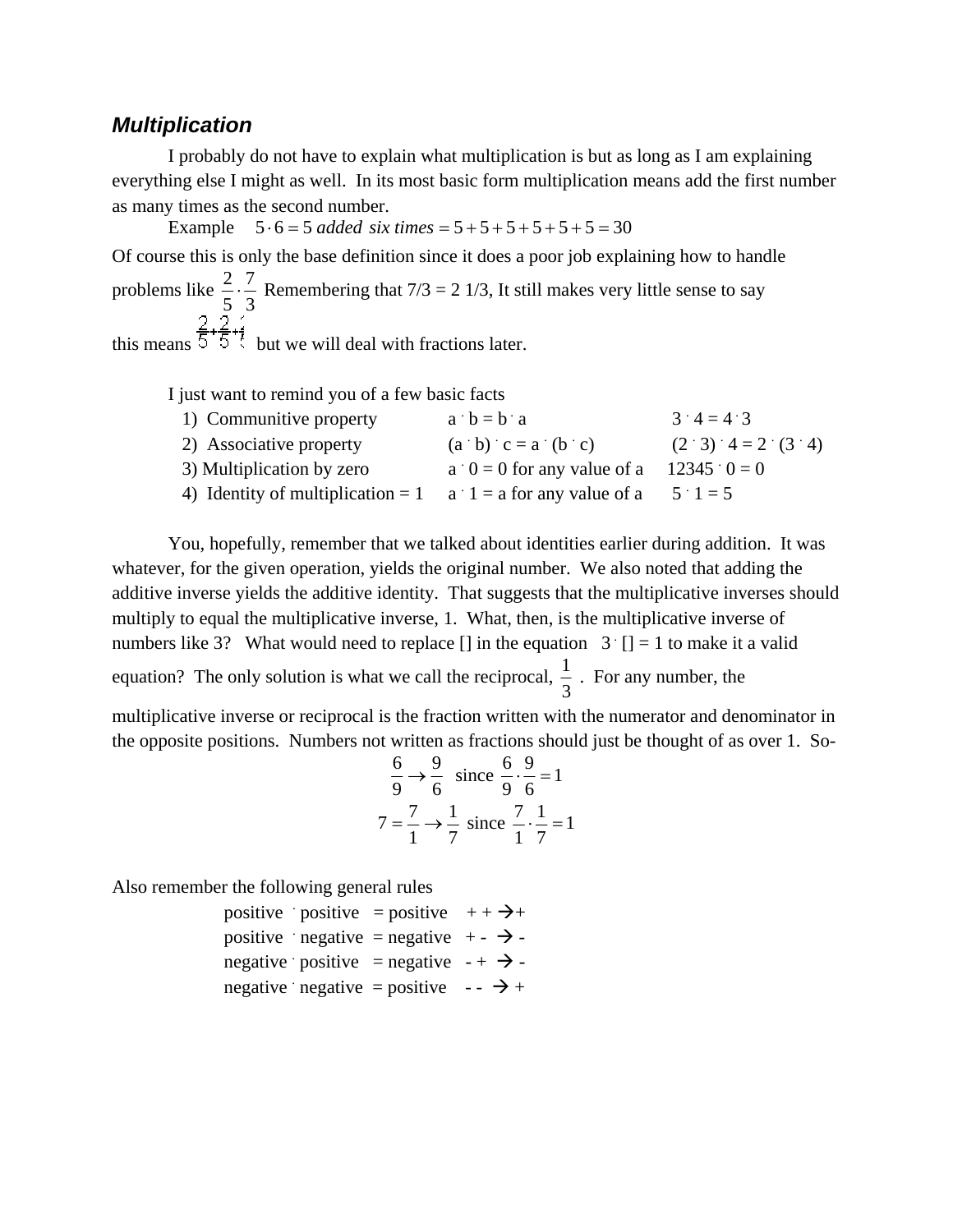### *Multiplication*

I probably do not have to explain what multiplication is but as long as I am explaining everything else I might as well. In its most basic form multiplication means add the first number as many times as the second number.

Example $5 \cdot 6 = 5 \text{ added six times} = 5+5+5+5+5+5 = 30$

Of course this is only the base definition since it does a poor job explaining how to handle problems like $\frac{2}{5} \cdot \frac{7}{3}$ Remembering that 7/3 = 2 1/3, It still makes very little sense to say this means $\frac{2}{5}+\frac{2}{5}+\ldots$ but we will deal with fractions later.

I just want to remind you of a few basic facts

| | | |
|---|---|---|
| 1) Communitive property | $a \cdot b = b \cdot a$ | $3 \cdot 4 = 4 \cdot 3$ |
| 2) Associative property | $(a \cdot b) \cdot c = a \cdot (b \cdot c)$ | $(2 \cdot 3) \cdot 4 = 2 \cdot (3 \cdot 4)$ |
| 3) Multiplication by zero | $a \cdot 0 = 0$ for any value of a | $12345 \cdot 0 = 0$ |
| 4) Identity of multiplication = 1 | $a \cdot 1 = a$ for any value of a | $5 \cdot 1 = 5$ |

You, hopefully, remember that we talked about identities earlier during addition. It was whatever, for the given operation, yields the original number. We also noted that adding the additive inverse yields the additive identity. That suggests that the multiplicative inverses should multiply to equal the multiplicative inverse, 1. What, then, is the multiplicative inverse of numbers like 3? What would need to replace [] in the equation $3 \cdot [] = 1$ to make it a valid equation? The only solution is what we call the reciprocal, $\frac{1}{3}$. For any number, the multiplicative inverse or reciprocal is the fraction written with the numerator and denominator in the opposite positions. Numbers not written as fractions should just be thought of as over 1. So-

$$\frac{6}{9} \rightarrow \frac{9}{6} \text{ since } \frac{6}{9} \cdot \frac{9}{6} = 1$$

$$7 = \frac{7}{1} \rightarrow \frac{1}{7} \text{ since } \frac{7}{1} \cdot \frac{1}{7} = 1$$

Also remember the following general rules

positive · positive = positive + + → +
positive · negative = negative + - → -
negative · positive = negative - + → -
negative · negative = positive - - → +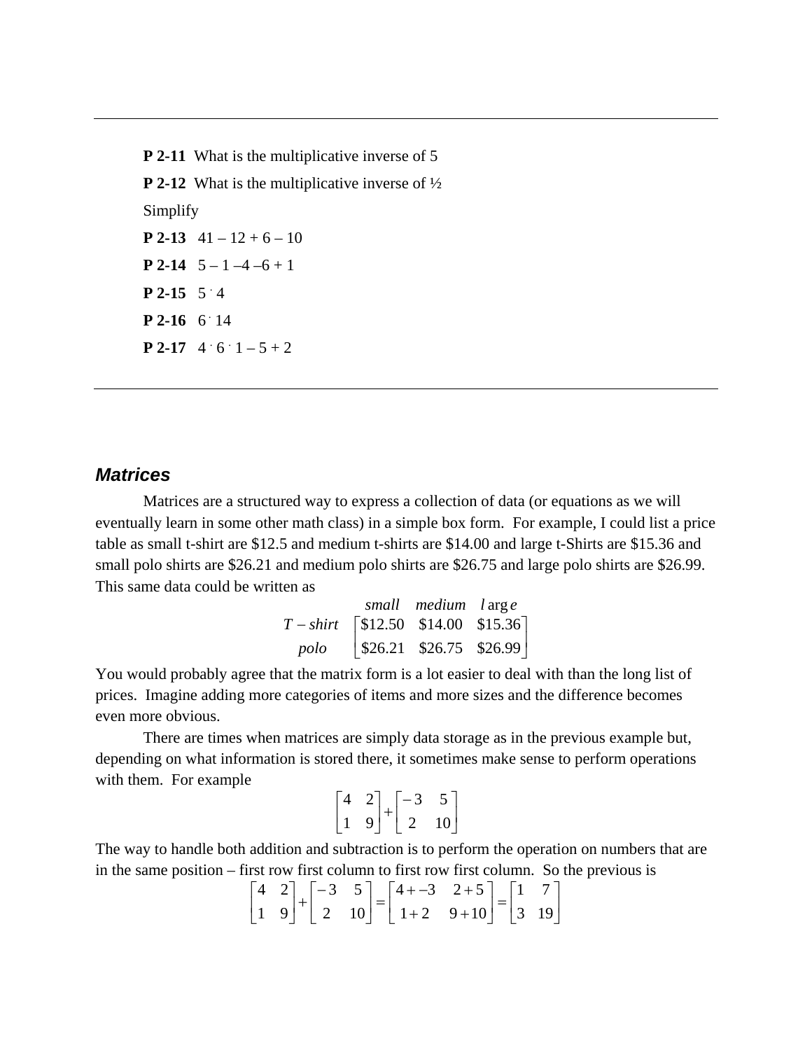---

**P 2-11** What is the multiplicative inverse of 5

**P 2-12** What is the multiplicative inverse of ½

Simplify

**P 2-13** 41 – 12 + 6 – 10

**P 2-14** 5 – 1 –4 –6 + 1

**P 2-15** $5 \cdot 4$

**P 2-16** $6 \cdot 14$

**P 2-17** $4 \cdot 6 \cdot 1 - 5 + 2$

---

### *Matrices*

Matrices are a structured way to express a collection of data (or equations as we will eventually learn in some other math class) in a simple box form. For example, I could list a price table as small t-shirt are $12.5 and medium t-shirts are $14.00 and large t-Shirts are $15.36 and small polo shirts are $26.21 and medium polo shirts are $26.75 and large polo shirts are $26.99. This same data could be written as

$$\begin{array}{c} \\ T-shirt \\ polo \end{array} \begin{array}{c} \begin{array}{ccc} small & medium & large \end{array} \\ \begin{bmatrix} \$12.50 & \$14.00 & \$15.36 \\ \$26.21 & \$26.75 & \$26.99 \end{bmatrix} \end{array}$$

You would probably agree that the matrix form is a lot easier to deal with than the long list of prices. Imagine adding more categories of items and more sizes and the difference becomes even more obvious.

There are times when matrices are simply data storage as in the previous example but, depending on what information is stored there, it sometimes make sense to perform operations with them. For example

$$\begin{bmatrix} 4 & 2 \\ 1 & 9 \end{bmatrix} + \begin{bmatrix} -3 & 5 \\ 2 & 10 \end{bmatrix}$$

The way to handle both addition and subtraction is to perform the operation on numbers that are in the same position – first row first column to first row first column. So the previous is

$$\begin{bmatrix} 4 & 2 \\ 1 & 9 \end{bmatrix} + \begin{bmatrix} -3 & 5 \\ 2 & 10 \end{bmatrix} = \begin{bmatrix} 4+-3 & 2+5 \\ 1+2 & 9+10 \end{bmatrix} = \begin{bmatrix} 1 & 7 \\ 3 & 19 \end{bmatrix}$$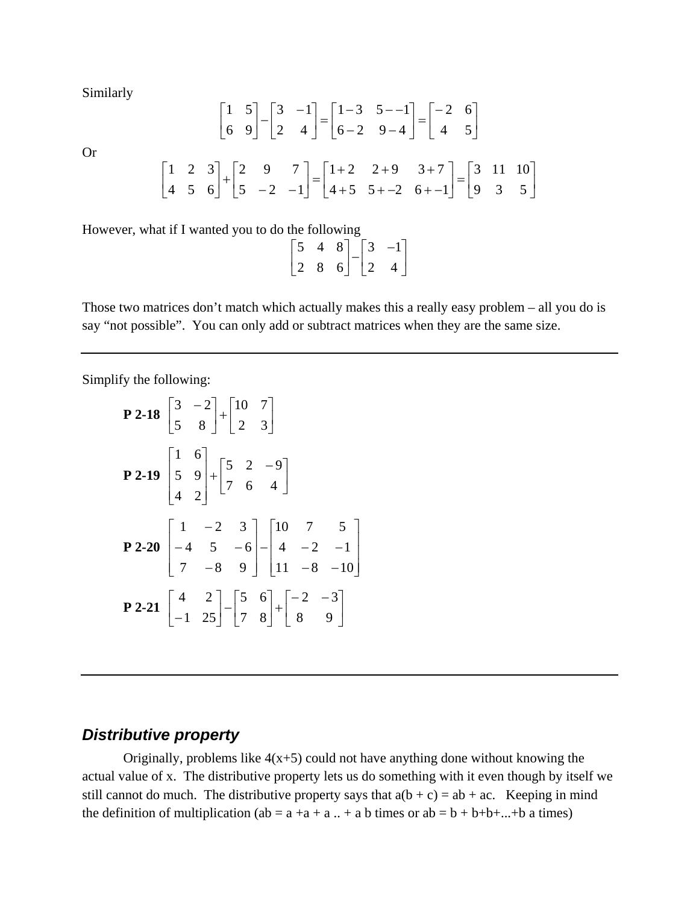Similarly

$$\begin{bmatrix} 1 & 5 \\ 6 & 9 \end{bmatrix} - \begin{bmatrix} 3 & -1 \\ 2 & 4 \end{bmatrix} = \begin{bmatrix} 1-3 & 5--1 \\ 6-2 & 9-4 \end{bmatrix} = \begin{bmatrix} -2 & 6 \\ 4 & 5 \end{bmatrix}$$

Or

$$\begin{bmatrix} 1 & 2 & 3 \\ 4 & 5 & 6 \end{bmatrix} + \begin{bmatrix} 2 & 9 & 7 \\ 5 & -2 & -1 \end{bmatrix} = \begin{bmatrix} 1+2 & 2+9 & 3+7 \\ 4+5 & 5+-2 & 6+-1 \end{bmatrix} = \begin{bmatrix} 3 & 11 & 10 \\ 9 & 3 & 5 \end{bmatrix}$$

However, what if I wanted you to do the following

$$\begin{bmatrix} 5 & 4 & 8 \\ 2 & 8 & 6 \end{bmatrix} - \begin{bmatrix} 3 & -1 \\ 2 & 4 \end{bmatrix}$$

Those two matrices don't match which actually makes this a really easy problem – all you do is say "not possible". You can only add or subtract matrices when they are the same size.

---

Simplify the following:

**P 2-18** $\begin{bmatrix} 3 & -2 \\ 5 & 8 \end{bmatrix} + \begin{bmatrix} 10 & 7 \\ 2 & 3 \end{bmatrix}$

**P 2-19** $\begin{bmatrix} 1 & 6 \\ 5 & 9 \\ 4 & 2 \end{bmatrix} + \begin{bmatrix} 5 & 2 & -9 \\ 7 & 6 & 4 \end{bmatrix}$

**P 2-20** $\begin{bmatrix} 1 & -2 & 3 \\ -4 & 5 & -6 \\ 7 & -8 & 9 \end{bmatrix} - \begin{bmatrix} 10 & 7 & 5 \\ 4 & -2 & -1 \\ 11 & -8 & -10 \end{bmatrix}$

**P 2-21** $\begin{bmatrix} 4 & 2 \\ -1 & 25 \end{bmatrix} - \begin{bmatrix} 5 & 6 \\ 7 & 8 \end{bmatrix} + \begin{bmatrix} -2 & -3 \\ 8 & 9 \end{bmatrix}$

---

## *Distributive property*

Originally, problems like 4(x+5) could not have anything done without knowing the actual value of x. The distributive property lets us do something with it even though by itself we still cannot do much. The distributive property says that a(b + c) = ab + ac. Keeping in mind the definition of multiplication (ab = a +a + a .. + a b times or ab = b + b+b+...+b a times)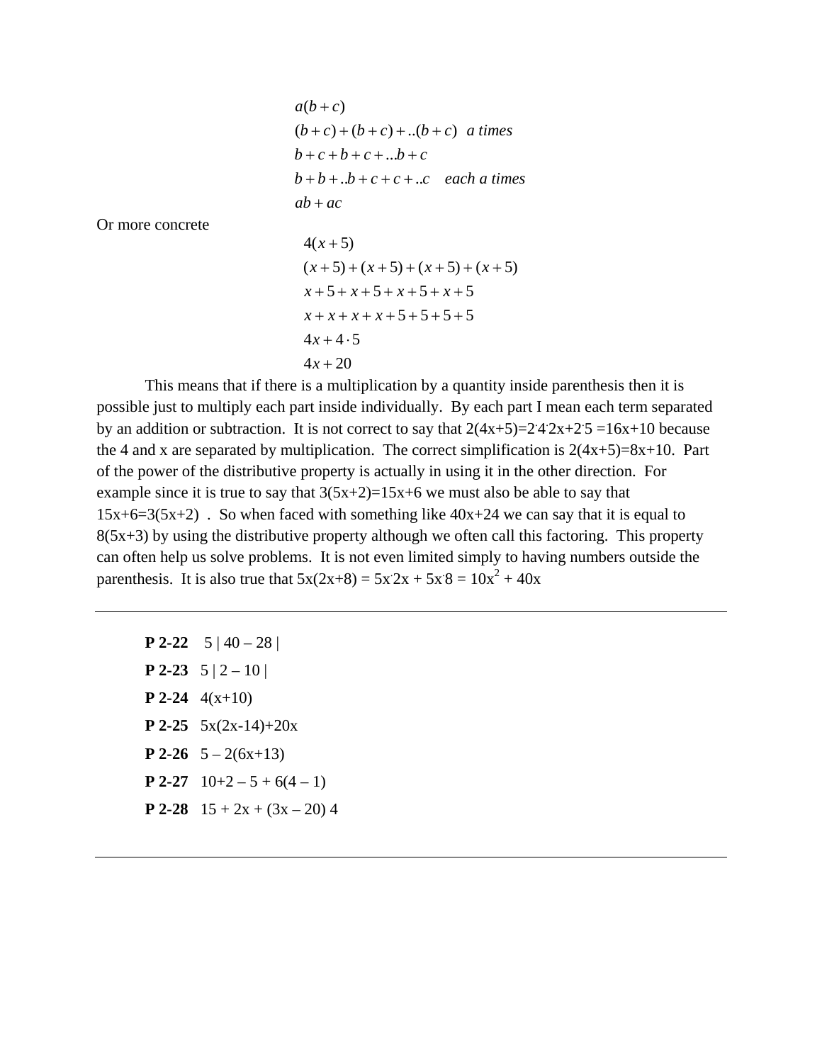$$
\begin{aligned}
&a(b+c)\\
&(b+c)+(b+c)+..(b+c) \quad \textit{a times}\\
&b+c+b+c+...b+c\\
&b+b+..b+c+c+..c \quad \textit{each a times}\\
&ab+ac
\end{aligned}
$$

Or more concrete

$$
\begin{aligned}
&4(x+5)\\
&(x+5)+(x+5)+(x+5)+(x+5)\\
&x+5+x+5+x+5+x+5\\
&x+x+x+x+5+5+5+5\\
&4x+4\cdot 5\\
&4x+20
\end{aligned}
$$

This means that if there is a multiplication by a quantity inside parenthesis then it is possible just to multiply each part inside individually. By each part I mean each term separated by an addition or subtraction. It is not correct to say that $2(4x+5)=2\cdot 4\cdot 2x+2\cdot 5=16x+10$ because the 4 and x are separated by multiplication. The correct simplification is $2(4x+5)=8x+10$. Part of the power of the distributive property is actually in using it in the other direction. For example since it is true to say that $3(5x+2)=15x+6$ we must also be able to say that $15x+6=3(5x+2)$ . So when faced with something like $40x+24$ we can say that it is equal to $8(5x+3)$ by using the distributive property although we often call this factoring. This property can often help us solve problems. It is not even limited simply to having numbers outside the parenthesis. It is also true that $5x(2x+8) = 5x\cdot 2x + 5x\cdot 8 = 10x^2 + 40x$

---

**P 2-22** $5\,|\,40 - 28\,|$

**P 2-23** $5\,|\,2 - 10\,|$

**P 2-24** $4(x+10)$

**P 2-25** $5x(2x-14)+20x$

**P 2-26** $5 - 2(6x+13)$

**P 2-27** $10+2 - 5 + 6(4 - 1)$

**P 2-28** $15 + 2x + (3x - 20)\,4$

---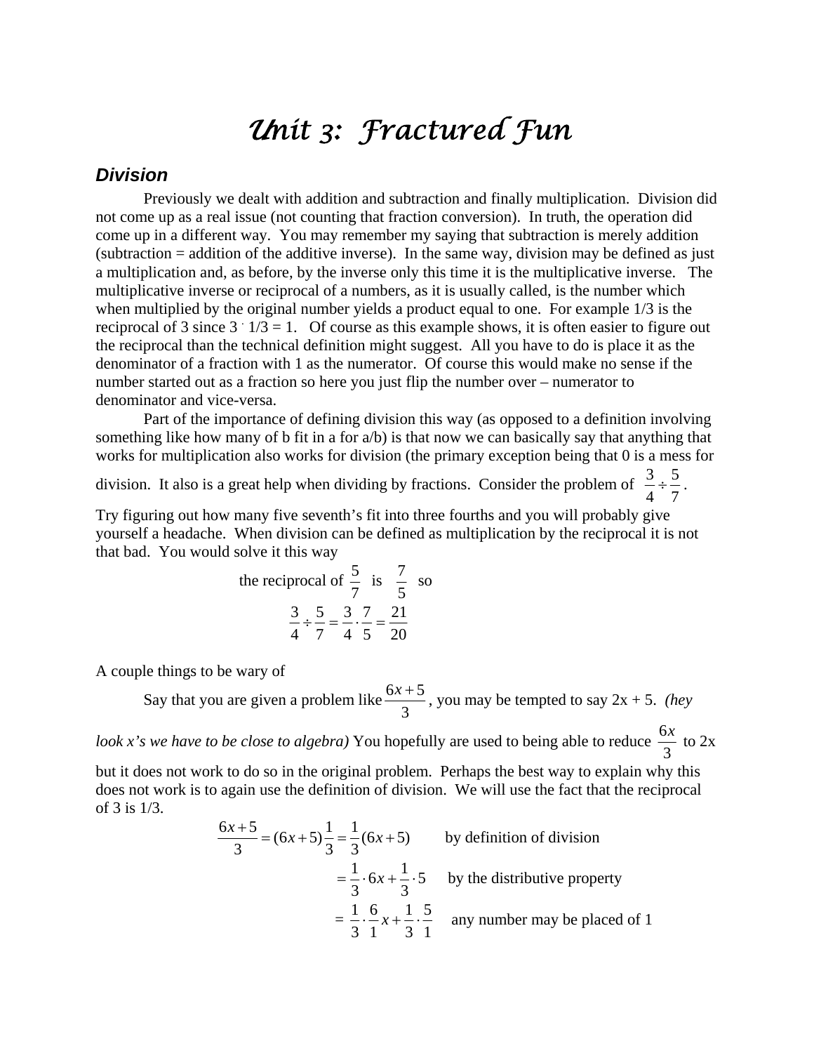# *Unit 3: Fractured Fun*

## *Division*

Previously we dealt with addition and subtraction and finally multiplication. Division did not come up as a real issue (not counting that fraction conversion). In truth, the operation did come up in a different way. You may remember my saying that subtraction is merely addition (subtraction = addition of the additive inverse). In the same way, division may be defined as just a multiplication and, as before, by the inverse only this time it is the multiplicative inverse. The multiplicative inverse or reciprocal of a numbers, as it is usually called, is the number which when multiplied by the original number yields a product equal to one. For example 1/3 is the reciprocal of 3 since $3 \cdot 1/3 = 1$. Of course as this example shows, it is often easier to figure out the reciprocal than the technical definition might suggest. All you have to do is place it as the denominator of a fraction with 1 as the numerator. Of course this would make no sense if the number started out as a fraction so here you just flip the number over – numerator to denominator and vice-versa.

Part of the importance of defining division this way (as opposed to a definition involving something like how many of b fit in a for a/b) is that now we can basically say that anything that works for multiplication also works for division (the primary exception being that 0 is a mess for division. It also is a great help when dividing by fractions. Consider the problem of $\frac{3}{4} \div \frac{5}{7}$. Try figuring out how many five seventh's fit into three fourths and you will probably give yourself a headache. When division can be defined as multiplication by the reciprocal it is not that bad. You would solve it this way

$$\text{the reciprocal of } \frac{5}{7} \text{ is } \frac{7}{5} \text{ so}$$

$$\frac{3}{4} \div \frac{5}{7} = \frac{3}{4} \cdot \frac{7}{5} = \frac{21}{20}$$

A couple things to be wary of

Say that you are given a problem like $\frac{6x+5}{3}$, you may be tempted to say 2x + 5. *(hey look x's we have to be close to algebra)* You hopefully are used to being able to reduce $\frac{6x}{3}$ to 2x but it does not work to do so in the original problem. Perhaps the best way to explain why this does not work is to again use the definition of division. We will use the fact that the reciprocal of 3 is 1/3.

$$\frac{6x+5}{3} = (6x+5)\frac{1}{3} = \frac{1}{3}(6x+5) \qquad \text{by definition of division}$$

$$= \frac{1}{3} \cdot 6x + \frac{1}{3} \cdot 5 \qquad \text{by the distributive property}$$

$$= \frac{1}{3} \cdot \frac{6}{1}x + \frac{1}{3} \cdot \frac{5}{1} \qquad \text{any number may be placed of 1}$$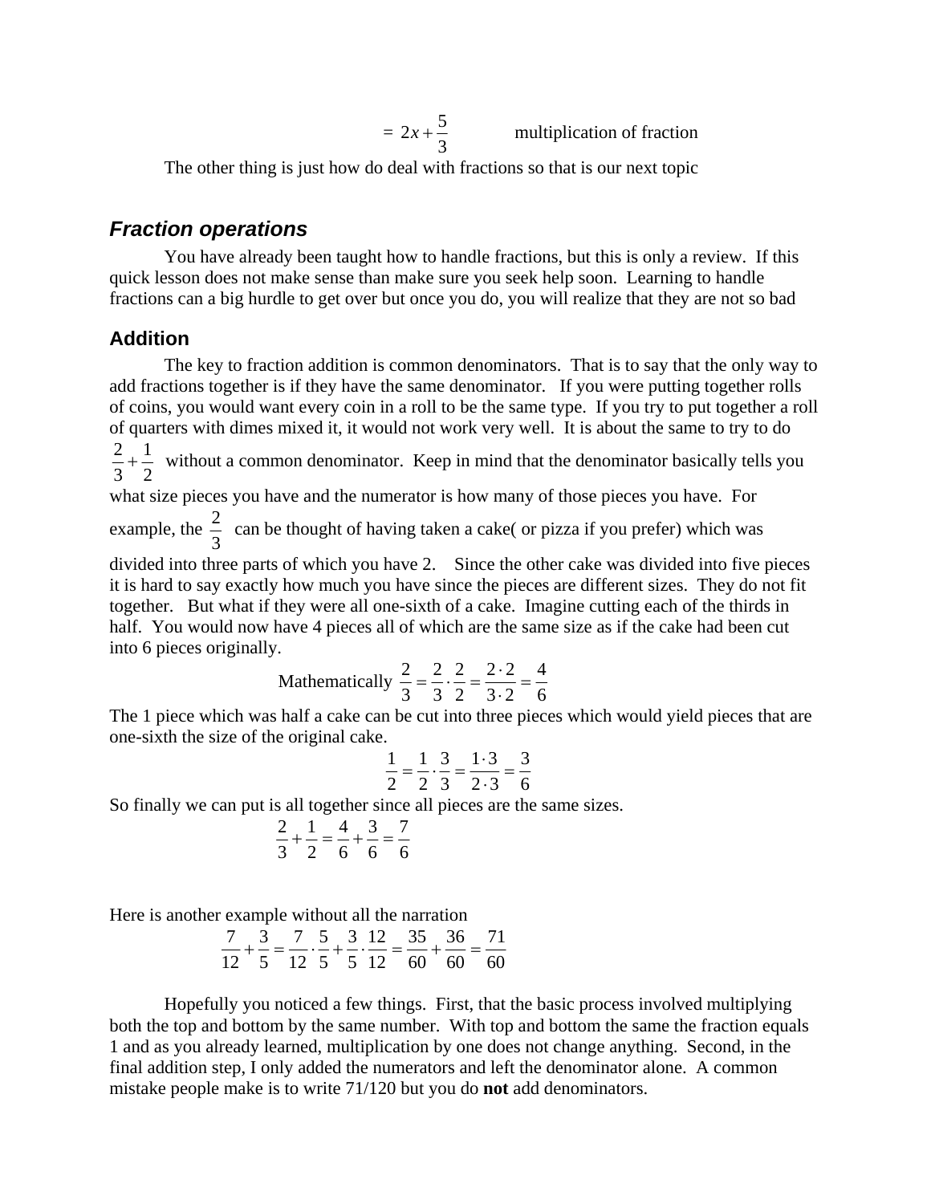$$= 2x + \frac{5}{3} \qquad \text{multiplication of fraction}$$

The other thing is just how do deal with fractions so that is our next topic

## *Fraction operations*

You have already been taught how to handle fractions, but this is only a review. If this quick lesson does not make sense than make sure you seek help soon. Learning to handle fractions can a big hurdle to get over but once you do, you will realize that they are not so bad

### Addition

The key to fraction addition is common denominators. That is to say that the only way to add fractions together is if they have the same denominator. If you were putting together rolls of coins, you would want every coin in a roll to be the same type. If you try to put together a roll of quarters with dimes mixed it, it would not work very well. It is about the same to try to do $\frac{2}{3}+\frac{1}{2}$ without a common denominator. Keep in mind that the denominator basically tells you what size pieces you have and the numerator is how many of those pieces you have. For example, the $\frac{2}{3}$ can be thought of having taken a cake( or pizza if you prefer) which was divided into three parts of which you have 2. Since the other cake was divided into five pieces it is hard to say exactly how much you have since the pieces are different sizes. They do not fit together. But what if they were all one-sixth of a cake. Imagine cutting each of the thirds in half. You would now have 4 pieces all of which are the same size as if the cake had been cut into 6 pieces originally.

$$\text{Mathematically } \frac{2}{3} = \frac{2}{3}\cdot\frac{2}{2} = \frac{2\cdot 2}{3\cdot 2} = \frac{4}{6}$$

The 1 piece which was half a cake can be cut into three pieces which would yield pieces that are one-sixth the size of the original cake.

$$\frac{1}{2} = \frac{1}{2}\cdot\frac{3}{3} = \frac{1\cdot 3}{2\cdot 3} = \frac{3}{6}$$

So finally we can put is all together since all pieces are the same sizes.

$$\frac{2}{3}+\frac{1}{2} = \frac{4}{6}+\frac{3}{6} = \frac{7}{6}$$

Here is another example without all the narration

$$\frac{7}{12}+\frac{3}{5} = \frac{7}{12}\cdot\frac{5}{5}+\frac{3}{5}\cdot\frac{12}{12} = \frac{35}{60}+\frac{36}{60} = \frac{71}{60}$$

Hopefully you noticed a few things. First, that the basic process involved multiplying both the top and bottom by the same number. With top and bottom the same the fraction equals 1 and as you already learned, multiplication by one does not change anything. Second, in the final addition step, I only added the numerators and left the denominator alone. A common mistake people make is to write 71/120 but you do **not** add denominators.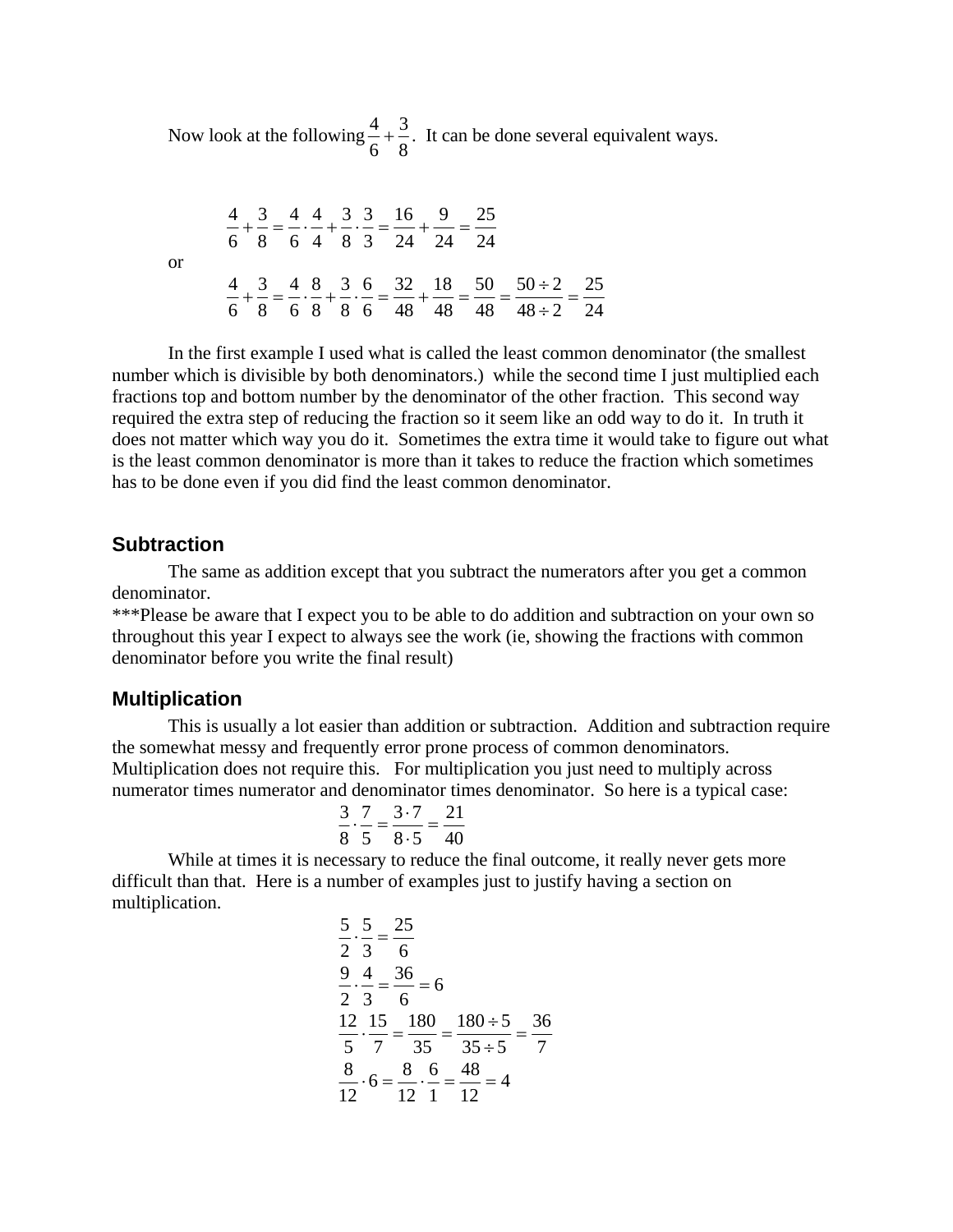Now look at the following $\frac{4}{6}+\frac{3}{8}$. It can be done several equivalent ways.

$$\frac{4}{6}+\frac{3}{8}=\frac{4}{6}\cdot\frac{4}{4}+\frac{3}{8}\cdot\frac{3}{3}=\frac{16}{24}+\frac{9}{24}=\frac{25}{24}$$

or

$$\frac{4}{6}+\frac{3}{8}=\frac{4}{6}\cdot\frac{8}{8}+\frac{3}{8}\cdot\frac{6}{6}=\frac{32}{48}+\frac{18}{48}=\frac{50}{48}=\frac{50\div 2}{48\div 2}=\frac{25}{24}$$

In the first example I used what is called the least common denominator (the smallest number which is divisible by both denominators.) while the second time I just multiplied each fractions top and bottom number by the denominator of the other fraction. This second way required the extra step of reducing the fraction so it seem like an odd way to do it. In truth it does not matter which way you do it. Sometimes the extra time it would take to figure out what is the least common denominator is more than it takes to reduce the fraction which sometimes has to be done even if you did find the least common denominator.

## Subtraction

The same as addition except that you subtract the numerators after you get a common denominator.
***Please be aware that I expect you to be able to do addition and subtraction on your own so throughout this year I expect to always see the work (ie, showing the fractions with common denominator before you write the final result)

## Multiplication

This is usually a lot easier than addition or subtraction. Addition and subtraction require the somewhat messy and frequently error prone process of common denominators. Multiplication does not require this. For multiplication you just need to multiply across numerator times numerator and denominator times denominator. So here is a typical case:

$$\frac{3}{8}\cdot\frac{7}{5}=\frac{3\cdot 7}{8\cdot 5}=\frac{21}{40}$$

While at times it is necessary to reduce the final outcome, it really never gets more difficult than that. Here is a number of examples just to justify having a section on multiplication.

$$\frac{5}{2}\cdot\frac{5}{3}=\frac{25}{6}$$

$$\frac{9}{2}\cdot\frac{4}{3}=\frac{36}{6}=6$$

$$\frac{12}{5}\cdot\frac{15}{7}=\frac{180}{35}=\frac{180\div 5}{35\div 5}=\frac{36}{7}$$

$$\frac{8}{12}\cdot 6=\frac{8}{12}\cdot\frac{6}{1}=\frac{48}{12}=4$$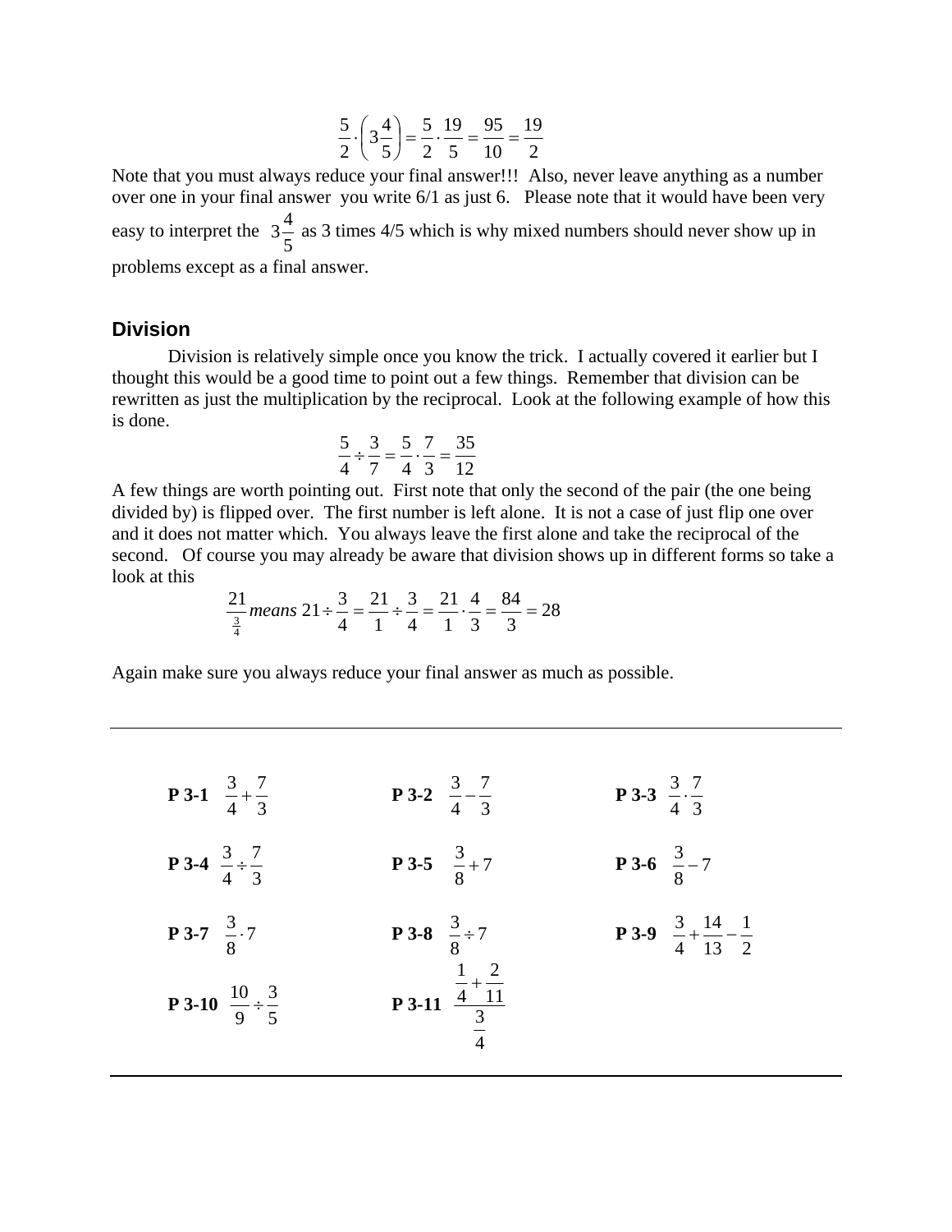$$\frac{5}{2}\cdot\left(3\frac{4}{5}\right)=\frac{5}{2}\cdot\frac{19}{5}=\frac{95}{10}=\frac{19}{2}$$

Note that you must always reduce your final answer!!! Also, never leave anything as a number over one in your final answer you write 6/1 as just 6. Please note that it would have been very easy to interpret the $3\frac{4}{5}$ as 3 times 4/5 which is why mixed numbers should never show up in problems except as a final answer.

### Division

Division is relatively simple once you know the trick. I actually covered it earlier but I thought this would be a good time to point out a few things. Remember that division can be rewritten as just the multiplication by the reciprocal. Look at the following example of how this is done.

$$\frac{5}{4}\div\frac{3}{7}=\frac{5}{4}\cdot\frac{7}{3}=\frac{35}{12}$$

A few things are worth pointing out. First note that only the second of the pair (the one being divided by) is flipped over. The first number is left alone. It is not a case of just flip one over and it does not matter which. You always leave the first alone and take the reciprocal of the second. Of course you may already be aware that division shows up in different forms so take a look at this

$$\frac{21}{\frac{3}{4}}\ \textit{means}\ 21\div\frac{3}{4}=\frac{21}{1}\div\frac{3}{4}=\frac{21}{1}\cdot\frac{4}{3}=\frac{84}{3}=28$$

Again make sure you always reduce your final answer as much as possible.

---

**P 3-1** $\frac{3}{4}+\frac{7}{3}$

**P 3-2** $\frac{3}{4}-\frac{7}{3}$

**P 3-3** $\frac{3}{4}\cdot\frac{7}{3}$

**P 3-4** $\frac{3}{4}\div\frac{7}{3}$

**P 3-5** $\frac{3}{8}+7$

**P 3-6** $\frac{3}{8}-7$

**P 3-7** $\frac{3}{8}\cdot 7$

**P 3-8** $\frac{3}{8}\div 7$

**P 3-9** $\frac{3}{4}+\frac{14}{13}-\frac{1}{2}$

**P 3-10** $\frac{10}{9}\div\frac{3}{5}$

**P 3-11** $\dfrac{\frac{1}{4}+\frac{2}{11}}{\frac{3}{4}}$

---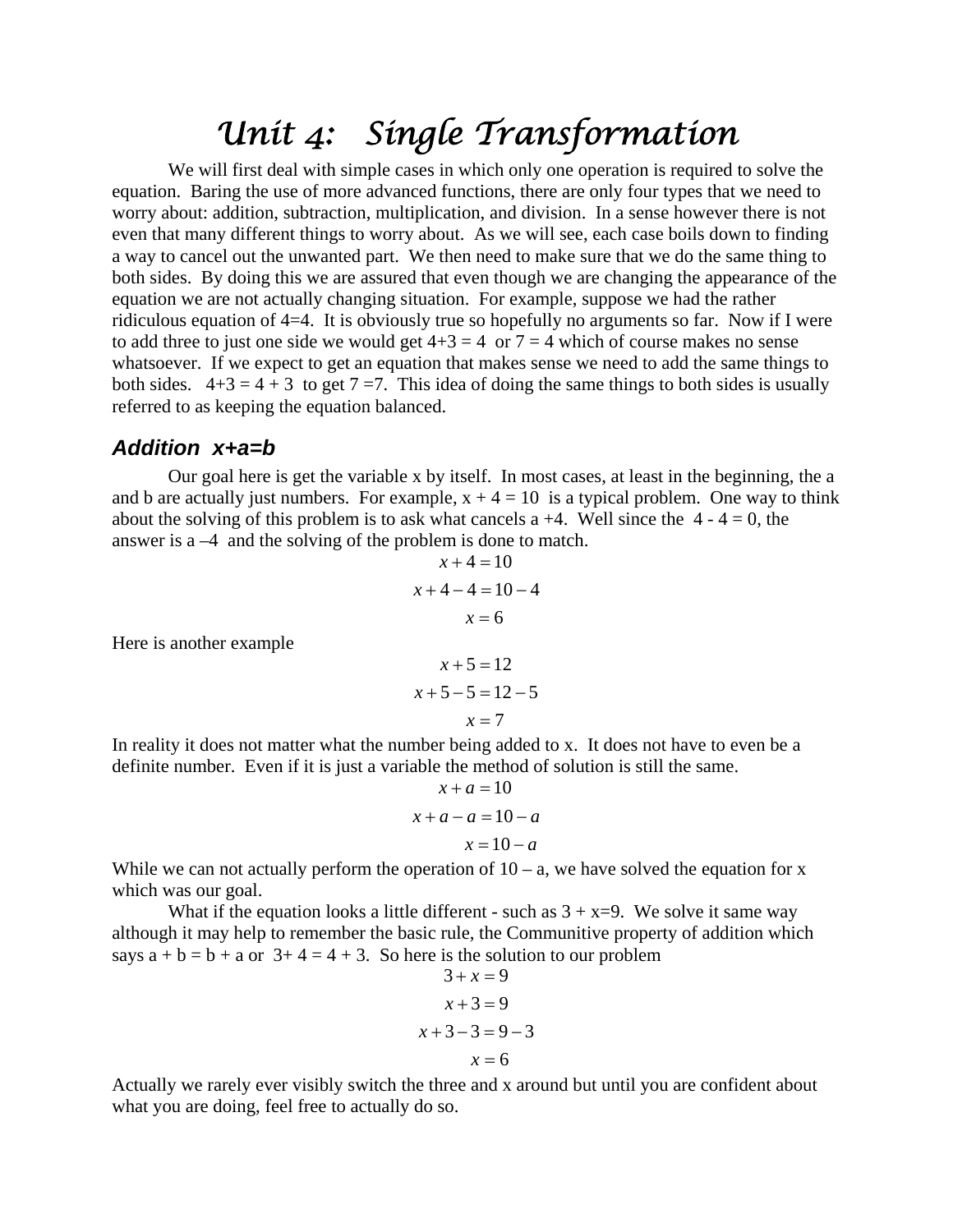# Unit 4: Single Transformation

We will first deal with simple cases in which only one operation is required to solve the equation. Baring the use of more advanced functions, there are only four types that we need to worry about: addition, subtraction, multiplication, and division. In a sense however there is not even that many different things to worry about. As we will see, each case boils down to finding a way to cancel out the unwanted part. We then need to make sure that we do the same thing to both sides. By doing this we are assured that even though we are changing the appearance of the equation we are not actually changing situation. For example, suppose we had the rather ridiculous equation of 4=4. It is obviously true so hopefully no arguments so far. Now if I were to add three to just one side we would get 4+3 = 4 or 7 = 4 which of course makes no sense whatsoever. If we expect to get an equation that makes sense we need to add the same things to both sides. 4+3 = 4 + 3 to get 7 =7. This idea of doing the same things to both sides is usually referred to as keeping the equation balanced.

### *Addition x+a=b*

Our goal here is get the variable x by itself. In most cases, at least in the beginning, the a and b are actually just numbers. For example, x + 4 = 10 is a typical problem. One way to think about the solving of this problem is to ask what cancels a +4. Well since the 4 - 4 = 0, the answer is a –4 and the solving of the problem is done to match.

$$x + 4 = 10$$

$$x + 4 - 4 = 10 - 4$$

$$x = 6$$

Here is another example

$$x + 5 = 12$$

$$x + 5 - 5 = 12 - 5$$

$$x = 7$$

In reality it does not matter what the number being added to x. It does not have to even be a definite number. Even if it is just a variable the method of solution is still the same.

$$x + a = 10$$

$$x + a - a = 10 - a$$

$$x = 10 - a$$

While we can not actually perform the operation of 10 – a, we have solved the equation for x which was our goal.

What if the equation looks a little different - such as 3 + x=9. We solve it same way although it may help to remember the basic rule, the Communitive property of addition which says a + b = b + a or 3+ 4 = 4 + 3. So here is the solution to our problem

$$3 + x = 9$$

$$x + 3 = 9$$

$$x + 3 - 3 = 9 - 3$$

$$x = 6$$

Actually we rarely ever visibly switch the three and x around but until you are confident about what you are doing, feel free to actually do so.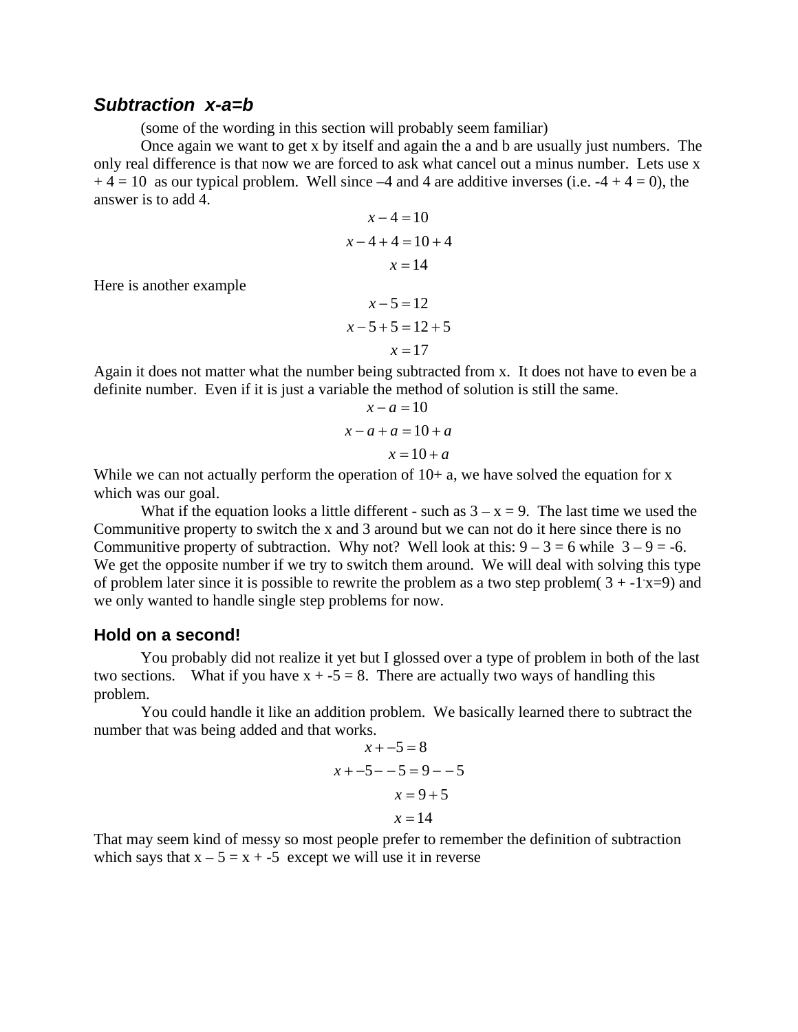### ***Subtraction x-a=b***

(some of the wording in this section will probably seem familiar)

Once again we want to get x by itself and again the a and b are usually just numbers. The only real difference is that now we are forced to ask what cancel out a minus number. Lets use x + 4 = 10 as our typical problem. Well since –4 and 4 are additive inverses (i.e. -4 + 4 = 0), the answer is to add 4.

$$x - 4 = 10$$
$$x - 4 + 4 = 10 + 4$$
$$x = 14$$

Here is another example

$$x - 5 = 12$$
$$x - 5 + 5 = 12 + 5$$
$$x = 17$$

Again it does not matter what the number being subtracted from x. It does not have to even be a definite number. Even if it is just a variable the method of solution is still the same.

$$x - a = 10$$
$$x - a + a = 10 + a$$
$$x = 10 + a$$

While we can not actually perform the operation of 10+ a, we have solved the equation for x which was our goal.

What if the equation looks a little different - such as 3 – x = 9. The last time we used the Communitive property to switch the x and 3 around but we can not do it here since there is no Communitive property of subtraction. Why not? Well look at this: 9 – 3 = 6 while 3 – 9 = -6. We get the opposite number if we try to switch them around. We will deal with solving this type of problem later since it is possible to rewrite the problem as a two step problem( 3 + -1·x=9) and we only wanted to handle single step problems for now.

### **Hold on a second!**

You probably did not realize it yet but I glossed over a type of problem in both of the last two sections. What if you have x + -5 = 8. There are actually two ways of handling this problem.

You could handle it like an addition problem. We basically learned there to subtract the number that was being added and that works.

$$x + -5 = 8$$
$$x + -5 - -5 = 9 - -5$$
$$x = 9 + 5$$
$$x = 14$$

That may seem kind of messy so most people prefer to remember the definition of subtraction which says that x – 5 = x + -5 except we will use it in reverse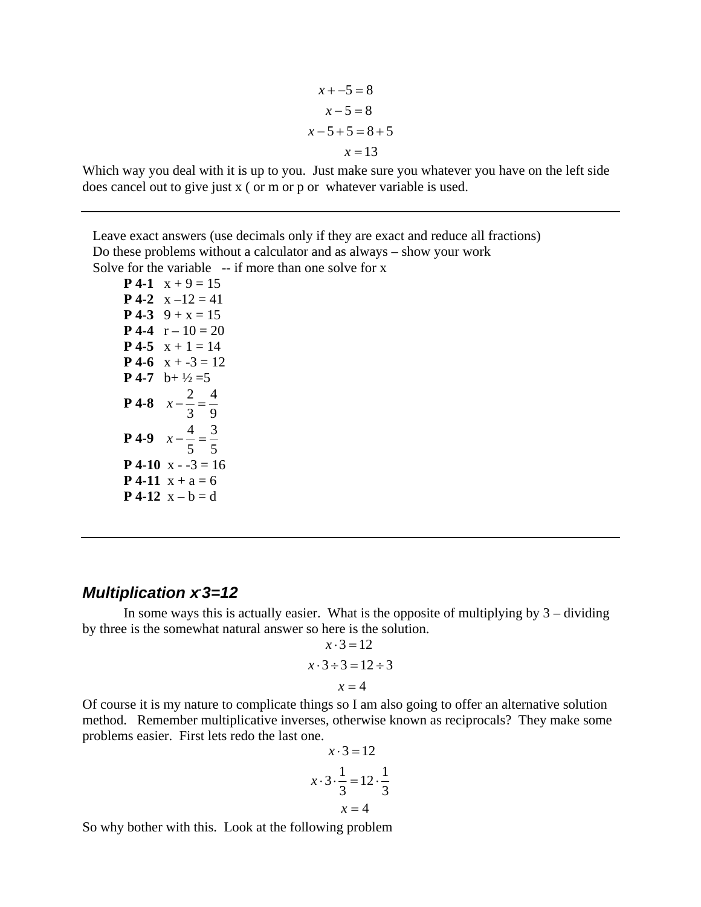$$x + -5 = 8$$
$$x - 5 = 8$$
$$x - 5 + 5 = 8 + 5$$
$$x = 13$$

Which way you deal with it is up to you. Just make sure you whatever you have on the left side does cancel out to give just x ( or m or p or whatever variable is used.

---

Leave exact answers (use decimals only if they are exact and reduce all fractions)
Do these problems without a calculator and as always – show your work
Solve for the variable -- if more than one solve for x

**P 4-1** x + 9 = 15
**P 4-2** x –12 = 41
**P 4-3** 9 + x = 15
**P 4-4** r – 10 = 20
**P 4-5** x + 1 = 14
**P 4-6** x + -3 = 12
**P 4-7** b+ ½ =5
**P 4-8** $x - \frac{2}{3} = \frac{4}{9}$
**P 4-9** $x - \frac{4}{5} = \frac{3}{5}$
**P 4-10** x - -3 = 16
**P 4-11** x + a = 6
**P 4-12** x – b = d

---

### *Multiplication x·3=12*

In some ways this is actually easier. What is the opposite of multiplying by 3 – dividing by three is the somewhat natural answer so here is the solution.

$$x \cdot 3 = 12$$
$$x \cdot 3 \div 3 = 12 \div 3$$
$$x = 4$$

Of course it is my nature to complicate things so I am also going to offer an alternative solution method. Remember multiplicative inverses, otherwise known as reciprocals? They make some problems easier. First lets redo the last one.

$$x \cdot 3 = 12$$
$$x \cdot 3 \cdot \frac{1}{3} = 12 \cdot \frac{1}{3}$$
$$x = 4$$

So why bother with this. Look at the following problem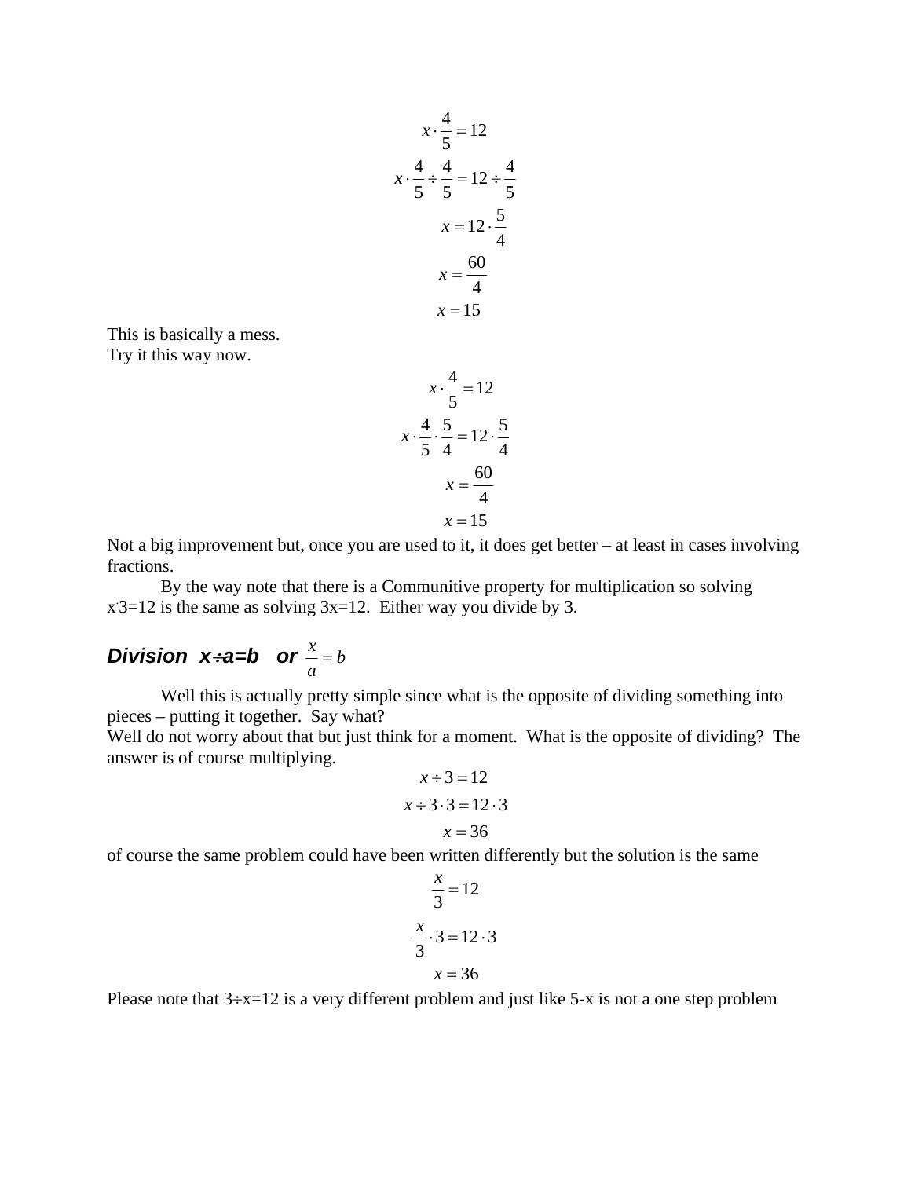$$x \cdot \frac{4}{5} = 12$$

$$x \cdot \frac{4}{5} \div \frac{4}{5} = 12 \div \frac{4}{5}$$

$$x = 12 \cdot \frac{5}{4}$$

$$x = \frac{60}{4}$$

$$x = 15$$

This is basically a mess.
Try it this way now.

$$x \cdot \frac{4}{5} = 12$$

$$x \cdot \frac{4}{5} \cdot \frac{5}{4} = 12 \cdot \frac{5}{4}$$

$$x = \frac{60}{4}$$

$$x = 15$$

Not a big improvement but, once you are used to it, it does get better – at least in cases involving fractions.

By the way note that there is a Communitive property for multiplication so solving $x \cdot 3=12$ is the same as solving 3x=12. Either way you divide by 3.

### Division $x \div a = b$ or $\frac{x}{a} = b$

Well this is actually pretty simple since what is the opposite of dividing something into pieces – putting it together. Say what?
Well do not worry about that but just think for a moment. What is the opposite of dividing? The answer is of course multiplying.

$$x \div 3 = 12$$

$$x \div 3 \cdot 3 = 12 \cdot 3$$

$$x = 36$$

of course the same problem could have been written differently but the solution is the same

$$\frac{x}{3} = 12$$

$$\frac{x}{3} \cdot 3 = 12 \cdot 3$$

$$x = 36$$

Please note that $3 \div x = 12$ is a very different problem and just like 5-x is not a one step problem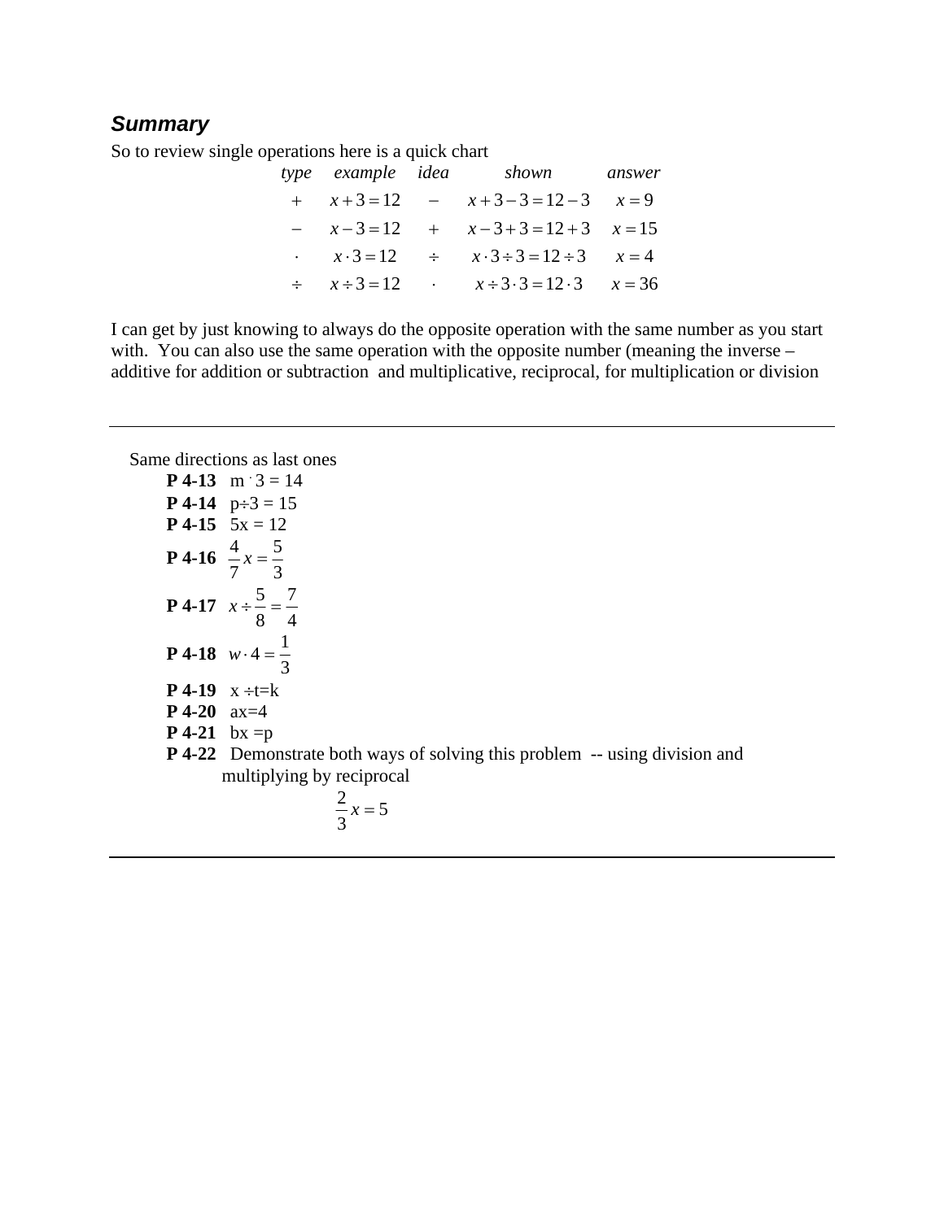### *Summary*

So to review single operations here is a quick chart

| *type* | *example* | *idea* | *shown* | *answer* |
|---|---|---|---|---|
| $+$ | $x+3=12$ | $-$ | $x+3-3=12-3$ | $x=9$ |
| $-$ | $x-3=12$ | $+$ | $x-3+3=12+3$ | $x=15$ |
| $\cdot$ | $x\cdot 3=12$ | $\div$ | $x\cdot 3\div 3=12\div 3$ | $x=4$ |
| $\div$ | $x\div 3=12$ | $\cdot$ | $x\div 3\cdot 3=12\cdot 3$ | $x=36$ |

I can get by just knowing to always do the opposite operation with the same number as you start with. You can also use the same operation with the opposite number (meaning the inverse – additive for addition or subtraction and multiplicative, reciprocal, for multiplication or division

---

Same directions as last ones

**P 4-13** $m \cdot 3 = 14$

**P 4-14** $p \div 3 = 15$

**P 4-15** $5x = 12$

**P 4-16** $\frac{4}{7}x = \frac{5}{3}$

**P 4-17** $x \div \frac{5}{8} = \frac{7}{4}$

**P 4-18** $w \cdot 4 = \frac{1}{3}$

**P 4-19** $x \div t = k$

**P 4-20** $ax = 4$

**P 4-21** $bx = p$

**P 4-22** Demonstrate both ways of solving this problem -- using division and multiplying by reciprocal

$$\frac{2}{3}x = 5$$

---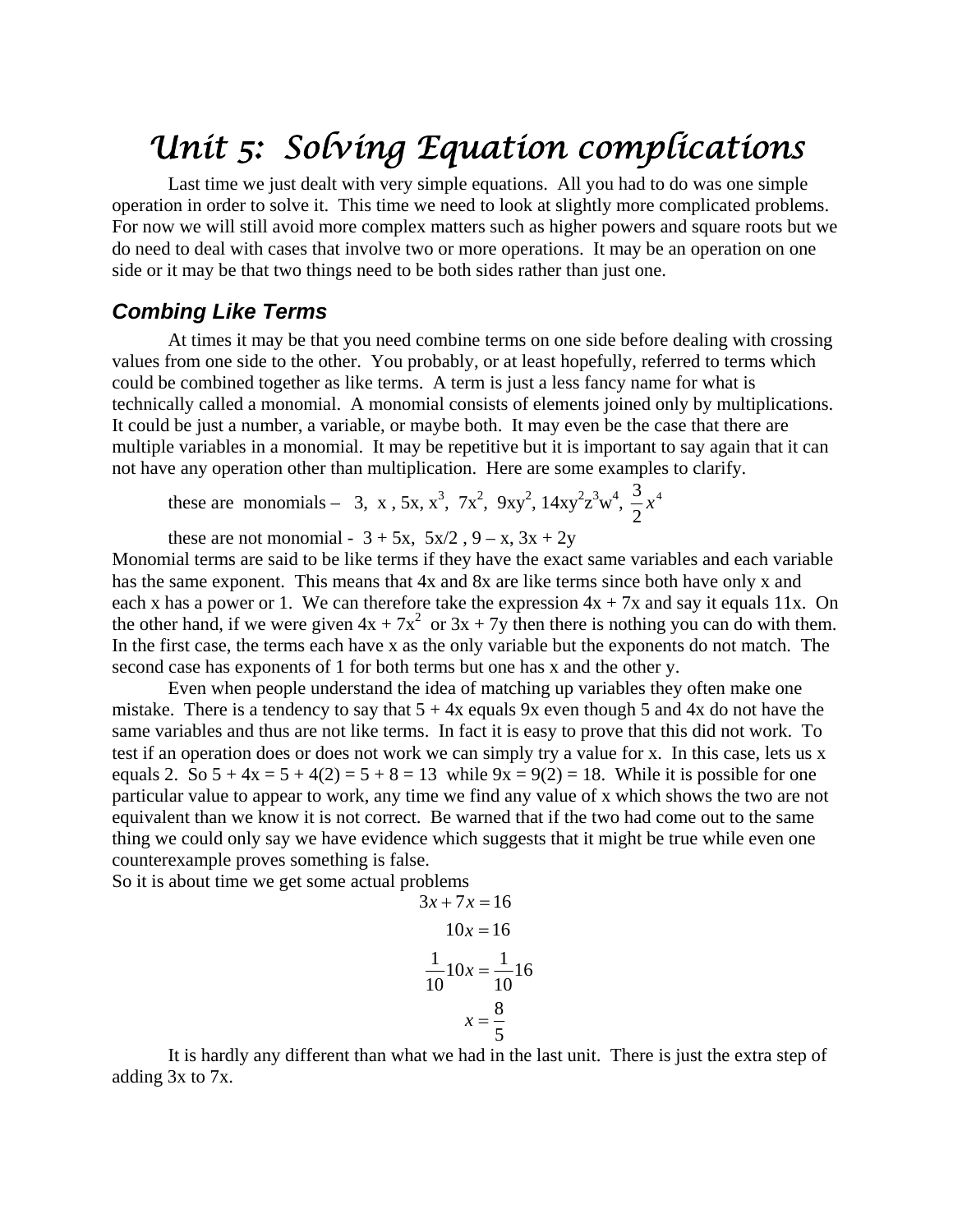# Unit 5: Solving Equation complications

Last time we just dealt with very simple equations. All you had to do was one simple operation in order to solve it. This time we need to look at slightly more complicated problems. For now we will still avoid more complex matters such as higher powers and square roots but we do need to deal with cases that involve two or more operations. It may be an operation on one side or it may be that two things need to be both sides rather than just one.

## *Combing Like Terms*

At times it may be that you need combine terms on one side before dealing with crossing values from one side to the other. You probably, or at least hopefully, referred to terms which could be combined together as like terms. A term is just a less fancy name for what is technically called a monomial. A monomial consists of elements joined only by multiplications. It could be just a number, a variable, or maybe both. It may even be the case that there are multiple variables in a monomial. It may be repetitive but it is important to say again that it can not have any operation other than multiplication. Here are some examples to clarify.

these are monomials – 3, x , 5x, $x^3$, $7x^2$, $9xy^2$, $14xy^2z^3w^4$, $\frac{3}{2}x^4$

these are not monomial - 3 + 5x, 5x/2 , 9 – x, 3x + 2y

Monomial terms are said to be like terms if they have the exact same variables and each variable has the same exponent. This means that 4x and 8x are like terms since both have only x and each x has a power or 1. We can therefore take the expression 4x + 7x and say it equals 11x. On the other hand, if we were given $4x + 7x^2$ or 3x + 7y then there is nothing you can do with them. In the first case, the terms each have x as the only variable but the exponents do not match. The second case has exponents of 1 for both terms but one has x and the other y.

Even when people understand the idea of matching up variables they often make one mistake. There is a tendency to say that 5 + 4x equals 9x even though 5 and 4x do not have the same variables and thus are not like terms. In fact it is easy to prove that this did not work. To test if an operation does or does not work we can simply try a value for x. In this case, lets us x equals 2. So 5 + 4x = 5 + 4(2) = 5 + 8 = 13 while 9x = 9(2) = 18. While it is possible for one particular value to appear to work, any time we find any value of x which shows the two are not equivalent than we know it is not correct. Be warned that if the two had come out to the same thing we could only say we have evidence which suggests that it might be true while even one counterexample proves something is false.

So it is about time we get some actual problems

$$3x + 7x = 16$$

$$10x = 16$$

$$\frac{1}{10}10x = \frac{1}{10}16$$

$$x = \frac{8}{5}$$

It is hardly any different than what we had in the last unit. There is just the extra step of adding 3x to 7x.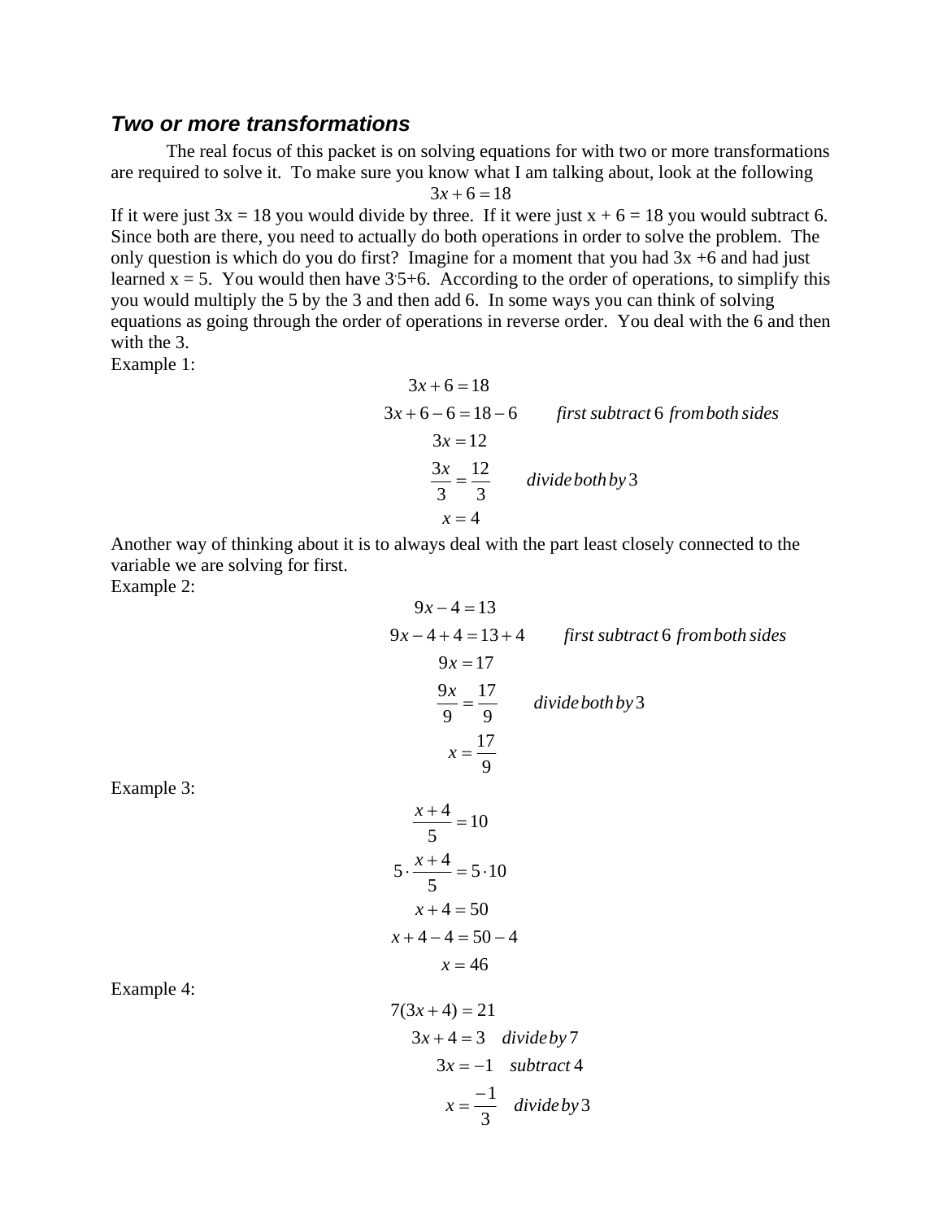### *Two or more transformations*

The real focus of this packet is on solving equations for with two or more transformations are required to solve it. To make sure you know what I am talking about, look at the following

$$3x + 6 = 18$$

If it were just 3x = 18 you would divide by three. If it were just x + 6 = 18 you would subtract 6. Since both are there, you need to actually do both operations in order to solve the problem. The only question is which do you do first? Imagine for a moment that you had 3x +6 and had just learned x = 5. You would then have 3·5+6. According to the order of operations, to simplify this you would multiply the 5 by the 3 and then add 6. In some ways you can think of solving equations as going through the order of operations in reverse order. You deal with the 6 and then with the 3.

Example 1:

$$3x + 6 = 18$$

$$3x + 6 - 6 = 18 - 6 \qquad \textit{first subtract } 6 \textit{ from both sides}$$

$$3x = 12$$

$$\frac{3x}{3} = \frac{12}{3} \qquad \textit{divide both by } 3$$

$$x = 4$$

Another way of thinking about it is to always deal with the part least closely connected to the variable we are solving for first.

Example 2:

$$9x - 4 = 13$$

$$9x - 4 + 4 = 13 + 4 \qquad \textit{first subtract } 6 \textit{ from both sides}$$

$$9x = 17$$

$$\frac{9x}{9} = \frac{17}{9} \qquad \textit{divide both by } 3$$

$$x = \frac{17}{9}$$

Example 3:

$$\frac{x+4}{5} = 10$$

$$5 \cdot \frac{x+4}{5} = 5 \cdot 10$$

$$x + 4 = 50$$

$$x + 4 - 4 = 50 - 4$$

$$x = 46$$

Example 4:

$$7(3x + 4) = 21$$

$$3x + 4 = 3 \quad \textit{divide by } 7$$

$$3x = -1 \quad \textit{subtract } 4$$

$$x = \frac{-1}{3} \quad \textit{divide by } 3$$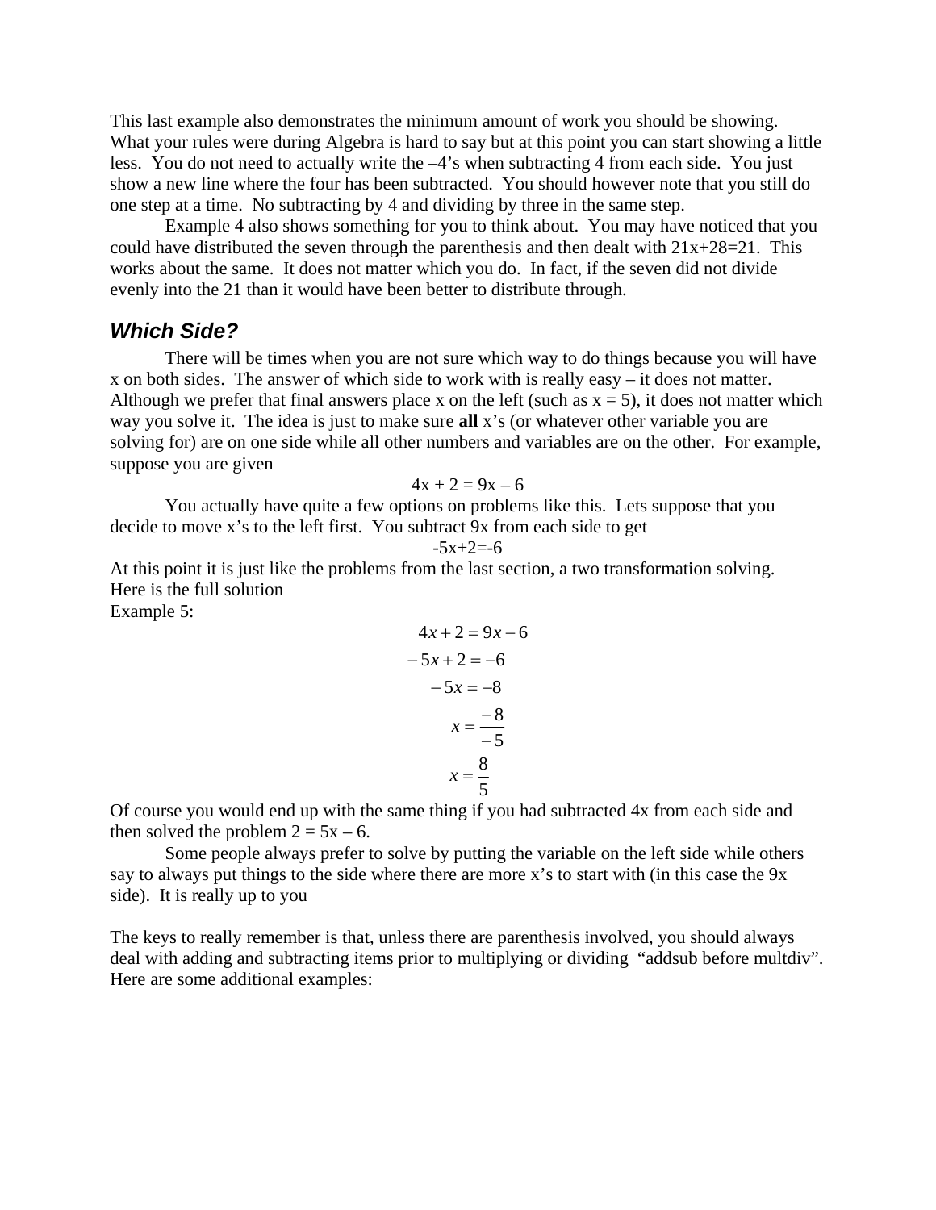This last example also demonstrates the minimum amount of work you should be showing. What your rules were during Algebra is hard to say but at this point you can start showing a little less. You do not need to actually write the –4's when subtracting 4 from each side. You just show a new line where the four has been subtracted. You should however note that you still do one step at a time. No subtracting by 4 and dividing by three in the same step.

Example 4 also shows something for you to think about. You may have noticed that you could have distributed the seven through the parenthesis and then dealt with $21x+28=21$. This works about the same. It does not matter which you do. In fact, if the seven did not divide evenly into the 21 than it would have been better to distribute through.

### *Which Side?*

There will be times when you are not sure which way to do things because you will have x on both sides. The answer of which side to work with is really easy – it does not matter. Although we prefer that final answers place x on the left (such as $x = 5$), it does not matter which way you solve it. The idea is just to make sure **all** x's (or whatever other variable you are solving for) are on one side while all other numbers and variables are on the other. For example, suppose you are given

$$4x + 2 = 9x - 6$$

You actually have quite a few options on problems like this. Lets suppose that you decide to move x's to the left first. You subtract 9x from each side to get

$$-5x+2=-6$$

At this point it is just like the problems from the last section, a two transformation solving. Here is the full solution

Example 5:

$$4x + 2 = 9x - 6$$

$$-5x + 2 = -6$$

$$-5x = -8$$

$$x = \frac{-8}{-5}$$

$$x = \frac{8}{5}$$

Of course you would end up with the same thing if you had subtracted 4x from each side and then solved the problem $2 = 5x - 6$.

Some people always prefer to solve by putting the variable on the left side while others say to always put things to the side where there are more x's to start with (in this case the 9x side). It is really up to you

The keys to really remember is that, unless there are parenthesis involved, you should always deal with adding and subtracting items prior to multiplying or dividing "addsub before multdiv". Here are some additional examples: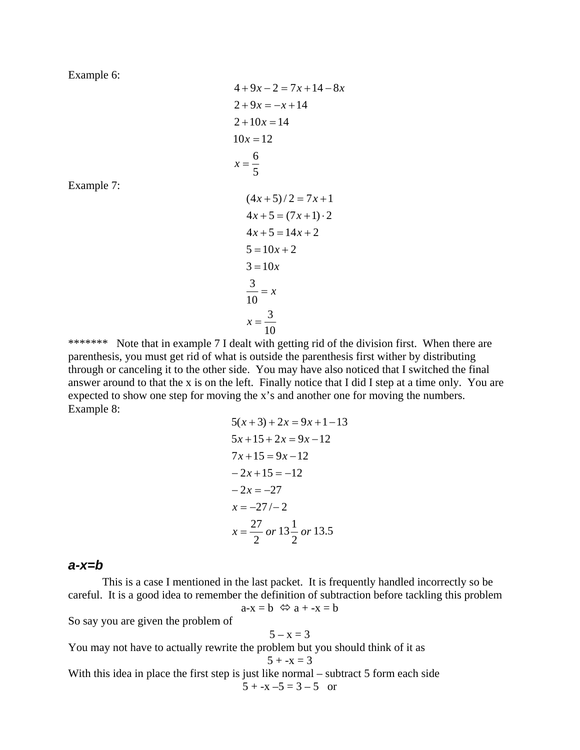Example 6:

$$4 + 9x - 2 = 7x + 14 - 8x$$
$$2 + 9x = -x + 14$$
$$2 + 10x = 14$$
$$10x = 12$$
$$x = \frac{6}{5}$$

Example 7:

$$(4x + 5)/2 = 7x + 1$$
$$4x + 5 = (7x + 1) \cdot 2$$
$$4x + 5 = 14x + 2$$
$$5 = 10x + 2$$
$$3 = 10x$$
$$\frac{3}{10} = x$$
$$x = \frac{3}{10}$$

******* Note that in example 7 I dealt with getting rid of the division first. When there are parenthesis, you must get rid of what is outside the parenthesis first wither by distributing through or canceling it to the other side. You may have also noticed that I switched the final answer around to that the x is on the left. Finally notice that I did I step at a time only. You are expected to show one step for moving the x's and another one for moving the numbers.

Example 8:

$$5(x + 3) + 2x = 9x + 1 - 13$$
$$5x + 15 + 2x = 9x - 12$$
$$7x + 15 = 9x - 12$$
$$-2x + 15 = -12$$
$$-2x = -27$$
$$x = -27 / -2$$
$$x = \frac{27}{2} \text{ or } 13\frac{1}{2} \text{ or } 13.5$$

### *a-x=b*

This is a case I mentioned in the last packet. It is frequently handled incorrectly so be careful. It is a good idea to remember the definition of subtraction before tackling this problem

$$a - x = b \Leftrightarrow a + -x = b$$

So say you are given the problem of

$$5 - x = 3$$

You may not have to actually rewrite the problem but you should think of it as

$$5 + -x = 3$$

With this idea in place the first step is just like normal – subtract 5 form each side

$$5 + -x - 5 = 3 - 5 \quad \text{or}$$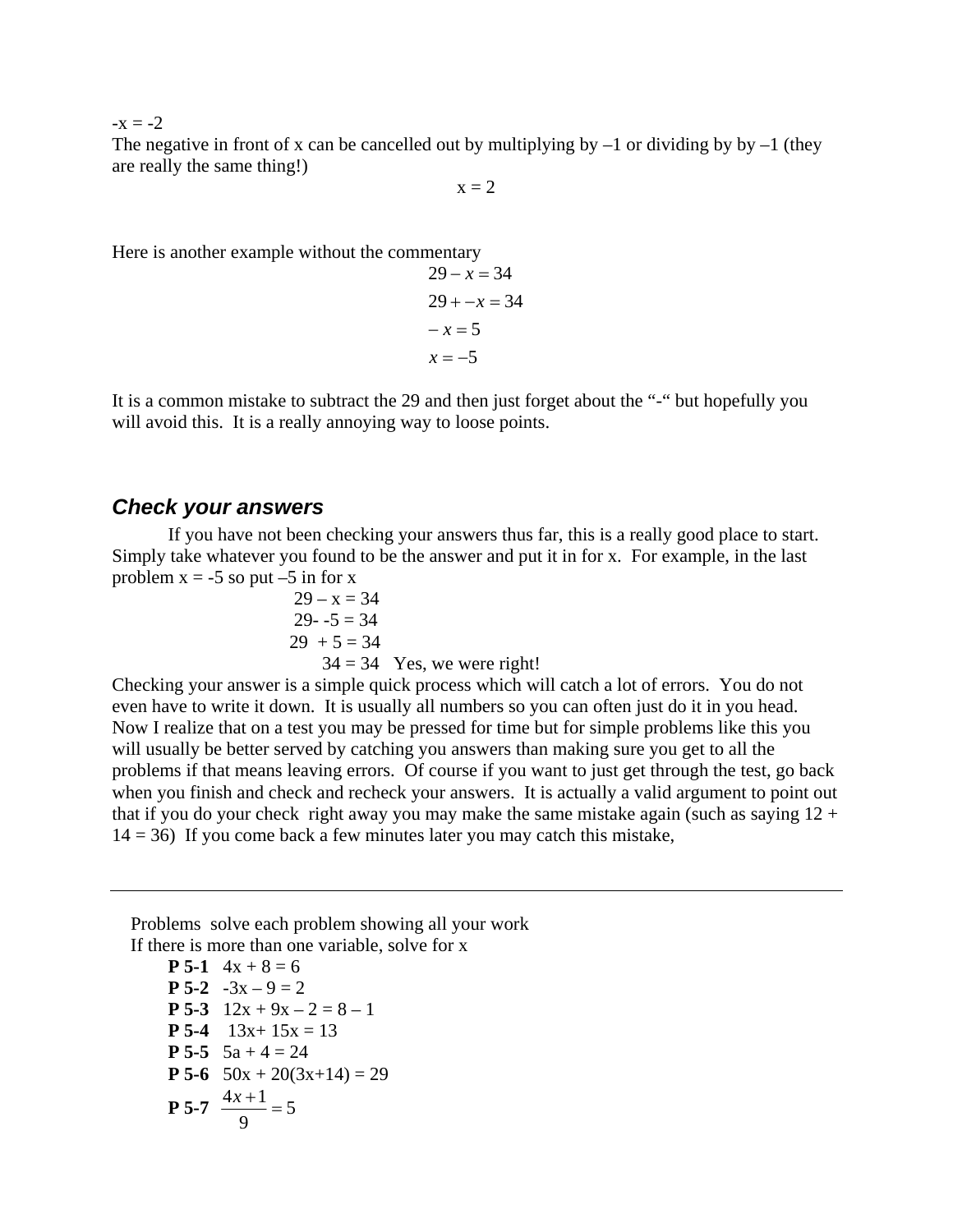$-x = -2$

The negative in front of x can be cancelled out by multiplying by –1 or dividing by by –1 (they are really the same thing!)

$$x = 2$$

Here is another example without the commentary

$$29 - x = 34$$
$$29 + -x = 34$$
$$-x = 5$$
$$x = -5$$

It is a common mistake to subtract the 29 and then just forget about the "-" but hopefully you will avoid this. It is a really annoying way to loose points.

### *Check your answers*

If you have not been checking your answers thus far, this is a really good place to start. Simply take whatever you found to be the answer and put it in for x. For example, in the last problem x = -5 so put –5 in for x

$$29 - x = 34$$
$$29 - -5 = 34$$
$$29 + 5 = 34$$
$$34 = 34 \quad \text{Yes, we were right!}$$

Checking your answer is a simple quick process which will catch a lot of errors. You do not even have to write it down. It is usually all numbers so you can often just do it in you head. Now I realize that on a test you may be pressed for time but for simple problems like this you will usually be better served by catching you answers than making sure you get to all the problems if that means leaving errors. Of course if you want to just get through the test, go back when you finish and check and recheck your answers. It is actually a valid argument to point out that if you do your check right away you may make the same mistake again (such as saying 12 + 14 = 36) If you come back a few minutes later you may catch this mistake,

---

Problems solve each problem showing all your work
If there is more than one variable, solve for x

- **P 5-1** $4x + 8 = 6$
- **P 5-2** $-3x - 9 = 2$
- **P 5-3** $12x + 9x - 2 = 8 - 1$
- **P 5-4** $13x + 15x = 13$
- **P 5-5** $5a + 4 = 24$
- **P 5-6** $50x + 20(3x+14) = 29$
- **P 5-7** $\frac{4x+1}{9} = 5$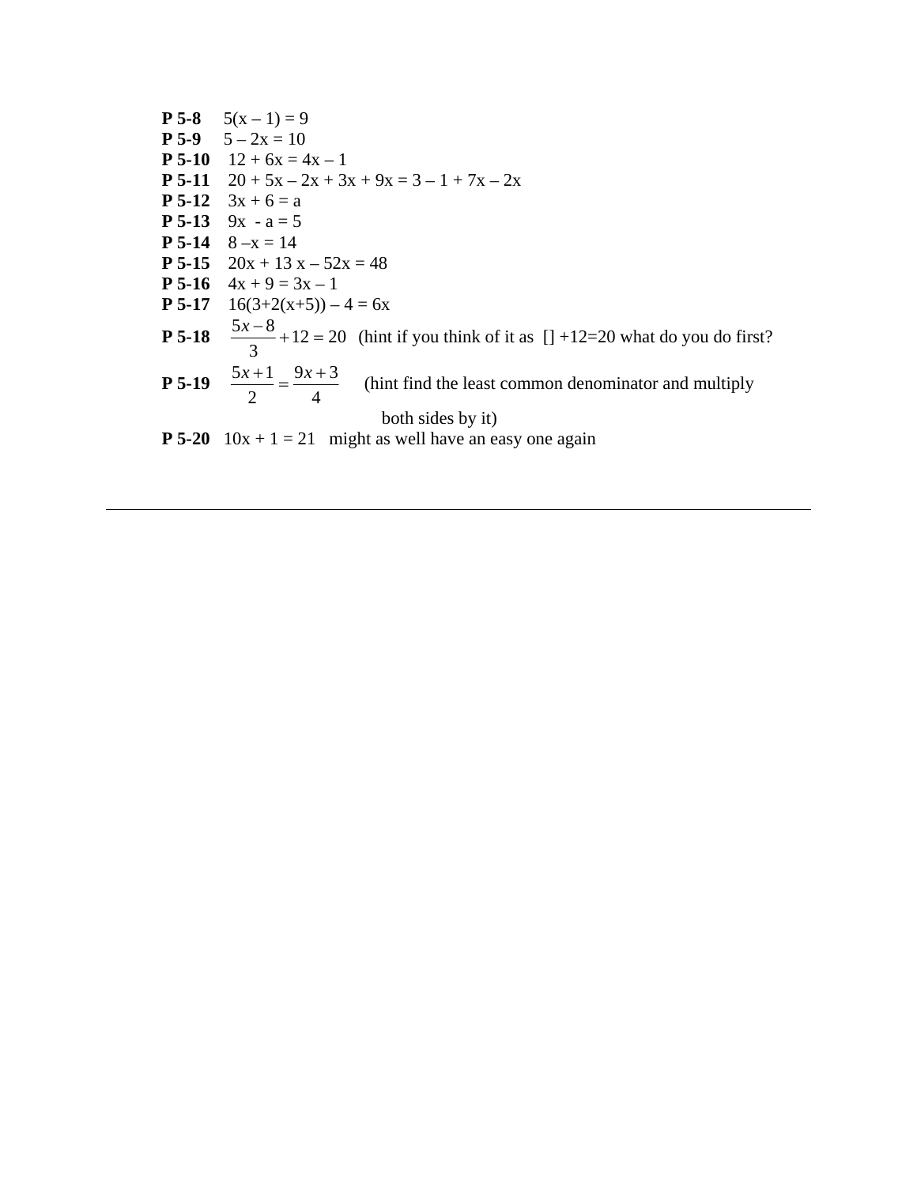**P 5-8** $5(x - 1) = 9$

**P 5-9** $5 - 2x = 10$

**P 5-10** $12 + 6x = 4x - 1$

**P 5-11** $20 + 5x - 2x + 3x + 9x = 3 - 1 + 7x - 2x$

**P 5-12** $3x + 6 = a$

**P 5-13** $9x - a = 5$

**P 5-14** $8 - x = 14$

**P 5-15** $20x + 13x - 52x = 48$

**P 5-16** $4x + 9 = 3x - 1$

**P 5-17** $16(3+2(x+5)) - 4 = 6x$

**P 5-18** $\frac{5x-8}{3} + 12 = 20$ (hint if you think of it as [] +12=20 what do you do first?

**P 5-19** $\frac{5x+1}{2} = \frac{9x+3}{4}$ (hint find the least common denominator and multiply both sides by it)

**P 5-20** $10x + 1 = 21$ might as well have an easy one again

---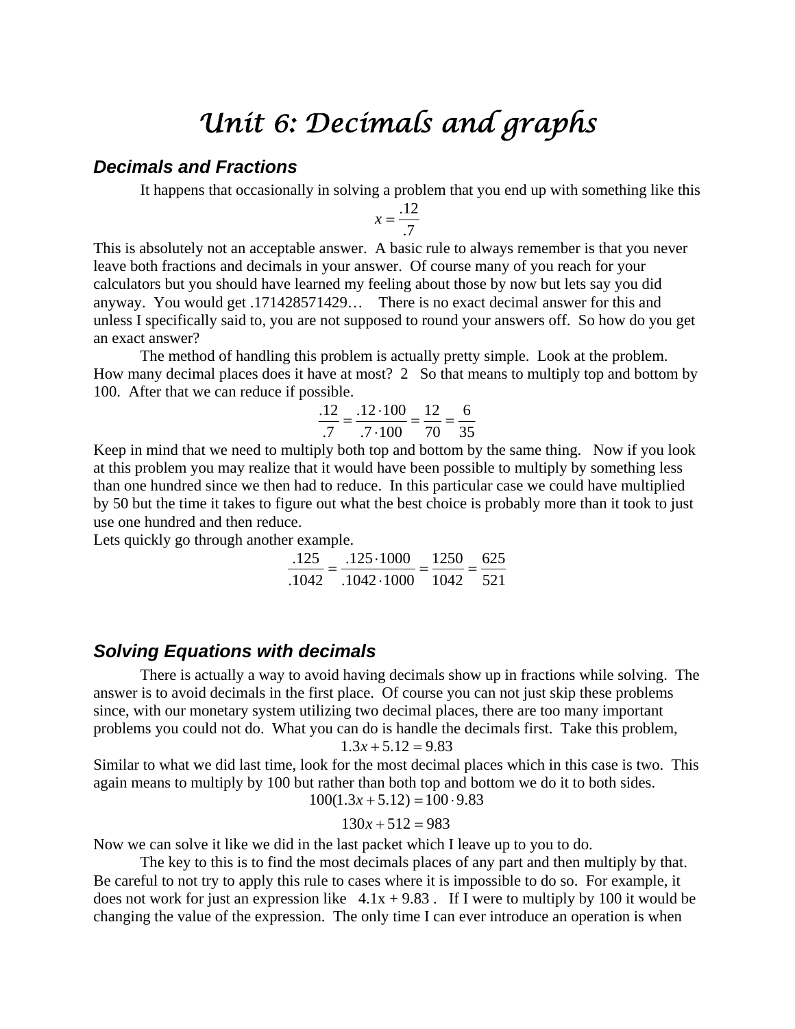# Unit 6: Decimals and graphs

## Decimals and Fractions

It happens that occasionally in solving a problem that you end up with something like this

$$x = \frac{.12}{.7}$$

This is absolutely not an acceptable answer. A basic rule to always remember is that you never leave both fractions and decimals in your answer. Of course many of you reach for your calculators but you should have learned my feeling about those by now but lets say you did anyway. You would get .171428571429… There is no exact decimal answer for this and unless I specifically said to, you are not supposed to round your answers off. So how do you get an exact answer?

The method of handling this problem is actually pretty simple. Look at the problem. How many decimal places does it have at most? 2 So that means to multiply top and bottom by 100. After that we can reduce if possible.

$$\frac{.12}{.7} = \frac{.12 \cdot 100}{.7 \cdot 100} = \frac{12}{70} = \frac{6}{35}$$

Keep in mind that we need to multiply both top and bottom by the same thing. Now if you look at this problem you may realize that it would have been possible to multiply by something less than one hundred since we then had to reduce. In this particular case we could have multiplied by 50 but the time it takes to figure out what the best choice is probably more than it took to just use one hundred and then reduce.

Lets quickly go through another example.

$$\frac{.125}{.1042} = \frac{.125 \cdot 1000}{.1042 \cdot 1000} = \frac{1250}{1042} = \frac{625}{521}$$

## Solving Equations with decimals

There is actually a way to avoid having decimals show up in fractions while solving. The answer is to avoid decimals in the first place. Of course you can not just skip these problems since, with our monetary system utilizing two decimal places, there are too many important problems you could not do. What you can do is handle the decimals first. Take this problem,

$$1.3x + 5.12 = 9.83$$

Similar to what we did last time, look for the most decimal places which in this case is two. This again means to multiply by 100 but rather than both top and bottom we do it to both sides.

$$100(1.3x + 5.12) = 100 \cdot 9.83$$

$$130x + 512 = 983$$

Now we can solve it like we did in the last packet which I leave up to you to do.

The key to this is to find the most decimals places of any part and then multiply by that. Be careful to not try to apply this rule to cases where it is impossible to do so. For example, it does not work for just an expression like $4.1x + 9.83$ . If I were to multiply by 100 it would be changing the value of the expression. The only time I can ever introduce an operation is when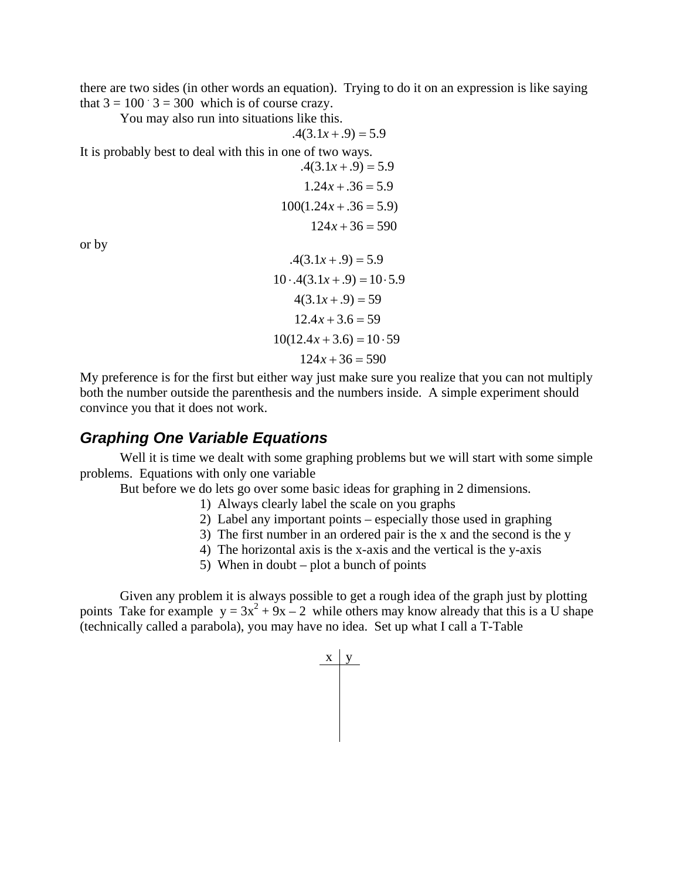there are two sides (in other words an equation). Trying to do it on an expression is like saying that $3 = 100 \cdot 3 = 300$ which is of course crazy.

You may also run into situations like this.

$$.4(3.1x + .9) = 5.9$$

It is probably best to deal with this in one of two ways.

$$.4(3.1x + .9) = 5.9$$
$$1.24x + .36 = 5.9$$
$$100(1.24x + .36 = 5.9)$$
$$124x + 36 = 590$$

or by

$$.4(3.1x + .9) = 5.9$$
$$10 \cdot .4(3.1x + .9) = 10 \cdot 5.9$$
$$4(3.1x + .9) = 59$$
$$12.4x + 3.6 = 59$$
$$10(12.4x + 3.6) = 10 \cdot 59$$
$$124x + 36 = 590$$

My preference is for the first but either way just make sure you realize that you can not multiply both the number outside the parenthesis and the numbers inside. A simple experiment should convince you that it does not work.

## *Graphing One Variable Equations*

Well it is time we dealt with some graphing problems but we will start with some simple problems. Equations with only one variable

But before we do lets go over some basic ideas for graphing in 2 dimensions.

1) Always clearly label the scale on you graphs
2) Label any important points – especially those used in graphing
3) The first number in an ordered pair is the x and the second is the y
4) The horizontal axis is the x-axis and the vertical is the y-axis
5) When in doubt – plot a bunch of points

Given any problem it is always possible to get a rough idea of the graph just by plotting points Take for example $y = 3x^2 + 9x - 2$ while others may know already that this is a U shape (technically called a parabola), you may have no idea. Set up what I call a T-Table

| x | y |
|---|---|
| | |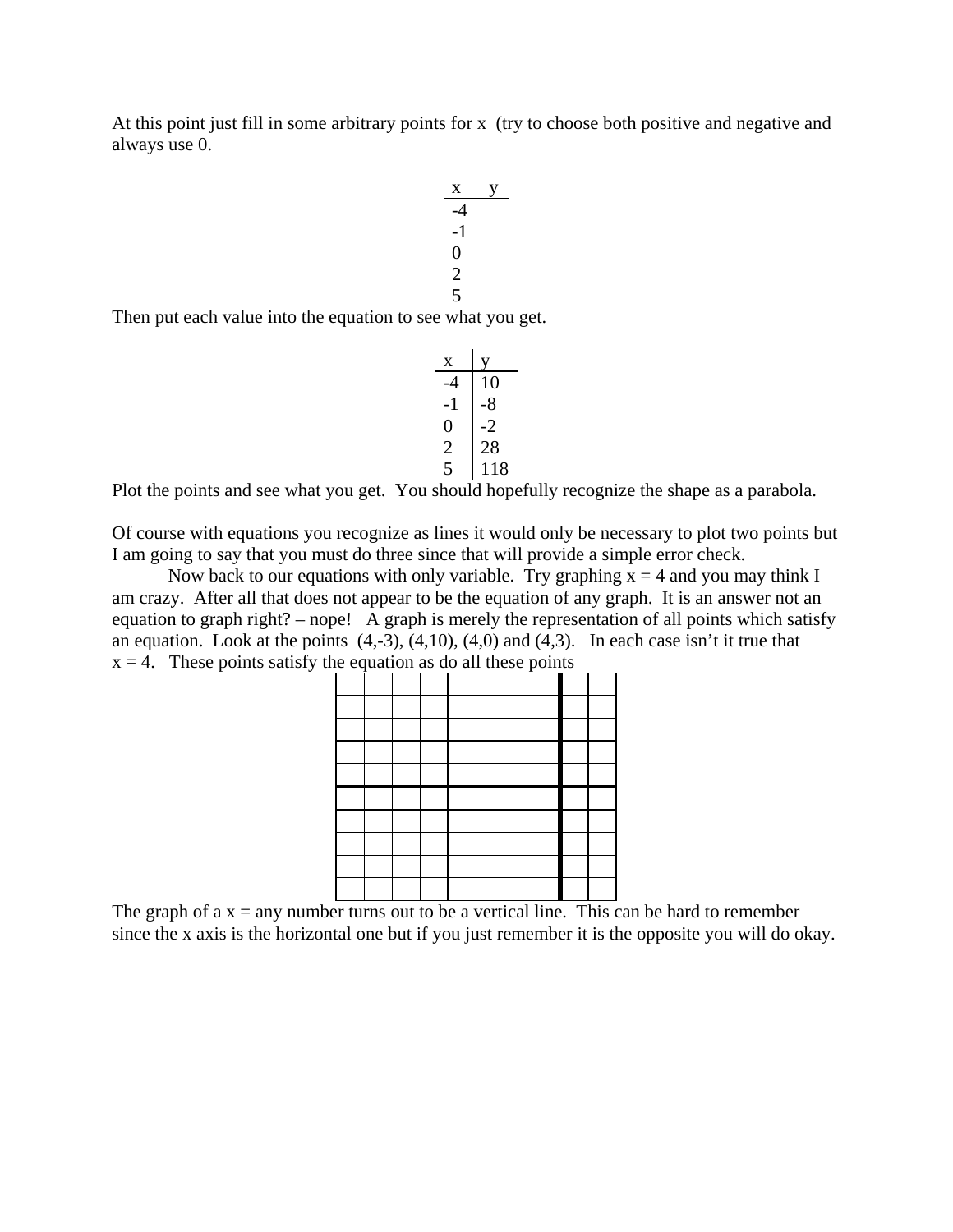At this point just fill in some arbitrary points for x (try to choose both positive and negative and always use 0.

| x | y |
|---|---|
| -4 | |
| -1 | |
| 0 | |
| 2 | |
| 5 | |

Then put each value into the equation to see what you get.

| x | y |
|---|---|
| -4 | 10 |
| -1 | -8 |
| 0 | -2 |
| 2 | 28 |
| 5 | 118 |

Plot the points and see what you get. You should hopefully recognize the shape as a parabola.

Of course with equations you recognize as lines it would only be necessary to plot two points but I am going to say that you must do three since that will provide a simple error check.

Now back to our equations with only variable. Try graphing $x = 4$ and you may think I am crazy. After all that does not appear to be the equation of any graph. It is an answer not an equation to graph right? – nope! A graph is merely the representation of all points which satisfy an equation. Look at the points (4,-3), (4,10), (4,0) and (4,3). In each case isn't it true that $x = 4$. These points satisfy the equation as do all these points

The graph of a x = any number turns out to be a vertical line. This can be hard to remember since the x axis is the horizontal one but if you just remember it is the opposite you will do okay.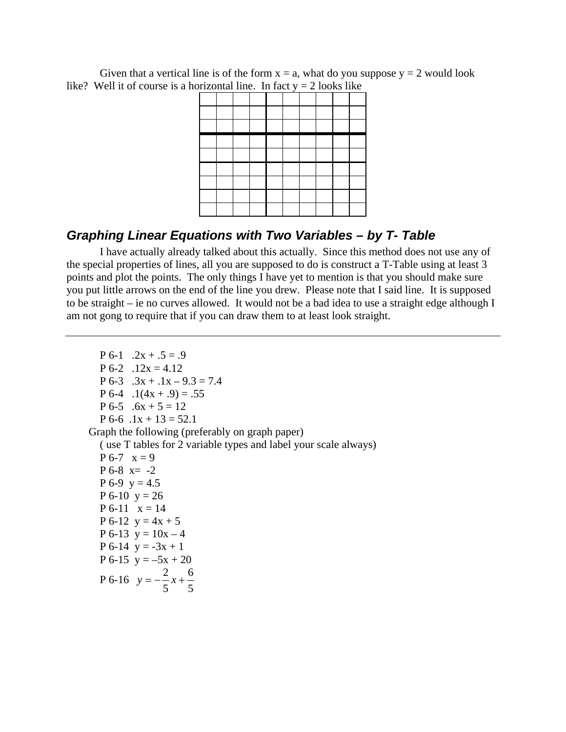Given that a vertical line is of the form x = a, what do you suppose y = 2 would look like? Well it of course is a horizontal line. In fact y = 2 looks like

| | | | | | | | | | |
|---|---|---|---|---|---|---|---|---|---|
| | | | | | | | | | |
| | | | | | | | | | |
| | | | | | | | | | |
| | | | | | | | | | |
| | | | | | | | | | |
| | | | | | | | | | |
| | | | | | | | | | |
| | | | | | | | | | |

## *Graphing Linear Equations with Two Variables – by T- Table*

I have actually already talked about this actually. Since this method does not use any of the special properties of lines, all you are supposed to do is construct a T-Table using at least 3 points and plot the points. The only things I have yet to mention is that you should make sure you put little arrows on the end of the line you drew. Please note that I said line. It is supposed to be straight – ie no curves allowed. It would not be a bad idea to use a straight edge although I am not gong to require that if you can draw them to at least look straight.

---

P 6-1 $.2x + .5 = .9$
P 6-2 $.12x = 4.12$
P 6-3 $.3x + .1x – 9.3 = 7.4$
P 6-4 $.1(4x + .9) = .55$
P 6-5 $.6x + 5 = 12$
P 6-6 $.1x + 13 = 52.1$

Graph the following (preferably on graph paper)
( use T tables for 2 variable types and label your scale always)

P 6-7 $x = 9$
P 6-8 $x= -2$
P 6-9 $y = 4.5$
P 6-10 $y = 26$
P 6-11 $x = 14$
P 6-12 $y = 4x + 5$
P 6-13 $y = 10x – 4$
P 6-14 $y = -3x + 1$
P 6-15 $y = –5x + 20$
P 6-16 $y = -\frac{2}{5}x + \frac{6}{5}$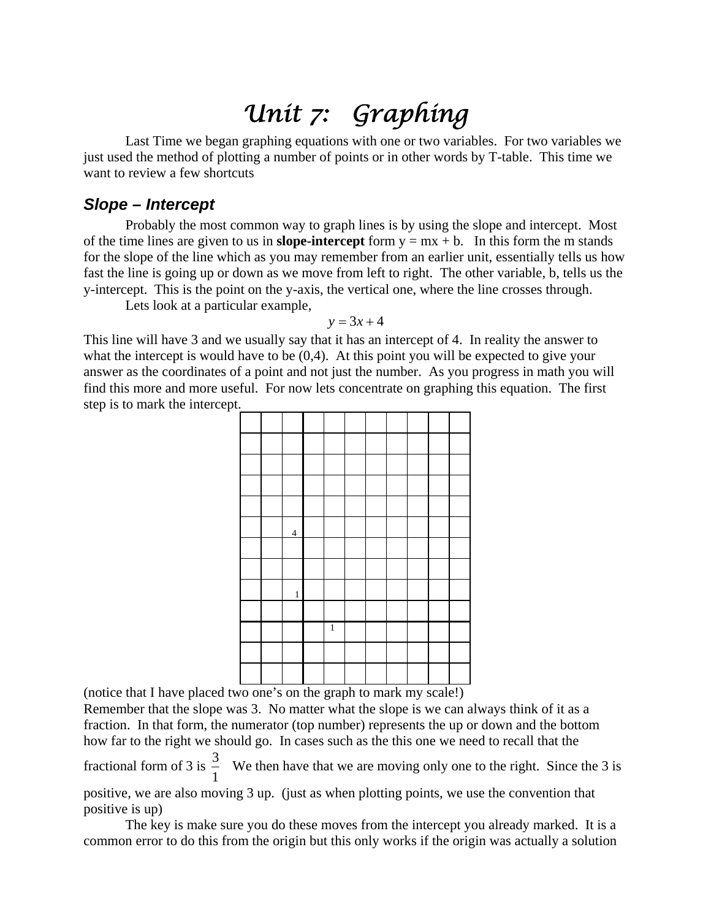# *Unit 7: Graphing*

Last Time we began graphing equations with one or two variables. For two variables we just used the method of plotting a number of points or in other words by T-table. This time we want to review a few shortcuts

## *Slope – Intercept*

Probably the most common way to graph lines is by using the slope and intercept. Most of the time lines are given to us in **slope-intercept** form y = mx + b. In this form the m stands for the slope of the line which as you may remember from an earlier unit, essentially tells us how fast the line is going up or down as we move from left to right. The other variable, b, tells us the y-intercept. This is the point on the y-axis, the vertical one, where the line crosses through.

Lets look at a particular example,

$$y = 3x + 4$$

This line will have 3 and we usually say that it has an intercept of 4. In reality the answer to what the intercept is would have to be (0,4). At this point you will be expected to give your answer as the coordinates of a point and not just the number. As you progress in math you will find this more and more useful. For now lets concentrate on graphing this equation. The first step is to mark the intercept.

(notice that I have placed two one's on the graph to mark my scale!)

Remember that the slope was 3. No matter what the slope is we can always think of it as a fraction. In that form, the numerator (top number) represents the up or down and the bottom how far to the right we should go. In cases such as the this one we need to recall that the fractional form of 3 is $\frac{3}{1}$ We then have that we are moving only one to the right. Since the 3 is positive, we are also moving 3 up. (just as when plotting points, we use the convention that positive is up)

The key is make sure you do these moves from the intercept you already marked. It is a common error to do this from the origin but this only works if the origin was actually a solution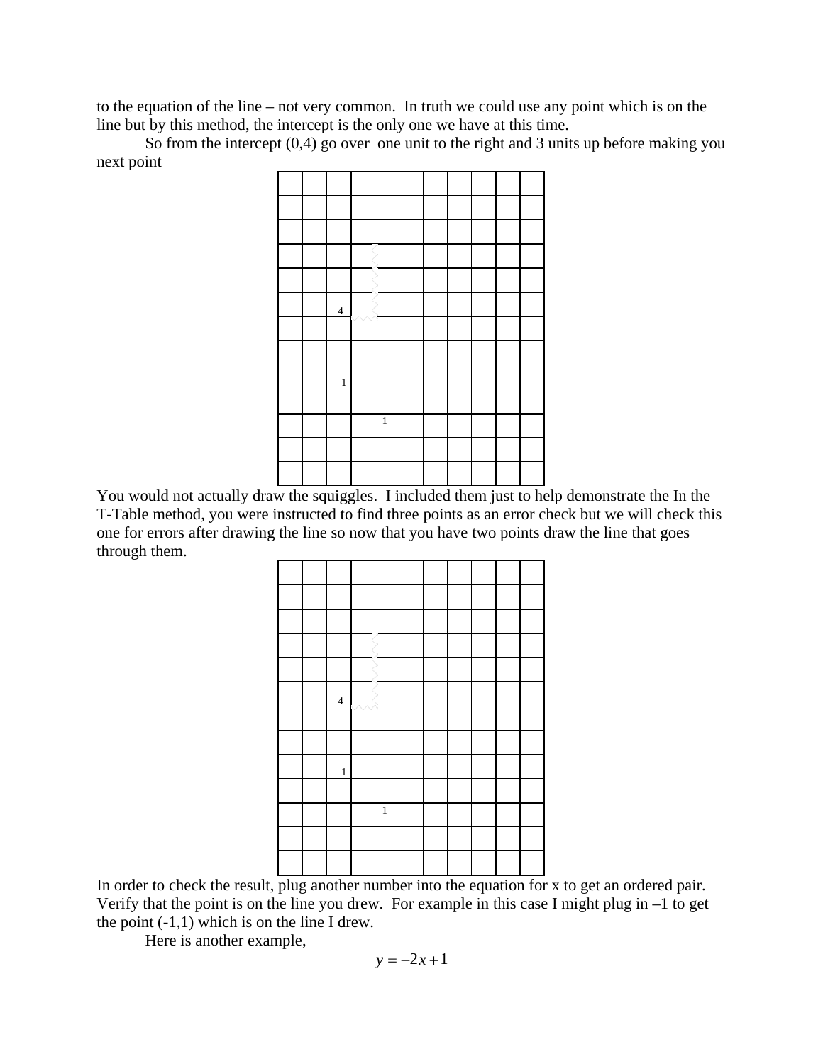to the equation of the line – not very common.  In truth we could use any point which is on the line but by this method, the intercept is the only one we have at this time.

So from the intercept (0,4) go over one unit to the right and 3 units up before making you next point

You would not actually draw the squiggles.  I included them just to help demonstrate the In the T-Table method, you were instructed to find three points as an error check but we will check this one for errors after drawing the line so now that you have two points draw the line that goes through them.

In order to check the result, plug another number into the equation for x to get an ordered pair.  Verify that the point is on the line you drew.  For example in this case I might plug in –1 to get the point (-1,1) which is on the line I drew.

Here is another example,

$$y = -2x + 1$$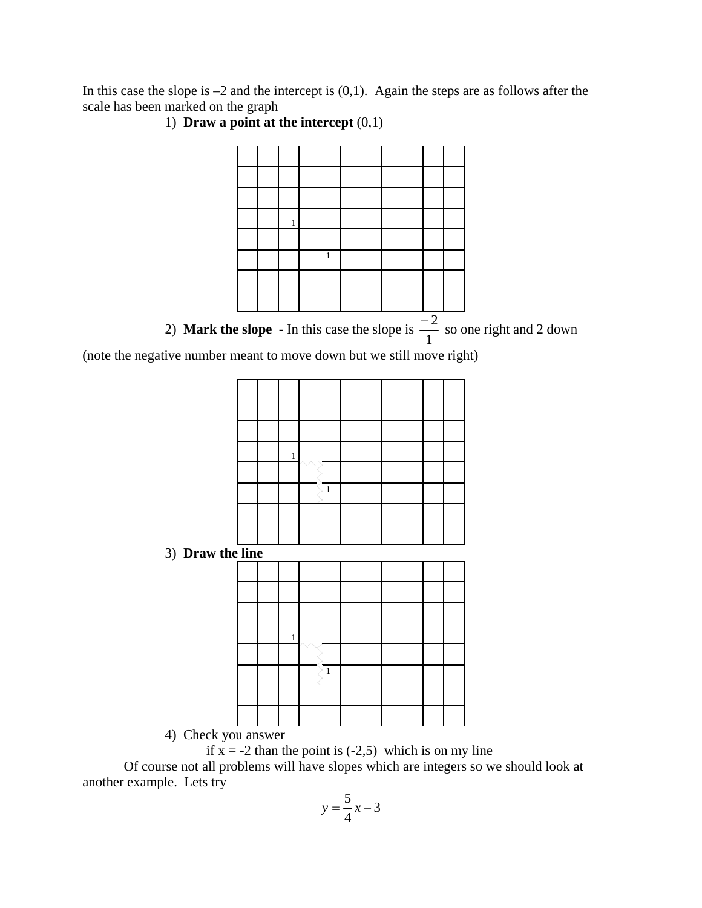In this case the slope is –2 and the intercept is (0,1). Again the steps are as follows after the scale has been marked on the graph

1) **Draw a point at the intercept** (0,1)

2) **Mark the slope** - In this case the slope is $\frac{-2}{1}$ so one right and 2 down

(note the negative number meant to move down but we still move right)

3) **Draw the line**

4) Check you answer

if x = -2 than the point is (-2,5) which is on my line

Of course not all problems will have slopes which are integers so we should look at another example. Lets try

$$y = \frac{5}{4}x - 3$$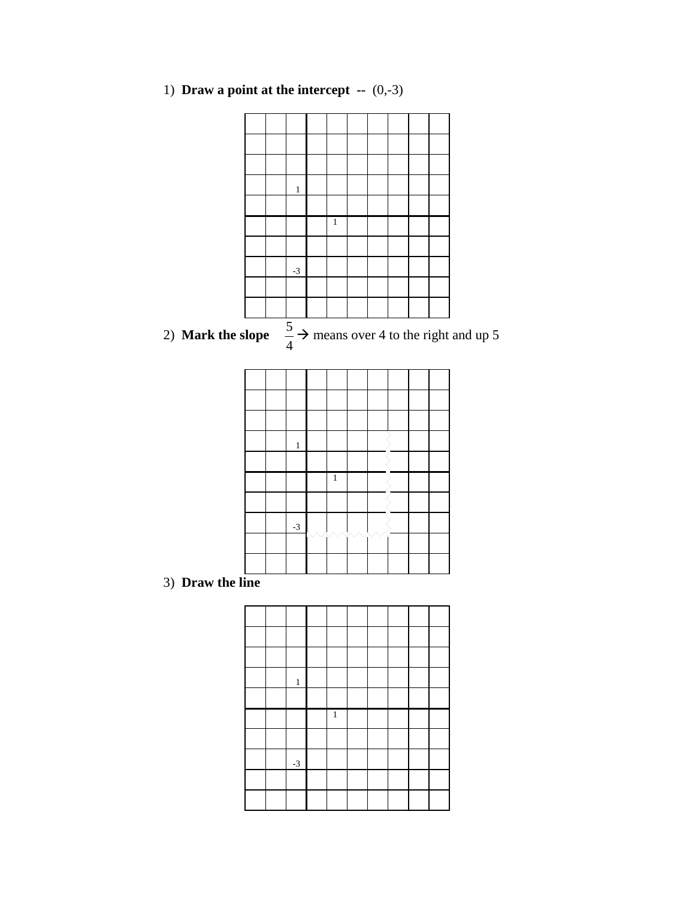1) **Draw a point at the intercept --** (0,-3)

2) **Mark the slope** $\frac{5}{4}$ → means over 4 to the right and up 5

3) **Draw the line**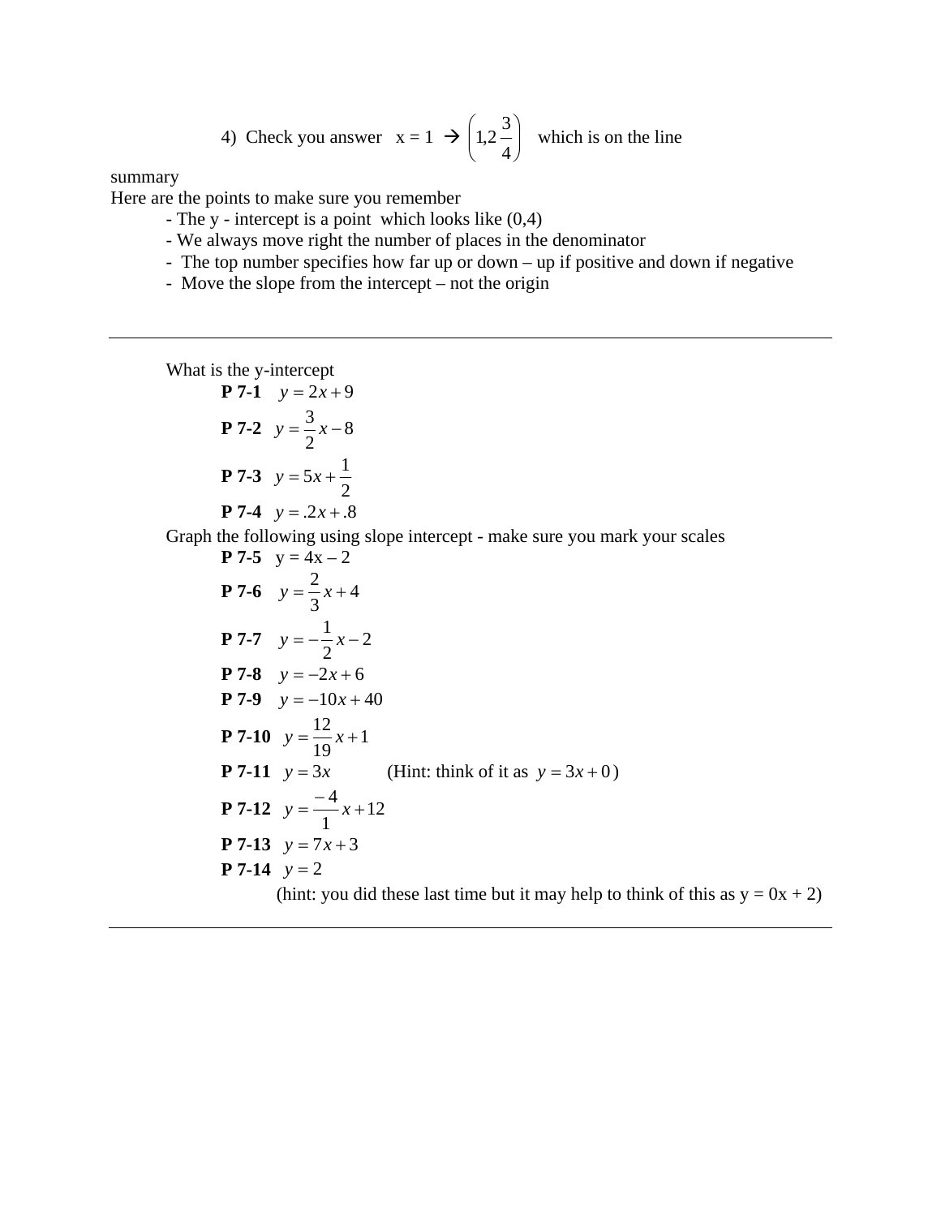4) Check you answer x = 1 → $\left(1, 2\frac{3}{4}\right)$ which is on the line

summary

Here are the points to make sure you remember

- The y - intercept is a point which looks like (0,4)
- We always move right the number of places in the denominator
- The top number specifies how far up or down – up if positive and down if negative
- Move the slope from the intercept – not the origin

---

What is the y-intercept

**P 7-1** $y = 2x + 9$

**P 7-2** $y = \frac{3}{2}x - 8$

**P 7-3** $y = 5x + \frac{1}{2}$

**P 7-4** $y = .2x + .8$

Graph the following using slope intercept - make sure you mark your scales

**P 7-5** y = 4x – 2

**P 7-6** $y = \frac{2}{3}x + 4$

**P 7-7** $y = -\frac{1}{2}x - 2$

**P 7-8** $y = -2x + 6$

**P 7-9** $y = -10x + 40$

**P 7-10** $y = \frac{12}{19}x + 1$

**P 7-11** $y = 3x$ (Hint: think of it as $y = 3x + 0$)

**P 7-12** $y = \frac{-4}{1}x + 12$

**P 7-13** $y = 7x + 3$

**P 7-14** $y = 2$

(hint: you did these last time but it may help to think of this as y = 0x + 2)

---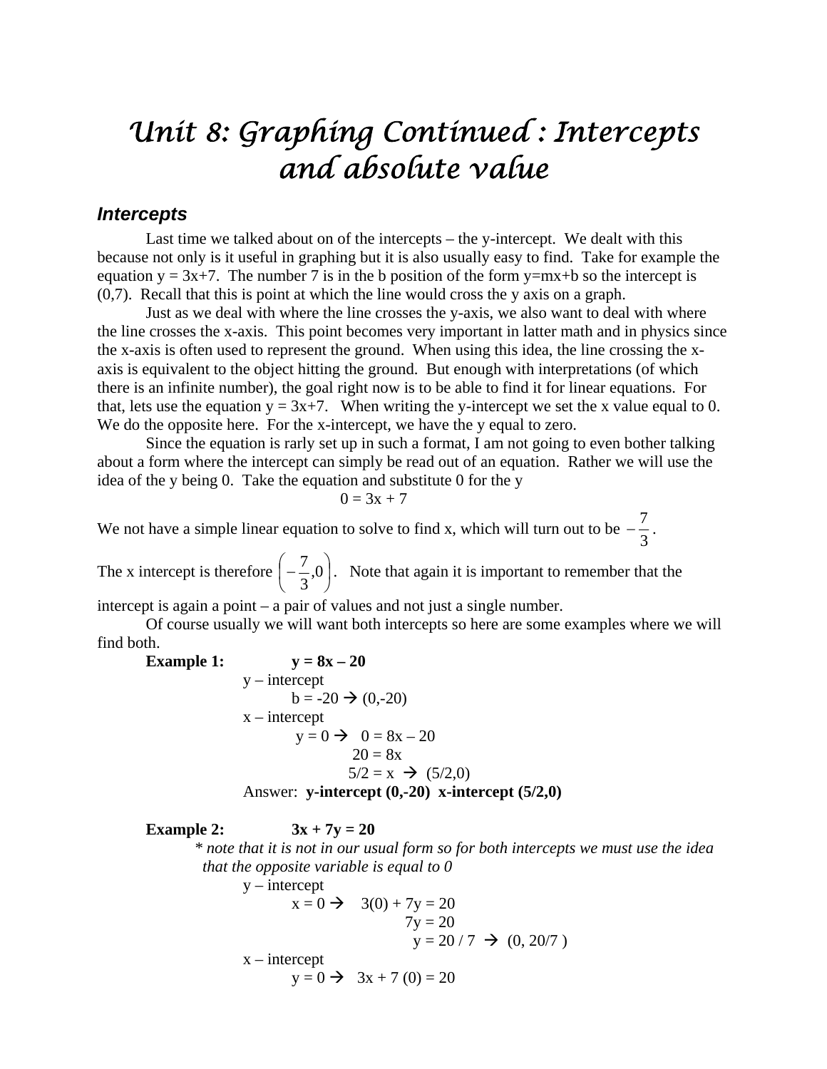# Unit 8: Graphing Continued : Intercepts and absolute value

## Intercepts

Last time we talked about on of the intercepts – the y-intercept. We dealt with this because not only is it useful in graphing but it is also usually easy to find. Take for example the equation $y = 3x+7$. The number 7 is in the b position of the form $y=mx+b$ so the intercept is (0,7). Recall that this is point at which the line would cross the y axis on a graph.

Just as we deal with where the line crosses the y-axis, we also want to deal with where the line crosses the x-axis. This point becomes very important in latter math and in physics since the x-axis is often used to represent the ground. When using this idea, the line crossing the x-axis is equivalent to the object hitting the ground. But enough with interpretations (of which there is an infinite number), the goal right now is to be able to find it for linear equations. For that, lets use the equation $y = 3x+7$. When writing the y-intercept we set the x value equal to 0. We do the opposite here. For the x-intercept, we have the y equal to zero.

Since the equation is rarly set up in such a format, I am not going to even bother talking about a form where the intercept can simply be read out of an equation. Rather we will use the idea of the y being 0. Take the equation and substitute 0 for the y

$$0 = 3x + 7$$

We not have a simple linear equation to solve to find x, which will turn out to be $-\frac{7}{3}$.

The x intercept is therefore $\left(-\frac{7}{3},0\right)$. Note that again it is important to remember that the intercept is again a point – a pair of values and not just a single number.

Of course usually we will want both intercepts so here are some examples where we will find both.

**Example 1:** $\mathbf{y = 8x - 20}$

y – intercept

$b = -20 \rightarrow (0,-20)$

x – intercept

$y = 0 \rightarrow \quad 0 = 8x - 20$

$20 = 8x$

$5/2 = x \rightarrow (5/2,0)$

Answer: **y-intercept (0,-20) x-intercept (5/2,0)**

**Example 2:** $\mathbf{3x + 7y = 20}$

*\* note that it is not in our usual form so for both intercepts we must use the idea that the opposite variable is equal to 0*

y – intercept

$x = 0 \rightarrow \quad 3(0) + 7y = 20$

$7y = 20$

$y = 20 / 7 \rightarrow (0, 20/7)$

x – intercept

$y = 0 \rightarrow \quad 3x + 7(0) = 20$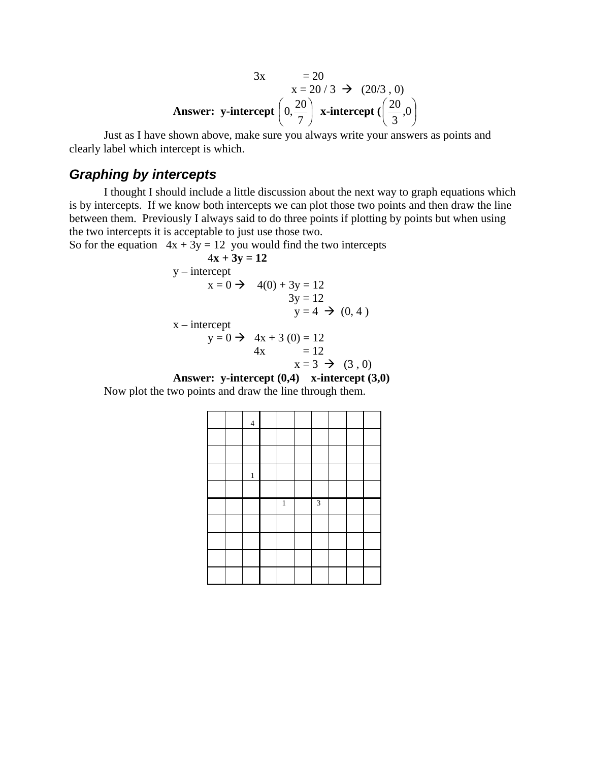$$3x = 20$$

$$x = 20 / 3 \rightarrow (20/3, 0)$$

**Answer: y-intercept** $\left(0, \frac{20}{7}\right)$ **x-intercept (** $\left(\frac{20}{3}, 0\right)$

Just as I have shown above, make sure you always write your answers as points and clearly label which intercept is which.

## *Graphing by intercepts*

I thought I should include a little discussion about the next way to graph equations which is by intercepts. If we know both intercepts we can plot those two points and then draw the line between them. Previously I always said to do three points if plotting by points but when using the two intercepts it is acceptable to just use those two.

So for the equation $4x + 3y = 12$ you would find the two intercepts

$$\mathbf{4x + 3y = 12}$$

y – intercept

$$x = 0 \rightarrow 4(0) + 3y = 12$$

$$3y = 12$$

$$y = 4 \rightarrow (0, 4)$$

x – intercept

$$y = 0 \rightarrow 4x + 3(0) = 12$$

$$4x = 12$$

$$x = 3 \rightarrow (3, 0)$$

**Answer: y-intercept (0,4) x-intercept (3,0)**

Now plot the two points and draw the line through them.

| | | | | | | | | | |
|---|---|---|---|---|---|---|---|---|---|
| | | 4 | | | | | | | |
| | | | | | | | | | |
| | | | | | | | | | |
| | | 1 | | | | | | | |
| | | | | | | | | | |
| | | | | 1 | | 3 | | | |
| | | | | | | | | | |
| | | | | | | | | | |
| | | | | | | | | | |
| | | | | | | | | | |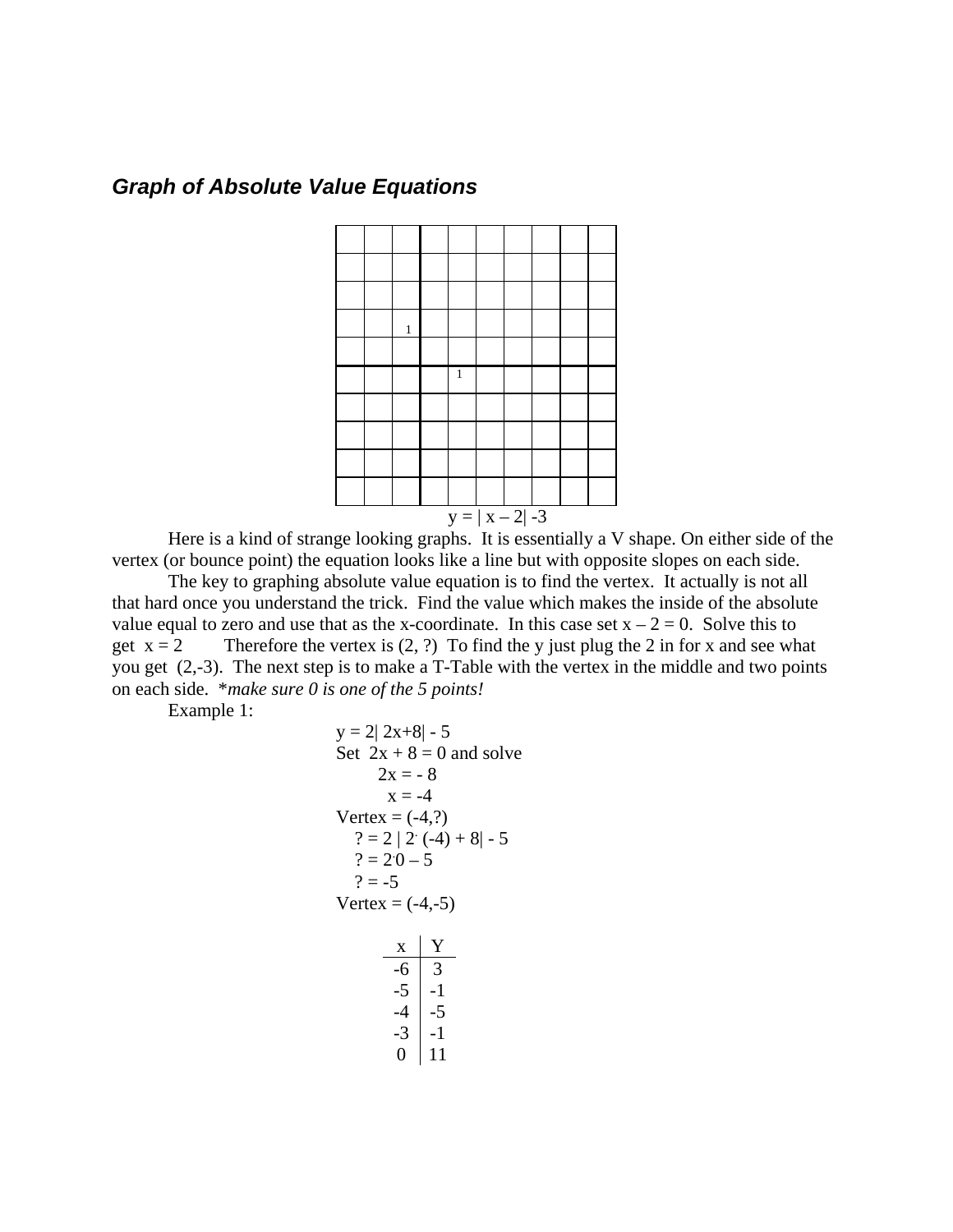### *Graph of Absolute Value Equations*

$y = | x – 2| -3$

Here is a kind of strange looking graphs. It is essentially a V shape. On either side of the vertex (or bounce point) the equation looks like a line but with opposite slopes on each side.

The key to graphing absolute value equation is to find the vertex. It actually is not all that hard once you understand the trick. Find the value which makes the inside of the absolute value equal to zero and use that as the x-coordinate. In this case set $x – 2 = 0$. Solve this to get $x = 2$ Therefore the vertex is (2, ?) To find the y just plug the 2 in for x and see what you get (2,-3). The next step is to make a T-Table with the vertex in the middle and two points on each side. **make sure 0 is one of the 5 points!*

Example 1:

$y = 2| 2x+8| - 5$

Set $2x + 8 = 0$ and solve

$2x = - 8$

$x = -4$

Vertex = (-4,?)

$? = 2 | 2 \cdot (-4) + 8| - 5$

$? = 2 \cdot 0 – 5$

$? = -5$

Vertex = (-4,-5)

| x | Y |
|---|---|
| -6 | 3 |
| -5 | -1 |
| -4 | -5 |
| -3 | -1 |
| 0 | 11 |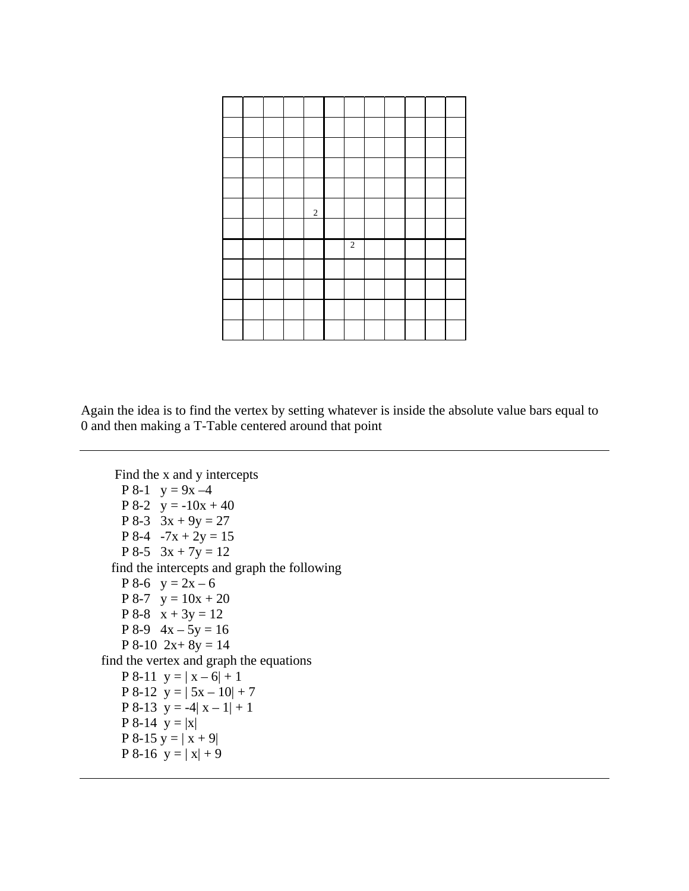Again the idea is to find the vertex by setting whatever is inside the absolute value bars equal to 0 and then making a T-Table centered around that point

---

Find the x and y intercepts

- P 8-1 $y = 9x - 4$
- P 8-2 $y = -10x + 40$
- P 8-3 $3x + 9y = 27$
- P 8-4 $-7x + 2y = 15$
- P 8-5 $3x + 7y = 12$

find the intercepts and graph the following

- P 8-6 $y = 2x - 6$
- P 8-7 $y = 10x + 20$
- P 8-8 $x + 3y = 12$
- P 8-9 $4x - 5y = 16$
- P 8-10 $2x + 8y = 14$

find the vertex and graph the equations

- P 8-11 $y = | x - 6| + 1$
- P 8-12 $y = | 5x - 10| + 7$
- P 8-13 $y = -4| x - 1| + 1$
- P 8-14 $y = |x|$
- P 8-15 $y = | x + 9|$
- P 8-16 $y = | x| + 9$

---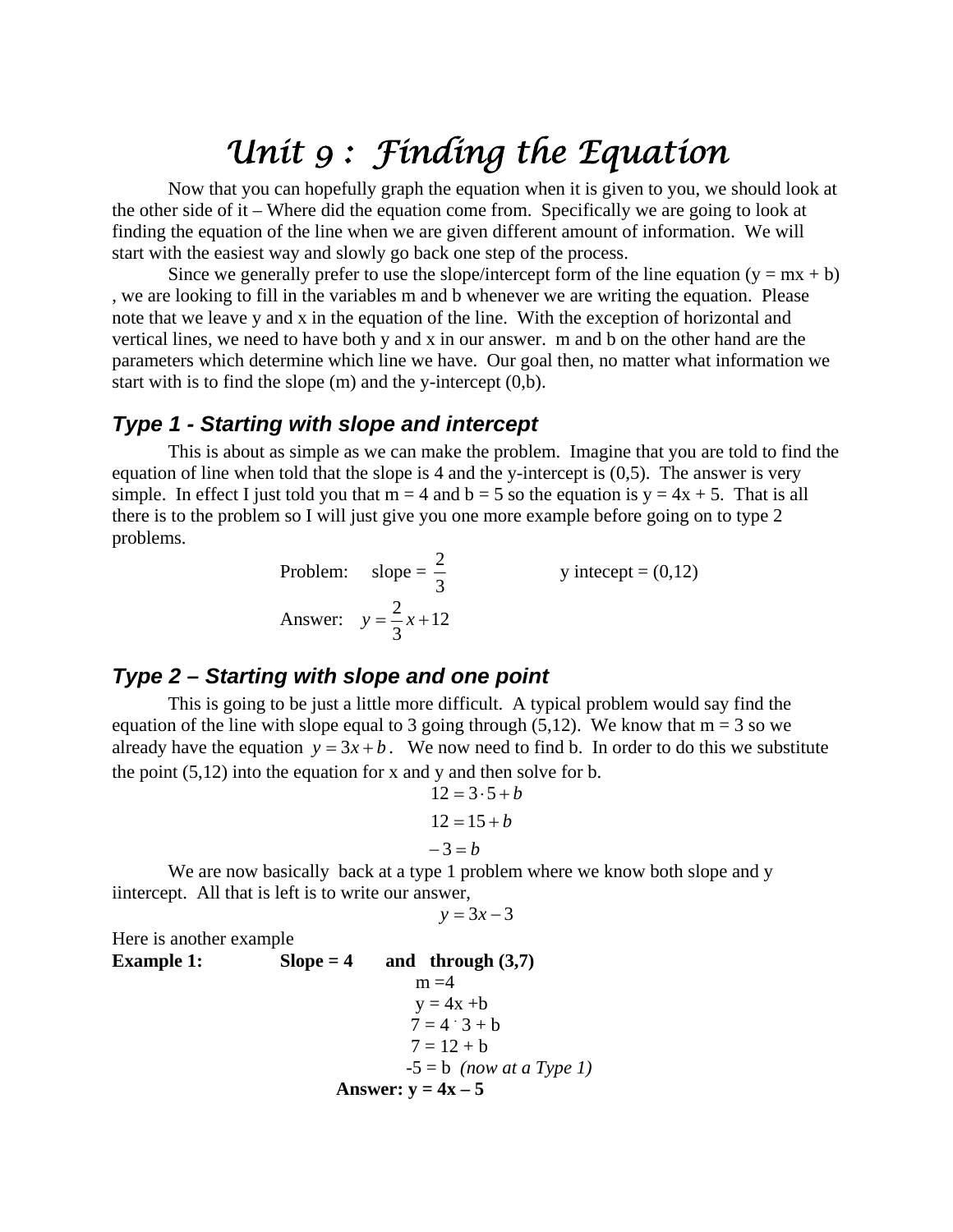# Unit 9 : Finding the Equation

Now that you can hopefully graph the equation when it is given to you, we should look at the other side of it – Where did the equation come from. Specifically we are going to look at finding the equation of the line when we are given different amount of information. We will start with the easiest way and slowly go back one step of the process.

Since we generally prefer to use the slope/intercept form of the line equation (y = mx + b) , we are looking to fill in the variables m and b whenever we are writing the equation. Please note that we leave y and x in the equation of the line. With the exception of horizontal and vertical lines, we need to have both y and x in our answer. m and b on the other hand are the parameters which determine which line we have. Our goal then, no matter what information we start with is to find the slope (m) and the y-intercept (0,b).

## *Type 1 - Starting with slope and intercept*

This is about as simple as we can make the problem. Imagine that you are told to find the equation of line when told that the slope is 4 and the y-intercept is (0,5). The answer is very simple. In effect I just told you that m = 4 and b = 5 so the equation is y = 4x + 5. That is all there is to the problem so I will just give you one more example before going on to type 2 problems.

Problem: slope = $\frac{2}{3}$ y intecept = (0,12)

Answer: $y = \frac{2}{3}x + 12$

## *Type 2 – Starting with slope and one point*

This is going to be just a little more difficult. A typical problem would say find the equation of the line with slope equal to 3 going through (5,12). We know that m = 3 so we already have the equation $y = 3x + b$. We now need to find b. In order to do this we substitute the point (5,12) into the equation for x and y and then solve for b.

$$12 = 3 \cdot 5 + b$$

$$12 = 15 + b$$

$$-3 = b$$

We are now basically back at a type 1 problem where we know both slope and y iintercept. All that is left is to write our answer,

$$y = 3x - 3$$

Here is another example

**Example 1: Slope = 4 and through (3,7)**

m =4

y = 4x +b

7 = 4 · 3 + b

7 = 12 + b

-5 = b *(now at a Type 1)*

**Answer: y = 4x – 5**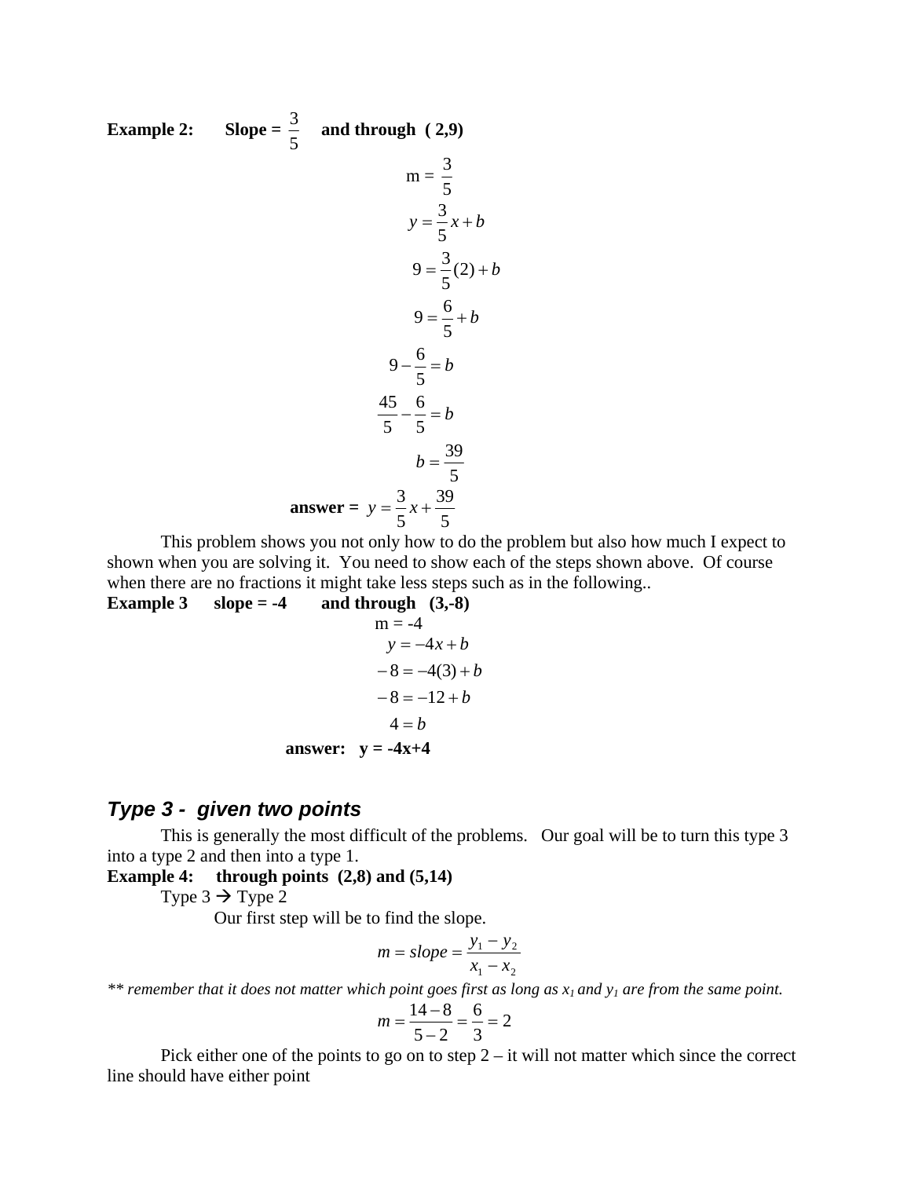**Example 2:** **Slope = $\frac{3}{5}$ and through ( 2,9)**

$$m = \frac{3}{5}$$

$$y = \frac{3}{5}x + b$$

$$9 = \frac{3}{5}(2) + b$$

$$9 = \frac{6}{5} + b$$

$$9 - \frac{6}{5} = b$$

$$\frac{45}{5} - \frac{6}{5} = b$$

$$b = \frac{39}{5}$$

**answer =** $y = \frac{3}{5}x + \frac{39}{5}$

This problem shows you not only how to do the problem but also how much I expect to shown when you are solving it. You need to show each of the steps shown above. Of course when there are no fractions it might take less steps such as in the following..

**Example 3** **slope = -4** **and through (3,-8)**

$$m = -4$$

$$y = -4x + b$$

$$-8 = -4(3) + b$$

$$-8 = -12 + b$$

$$4 = b$$

**answer: y = -4x+4**

## *Type 3 - given two points*

This is generally the most difficult of the problems. Our goal will be to turn this type 3 into a type 2 and then into a type 1.

**Example 4:** **through points (2,8) and (5,14)**

Type 3 → Type 2

Our first step will be to find the slope.

$$m = slope = \frac{y_1 - y_2}{x_1 - x_2}$$

*** remember that it does not matter which point goes first as long as $x_1$ and $y_1$ are from the same point.*

$$m = \frac{14 - 8}{5 - 2} = \frac{6}{3} = 2$$

Pick either one of the points to go on to step 2 – it will not matter which since the correct line should have either point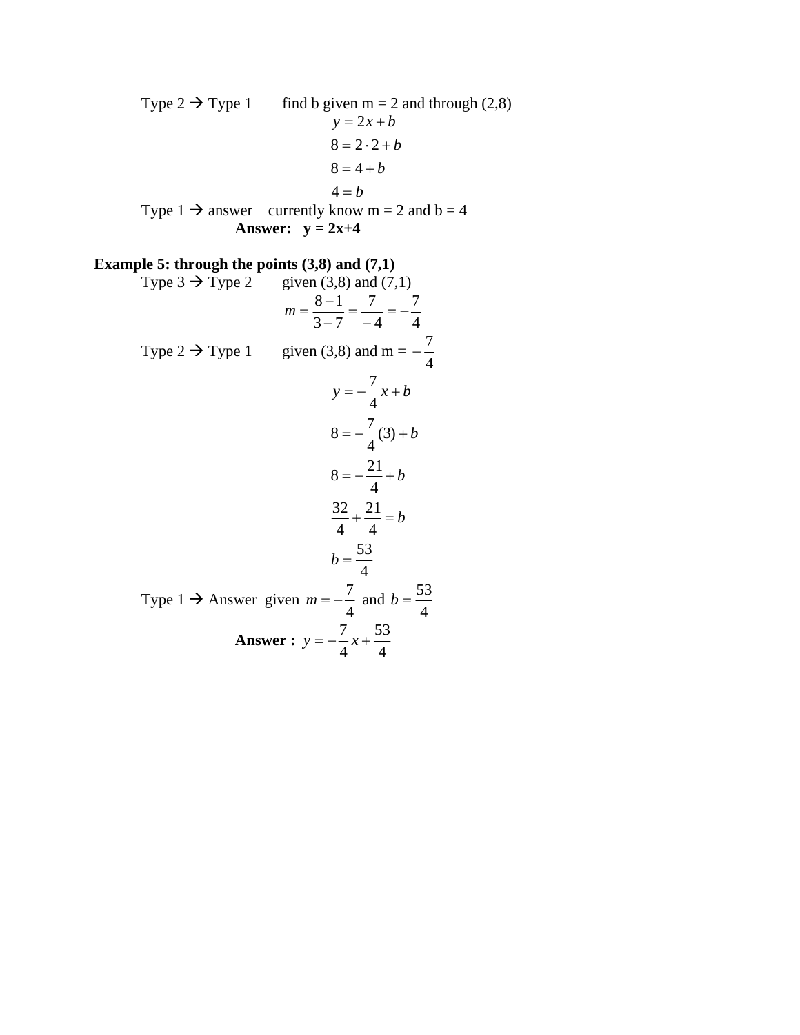Type 2 → Type 1 find b given m = 2 and through (2,8)

$$y = 2x + b$$

$$8 = 2 \cdot 2 + b$$

$$8 = 4 + b$$

$$4 = b$$

Type 1 → answer currently know m = 2 and b = 4

**Answer: y = 2x+4**

**Example 5: through the points (3,8) and (7,1)**

Type 3 → Type 2 given (3,8) and (7,1)

$$m = \frac{8-1}{3-7} = \frac{7}{-4} = -\frac{7}{4}$$

Type 2 → Type 1 given (3,8) and m = $-\frac{7}{4}$

$$y = -\frac{7}{4}x + b$$

$$8 = -\frac{7}{4}(3) + b$$

$$8 = -\frac{21}{4} + b$$

$$\frac{32}{4} + \frac{21}{4} = b$$

$$b = \frac{53}{4}$$

Type 1 → Answer given $m = -\frac{7}{4}$ and $b = \frac{53}{4}$

**Answer :** $y = -\frac{7}{4}x + \frac{53}{4}$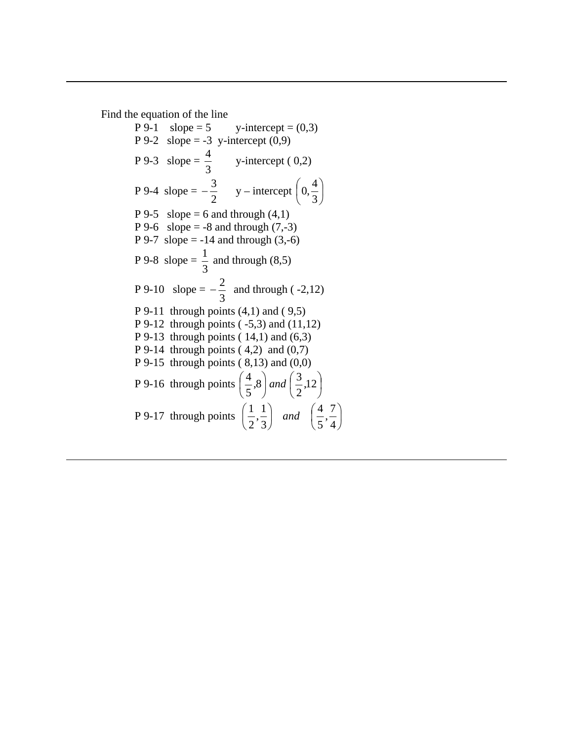Find the equation of the line

P 9-1 slope = 5 y-intercept = (0,3)

P 9-2 slope = -3 y-intercept (0,9)

P 9-3 slope = $\frac{4}{3}$ y-intercept ( 0,2)

P 9-4 slope = $-\frac{3}{2}$ y – intercept $\left(0, \frac{4}{3}\right)$

P 9-5 slope = 6 and through (4,1)

P 9-6 slope = -8 and through (7,-3)

P 9-7 slope = -14 and through (3,-6)

P 9-8 slope = $\frac{1}{3}$ and through (8,5)

P 9-10 slope = $-\frac{2}{3}$ and through ( -2,12)

P 9-11 through points (4,1) and ( 9,5)

P 9-12 through points ( -5,3) and (11,12)

P 9-13 through points ( 14,1) and (6,3)

P 9-14 through points ( 4,2) and (0,7)

P 9-15 through points ( 8,13) and (0,0)

P 9-16 through points $\left(\frac{4}{5}, 8\right)$ *and* $\left(\frac{3}{2}, 12\right)$

P 9-17 through points $\left(\frac{1}{2}, \frac{1}{3}\right)$ *and* $\left(\frac{4}{5}, \frac{7}{4}\right)$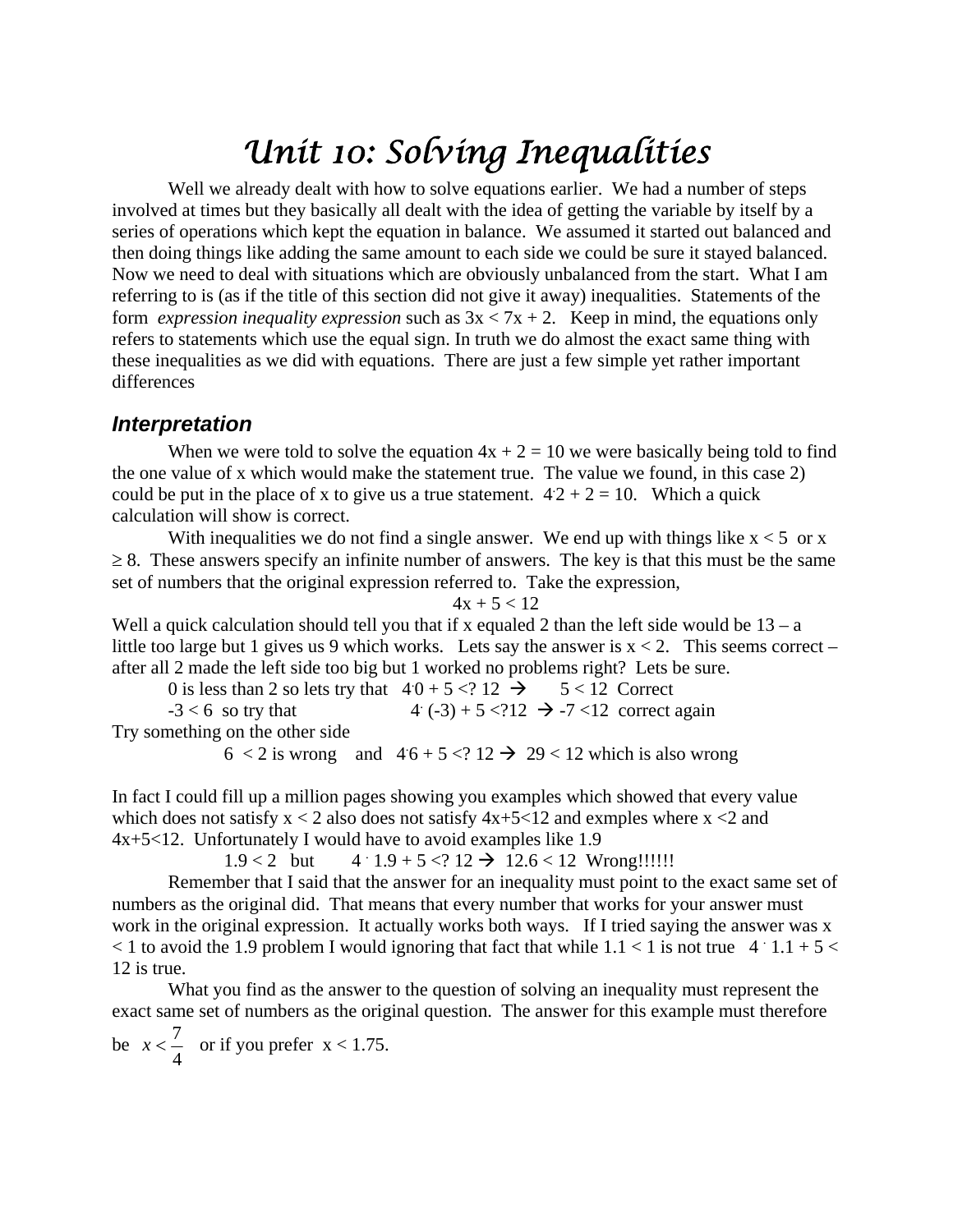# Unit 10: Solving Inequalities

Well we already dealt with how to solve equations earlier. We had a number of steps involved at times but they basically all dealt with the idea of getting the variable by itself by a series of operations which kept the equation in balance. We assumed it started out balanced and then doing things like adding the same amount to each side we could be sure it stayed balanced. Now we need to deal with situations which are obviously unbalanced from the start. What I am referring to is (as if the title of this section did not give it away) inequalities. Statements of the form *expression inequality expression* such as $3x < 7x + 2$. Keep in mind, the equations only refers to statements which use the equal sign. In truth we do almost the exact same thing with these inequalities as we did with equations. There are just a few simple yet rather important differences

## Interpretation

When we were told to solve the equation $4x + 2 = 10$ we were basically being told to find the one value of x which would make the statement true. The value we found, in this case 2) could be put in the place of x to give us a true statement. $4 \cdot 2 + 2 = 10$. Which a quick calculation will show is correct.

With inequalities we do not find a single answer. We end up with things like $x < 5$ or $x \geq 8$. These answers specify an infinite number of answers. The key is that this must be the same set of numbers that the original expression referred to. Take the expression,

$$4x + 5 < 12$$

Well a quick calculation should tell you that if x equaled 2 than the left side would be 13 – a little too large but 1 gives us 9 which works. Lets say the answer is $x < 2$. This seems correct – after all 2 made the left side too big but 1 worked no problems right? Lets be sure.

0 is less than 2 so lets try that $4 \cdot 0 + 5 <? 12 \rightarrow 5 < 12$ Correct

$-3 < 6$ so try that $4 \cdot (-3) + 5 <? 12 \rightarrow -7 < 12$ correct again

Try something on the other side

$6 < 2$ is wrong and $4 \cdot 6 + 5 <? 12 \rightarrow 29 < 12$ which is also wrong

In fact I could fill up a million pages showing you examples which showed that every value which does not satisfy $x < 2$ also does not satisfy $4x+5<12$ and exmples where $x <2$ and $4x+5<12$. Unfortunately I would have to avoid examples like 1.9

$1.9 < 2$ but $4 \cdot 1.9 + 5 <? 12 \rightarrow 12.6 < 12$ Wrong!!!!!!

Remember that I said that the answer for an inequality must point to the exact same set of numbers as the original did. That means that every number that works for your answer must work in the original expression. It actually works both ways. If I tried saying the answer was $x < 1$ to avoid the 1.9 problem I would ignoring that fact that while $1.1 < 1$ is not true $4 \cdot 1.1 + 5 < 12$ is true.

What you find as the answer to the question of solving an inequality must represent the exact same set of numbers as the original question. The answer for this example must therefore be $x < \frac{7}{4}$ or if you prefer $x < 1.75$.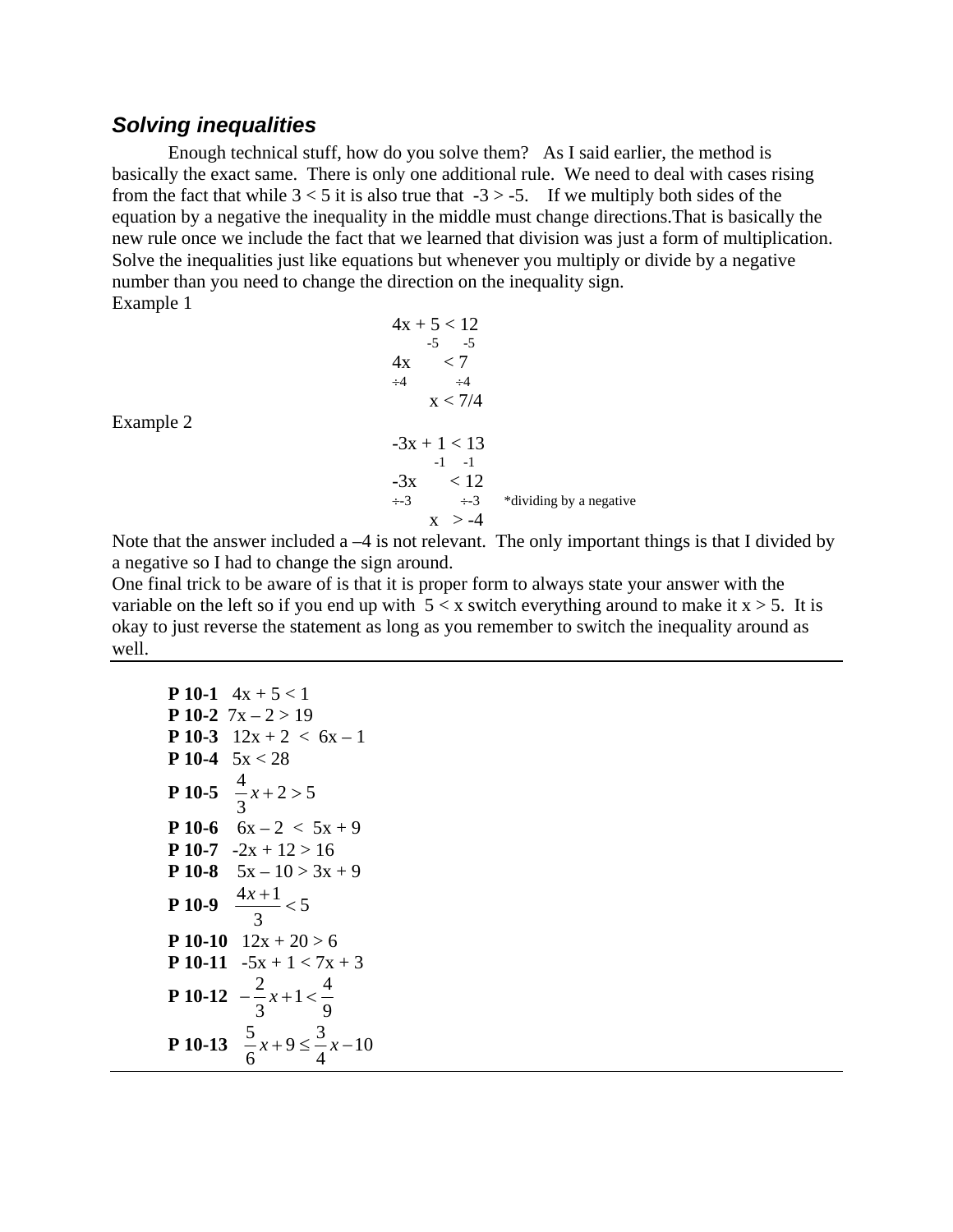### *Solving inequalities*

Enough technical stuff, how do you solve them? As I said earlier, the method is basically the exact same. There is only one additional rule. We need to deal with cases rising from the fact that while $3 < 5$ it is also true that $-3 > -5$. If we multiply both sides of the equation by a negative the inequality in the middle must change directions.That is basically the new rule once we include the fact that we learned that division was just a form of multiplication. Solve the inequalities just like equations but whenever you multiply or divide by a negative number than you need to change the direction on the inequality sign.

Example 1

$$4x + 5 < 12$$
$$-5 \quad -5$$
$$4x < 7$$
$$\div 4 \quad \div 4$$
$$x < 7/4$$

Example 2

$$-3x + 1 < 13$$
$$-1 \quad -1$$
$$-3x < 12$$
$$\div -3 \quad \div -3 \qquad \text{*dividing by a negative}$$
$$x > -4$$

Note that the answer included a –4 is not relevant. The only important things is that I divided by a negative so I had to change the sign around.

One final trick to be aware of is that it is proper form to always state your answer with the variable on the left so if you end up with $5 < x$ switch everything around to make it $x > 5$. It is okay to just reverse the statement as long as you remember to switch the inequality around as well.

---

**P 10-1** $4x + 5 < 1$

**P 10-2** $7x – 2 > 19$

**P 10-3** $12x + 2 < 6x – 1$

**P 10-4** $5x < 28$

**P 10-5** $\frac{4}{3}x + 2 > 5$

**P 10-6** $6x – 2 < 5x + 9$

**P 10-7** $-2x + 12 > 16$

**P 10-8** $5x – 10 > 3x + 9$

**P 10-9** $\frac{4x+1}{3} < 5$

**P 10-10** $12x + 20 > 6$

**P 10-11** $-5x + 1 < 7x + 3$

**P 10-12** $-\frac{2}{3}x + 1 < \frac{4}{9}$

**P 10-13** $\frac{5}{6}x + 9 \le \frac{3}{4}x - 10$

---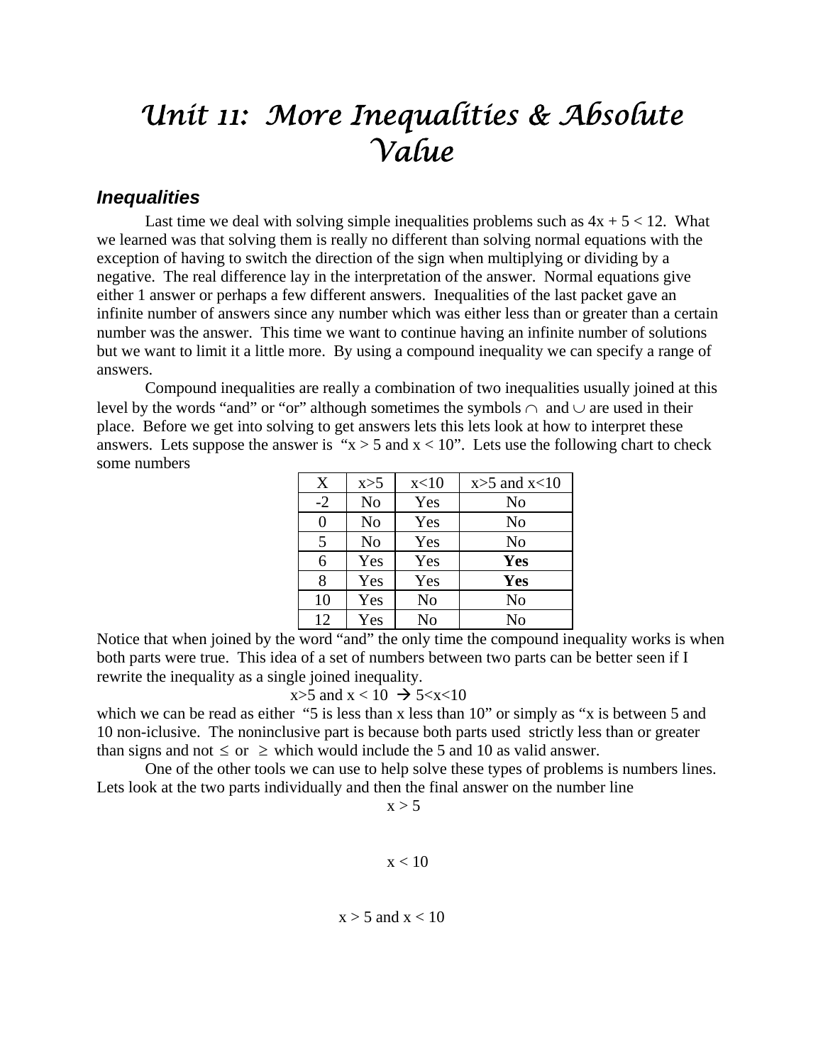# Unit 11: More Inequalities & Absolute Value

### Inequalities

Last time we deal with solving simple inequalities problems such as $4x + 5 < 12$. What we learned was that solving them is really no different than solving normal equations with the exception of having to switch the direction of the sign when multiplying or dividing by a negative. The real difference lay in the interpretation of the answer. Normal equations give either 1 answer or perhaps a few different answers. Inequalities of the last packet gave an infinite number of answers since any number which was either less than or greater than a certain number was the answer. This time we want to continue having an infinite number of solutions but we want to limit it a little more. By using a compound inequality we can specify a range of answers.

Compound inequalities are really a combination of two inequalities usually joined at this level by the words "and" or "or" although sometimes the symbols $\cap$ and $\cup$ are used in their place. Before we get into solving to get answers lets this lets look at how to interpret these answers. Lets suppose the answer is "$x > 5$ and $x < 10$". Lets use the following chart to check some numbers

| X | x>5 | x<10 | x>5 and x<10 |
|---|---|---|---|
| -2 | No | Yes | No |
| 0 | No | Yes | No |
| 5 | No | Yes | No |
| 6 | Yes | Yes | **Yes** |
| 8 | Yes | Yes | **Yes** |
| 10 | Yes | No | No |
| 12 | Yes | No | No |

Notice that when joined by the word "and" the only time the compound inequality works is when both parts were true. This idea of a set of numbers between two parts can be better seen if I rewrite the inequality as a single joined inequality.

$$x>5 \text{ and } x < 10 \rightarrow 5<x<10$$

which we can be read as either "5 is less than x less than 10" or simply as "x is between 5 and 10 non-iclusive. The noninclusive part is because both parts used strictly less than or greater than signs and not $\leq$ or $\geq$ which would include the 5 and 10 as valid answer.

One of the other tools we can use to help solve these types of problems is numbers lines. Lets look at the two parts individually and then the final answer on the number line

$x > 5$

$x < 10$

$x > 5$ and $x < 10$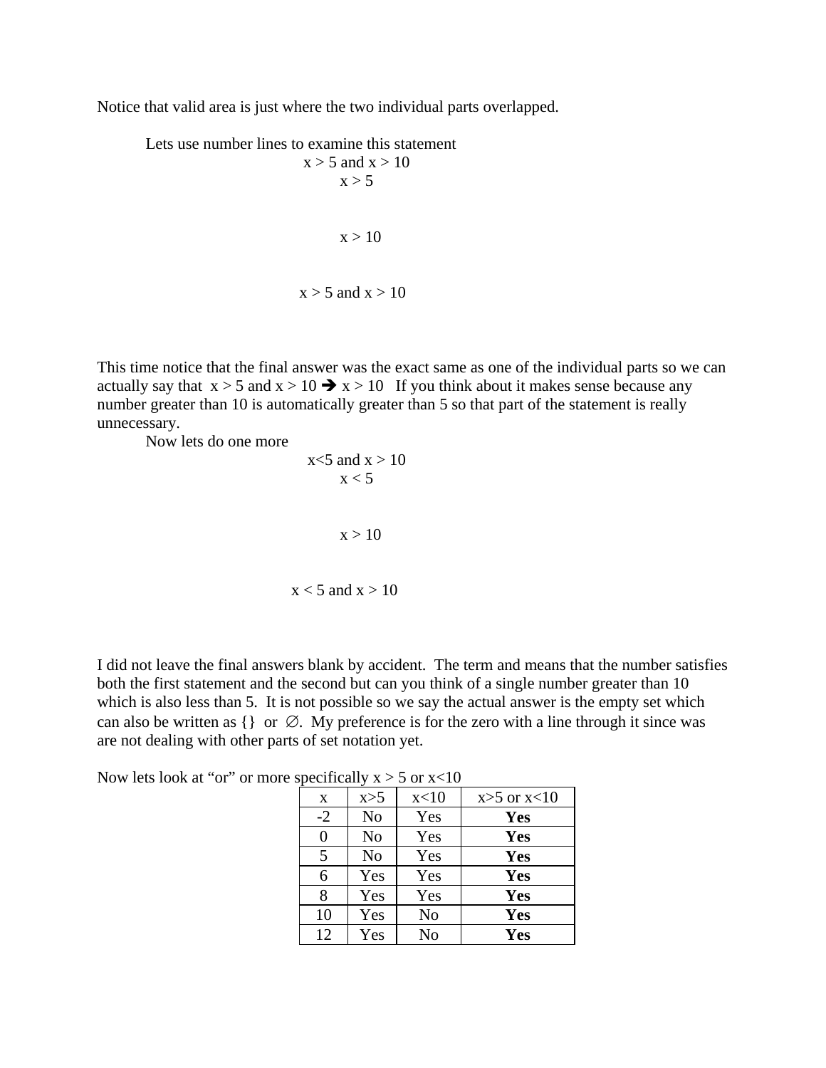Notice that valid area is just where the two individual parts overlapped.

Lets use number lines to examine this statement

$x > 5$ and $x > 10$

$x > 5$

$x > 10$

$x > 5$ and $x > 10$

This time notice that the final answer was the exact same as one of the individual parts so we can actually say that $x > 5$ and $x > 10 \Rightarrow x > 10$ If you think about it makes sense because any number greater than 10 is automatically greater than 5 so that part of the statement is really unnecessary.

Now lets do one more

$x<5$ and $x > 10$

$x < 5$

$x > 10$

$x < 5$ and $x > 10$

I did not leave the final answers blank by accident. The term and means that the number satisfies both the first statement and the second but can you think of a single number greater than 10 which is also less than 5. It is not possible so we say the actual answer is the empty set which can also be written as {} or $\varnothing$. My preference is for the zero with a line through it since was are not dealing with other parts of set notation yet.

Now lets look at "or" or more specifically $x > 5$ or $x<10$

| x | x>5 | x<10 | x>5 or x<10 |
|---|---|---|---|
| -2 | No | Yes | **Yes** |
| 0 | No | Yes | **Yes** |
| 5 | No | Yes | **Yes** |
| 6 | Yes | Yes | **Yes** |
| 8 | Yes | Yes | **Yes** |
| 10 | Yes | No | **Yes** |
| 12 | Yes | No | **Yes** |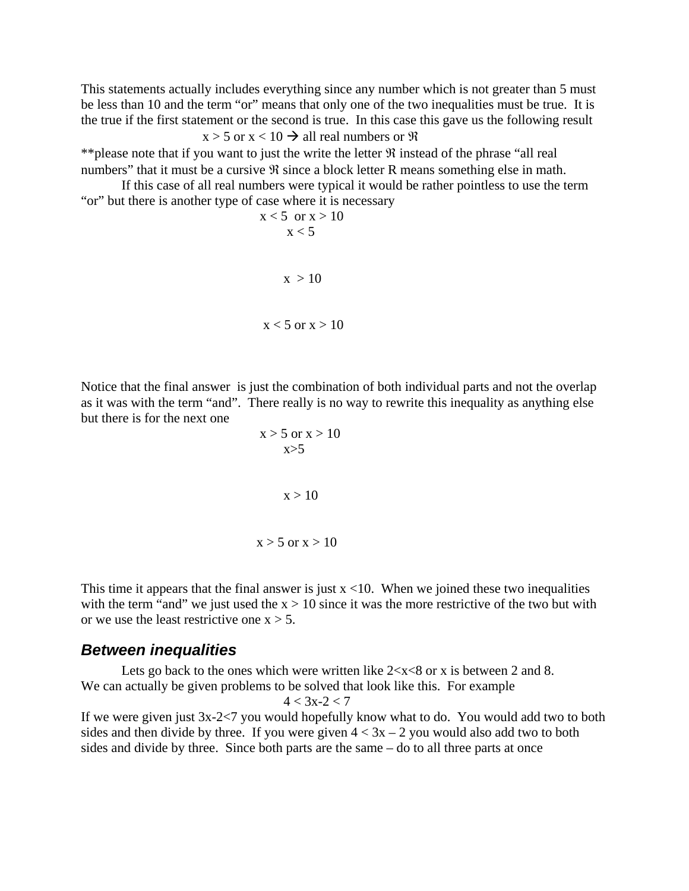This statements actually includes everything since any number which is not greater than 5 must be less than 10 and the term "or" means that only one of the two inequalities must be true. It is the true if the first statement or the second is true. In this case this gave us the following result

$$x > 5 \text{ or } x < 10 \rightarrow \text{all real numbers or } \Re$$

**please note that if you want to just the write the letter $\Re$ instead of the phrase "all real numbers" that it must be a cursive $\Re$ since a block letter R means something else in math.

If this case of all real numbers were typical it would be rather pointless to use the term "or" but there is another type of case where it is necessary

$$x < 5 \text{ or } x > 10$$

$$x < 5$$

$$x > 10$$

$$x < 5 \text{ or } x > 10$$

Notice that the final answer is just the combination of both individual parts and not the overlap as it was with the term "and". There really is no way to rewrite this inequality as anything else but there is for the next one

$$x > 5 \text{ or } x > 10$$

$$x>5$$

$$x > 10$$

$$x > 5 \text{ or } x > 10$$

This time it appears that the final answer is just $x < 10$. When we joined these two inequalities with the term "and" we just used the $x > 10$ since it was the more restrictive of the two but with or we use the least restrictive one $x > 5$.

## Between inequalities

Lets go back to the ones which were written like $2<x<8$ or x is between 2 and 8. We can actually be given problems to be solved that look like this. For example

$$4 < 3x-2 < 7$$

If we were given just $3x-2<7$ you would hopefully know what to do. You would add two to both sides and then divide by three. If you were given $4 < 3x - 2$ you would also add two to both sides and divide by three. Since both parts are the same – do to all three parts at once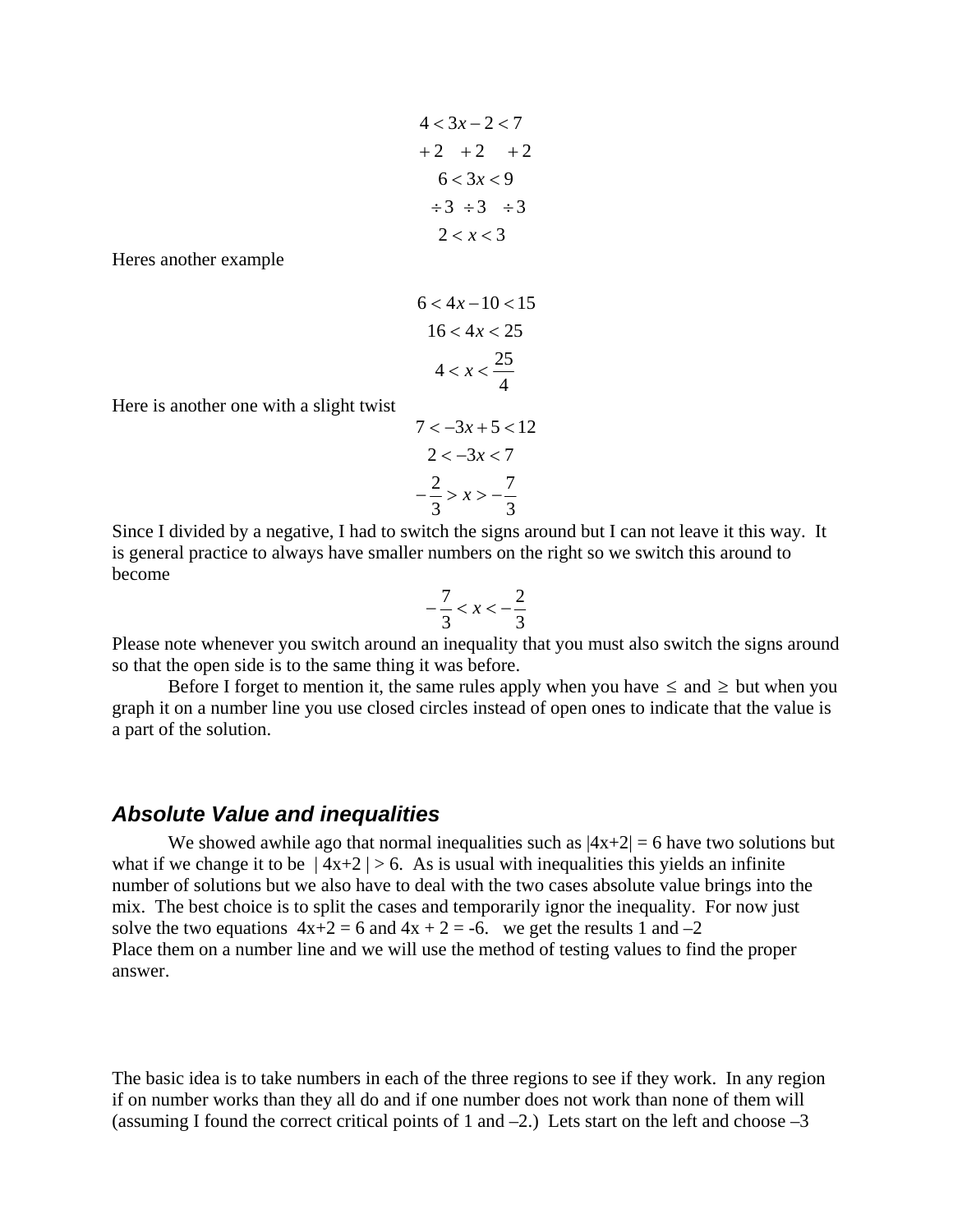$$4 < 3x - 2 < 7$$
$$+2 \quad +2 \quad +2$$
$$6 < 3x < 9$$
$$\div 3 \quad \div 3 \quad \div 3$$
$$2 < x < 3$$

Heres another example

$$6 < 4x - 10 < 15$$
$$16 < 4x < 25$$
$$4 < x < \frac{25}{4}$$

Here is another one with a slight twist

$$7 < -3x + 5 < 12$$
$$2 < -3x < 7$$
$$-\frac{2}{3} > x > -\frac{7}{3}$$

Since I divided by a negative, I had to switch the signs around but I can not leave it this way. It is general practice to always have smaller numbers on the right so we switch this around to become

$$-\frac{7}{3} < x < -\frac{2}{3}$$

Please note whenever you switch around an inequality that you must also switch the signs around so that the open side is to the same thing it was before.

Before I forget to mention it, the same rules apply when you have $\leq$ and $\geq$ but when you graph it on a number line you use closed circles instead of open ones to indicate that the value is a part of the solution.

### *Absolute Value and inequalities*

We showed awhile ago that normal inequalities such as $|4x+2| = 6$ have two solutions but what if we change it to be $|4x+2| > 6$. As is usual with inequalities this yields an infinite number of solutions but we also have to deal with the two cases absolute value brings into the mix. The best choice is to split the cases and temporarily ignor the inequality. For now just solve the two equations $4x+2 = 6$ and $4x + 2 = -6$. we get the results 1 and –2

Place them on a number line and we will use the method of testing values to find the proper answer.

The basic idea is to take numbers in each of the three regions to see if they work. In any region if on number works than they all do and if one number does not work than none of them will (assuming I found the correct critical points of 1 and –2.) Lets start on the left and choose –3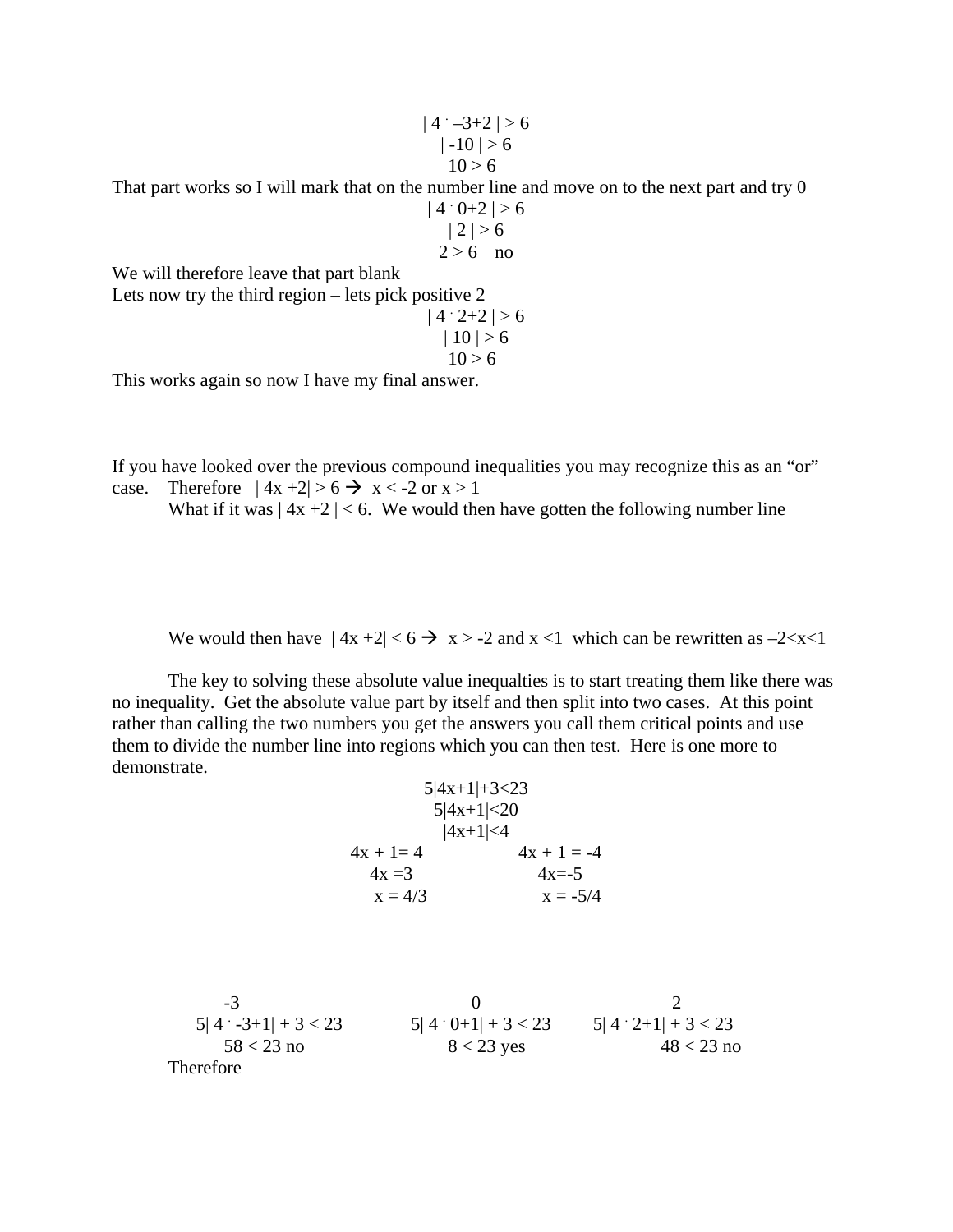$$| 4 \cdot -3+2 | > 6$$
$$| -10 | > 6$$
$$10 > 6$$

That part works so I will mark that on the number line and move on to the next part and try 0

$$| 4 \cdot 0+2 | > 6$$
$$| 2 | > 6$$
$$2 > 6 \quad \text{no}$$

We will therefore leave that part blank

Lets now try the third region – lets pick positive 2

$$| 4 \cdot 2+2 | > 6$$
$$| 10 | > 6$$
$$10 > 6$$

This works again so now I have my final answer.

If you have looked over the previous compound inequalities you may recognize this as an "or" case. Therefore $| 4x +2| > 6 \rightarrow x < -2$ or $x > 1$

What if it was $| 4x +2 | < 6$. We would then have gotten the following number line

We would then have $| 4x +2| < 6 \rightarrow x > -2$ and $x <1$ which can be rewritten as $-2<x<1$

The key to solving these absolute value inequalties is to start treating them like there was no inequality. Get the absolute value part by itself and then split into two cases. At this point rather than calling the two numbers you get the answers you call them critical points and use them to divide the number line into regions which you can then test. Here is one more to demonstrate.

$$5|4x+1|+3<23$$
$$5|4x+1|<20$$
$$|4x+1|<4$$

| | |
|---|---|
| $4x + 1= 4$ | $4x + 1 = -4$ |
| $4x =3$ | $4x=-5$ |
| $x = 4/3$ | $x = -5/4$ |

| -3 | 0 | 2 |
|---|---|---|
| $5\| 4 \cdot -3+1\| + 3 < 23$ | $5\| 4 \cdot 0+1\| + 3 < 23$ | $5\| 4 \cdot 2+1\| + 3 < 23$ |
| $58 < 23$ no | $8 < 23$ yes | $48 < 23$ no |

Therefore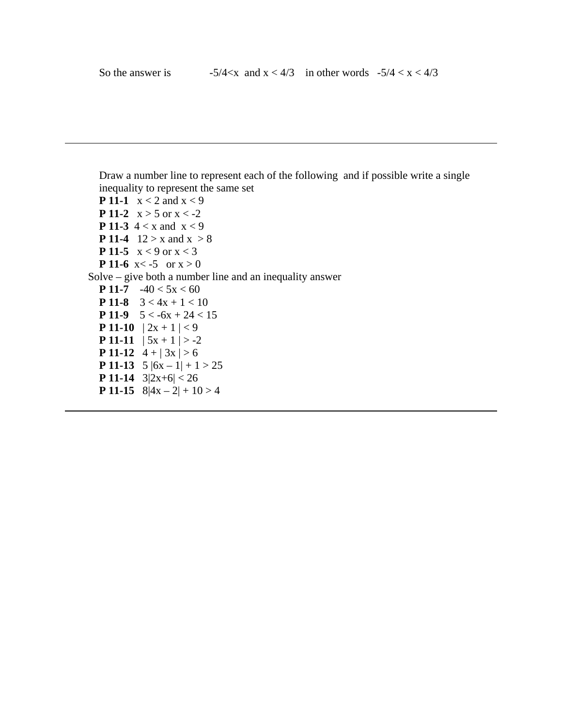So the answer is $-5/4<x$ and $x < 4/3$ in other words $-5/4 < x < 4/3$

---

Draw a number line to represent each of the following and if possible write a single inequality to represent the same set

**P 11-1** $x < 2$ and $x < 9$

**P 11-2** $x > 5$ or $x < -2$

**P 11-3** $4 < x$ and $x < 9$

**P 11-4** $12 > x$ and $x > 8$

**P 11-5** $x < 9$ or $x < 3$

**P 11-6** $x< -5$ or $x > 0$

Solve – give both a number line and an inequality answer

**P 11-7** $-40 < 5x < 60$

**P 11-8** $3 < 4x + 1 < 10$

**P 11-9** $5 < -6x + 24 < 15$

**P 11-10** $| 2x + 1 | < 9$

**P 11-11** $| 5x + 1 | > -2$

**P 11-12** $4 + | 3x | > 6$

**P 11-13** $5 |6x – 1| + 1 > 25$

**P 11-14** $3|2x+6| < 26$

**P 11-15** $8|4x – 2| + 10 > 4$

---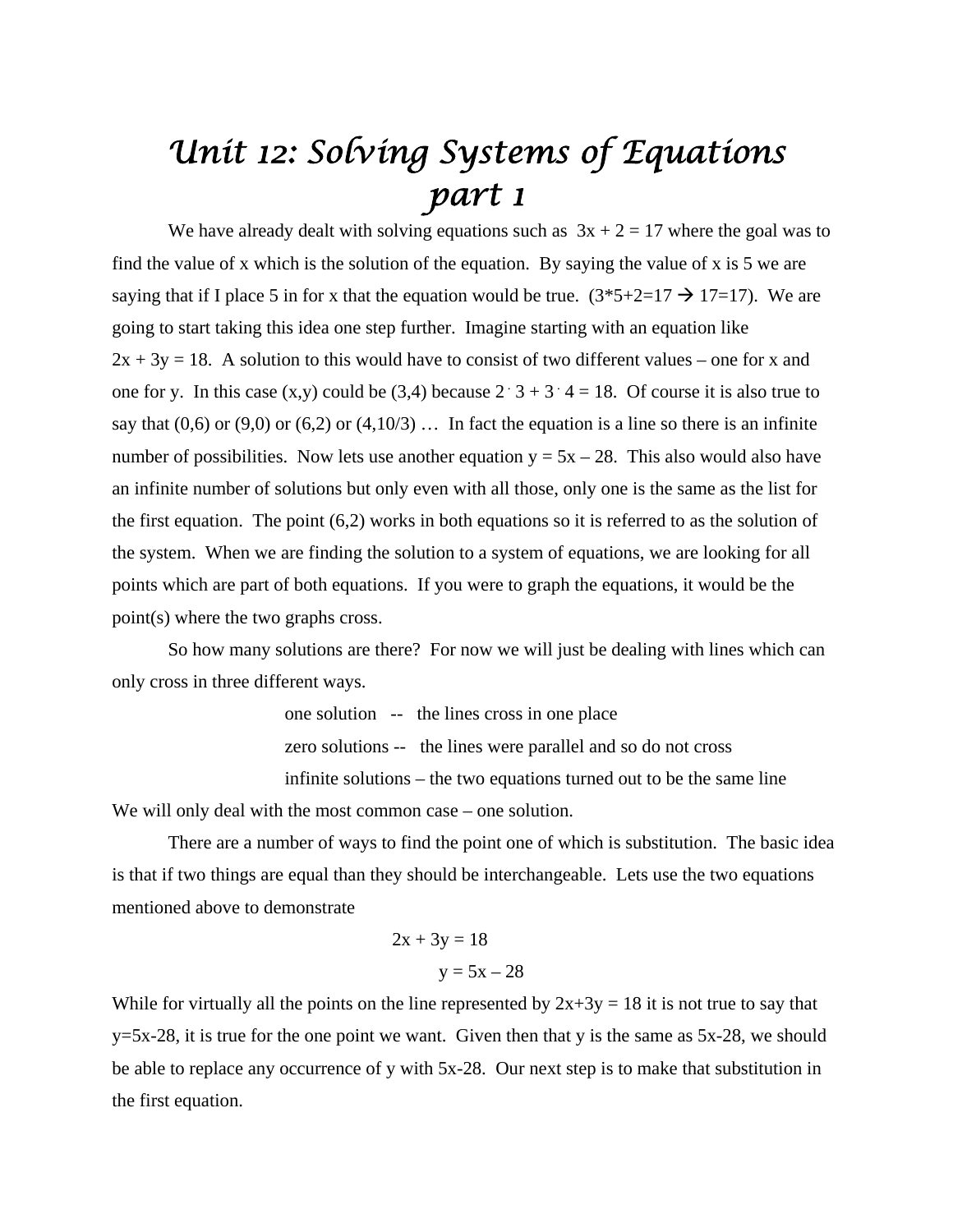# Unit 12: Solving Systems of Equations part 1

We have already dealt with solving equations such as $3x + 2 = 17$ where the goal was to find the value of x which is the solution of the equation. By saying the value of x is 5 we are saying that if I place 5 in for x that the equation would be true. ($3*5+2=17 \rightarrow 17=17$). We are going to start taking this idea one step further. Imagine starting with an equation like $2x + 3y = 18$. A solution to this would have to consist of two different values – one for x and one for y. In this case (x,y) could be (3,4) because $2 \cdot 3 + 3 \cdot 4 = 18$. Of course it is also true to say that (0,6) or (9,0) or (6,2) or (4,10/3) … In fact the equation is a line so there is an infinite number of possibilities. Now lets use another equation $y = 5x – 28$. This also would also have an infinite number of solutions but only even with all those, only one is the same as the list for the first equation. The point (6,2) works in both equations so it is referred to as the solution of the system. When we are finding the solution to a system of equations, we are looking for all points which are part of both equations. If you were to graph the equations, it would be the point(s) where the two graphs cross.

So how many solutions are there? For now we will just be dealing with lines which can only cross in three different ways.

> one solution -- the lines cross in one place
>
> zero solutions -- the lines were parallel and so do not cross
>
> infinite solutions – the two equations turned out to be the same line

We will only deal with the most common case – one solution.

There are a number of ways to find the point one of which is substitution. The basic idea is that if two things are equal than they should be interchangeable. Lets use the two equations mentioned above to demonstrate

$$2x + 3y = 18$$

$$y = 5x – 28$$

While for virtually all the points on the line represented by $2x+3y = 18$ it is not true to say that $y=5x-28$, it is true for the one point we want. Given then that y is the same as $5x-28$, we should be able to replace any occurrence of y with $5x-28$. Our next step is to make that substitution in the first equation.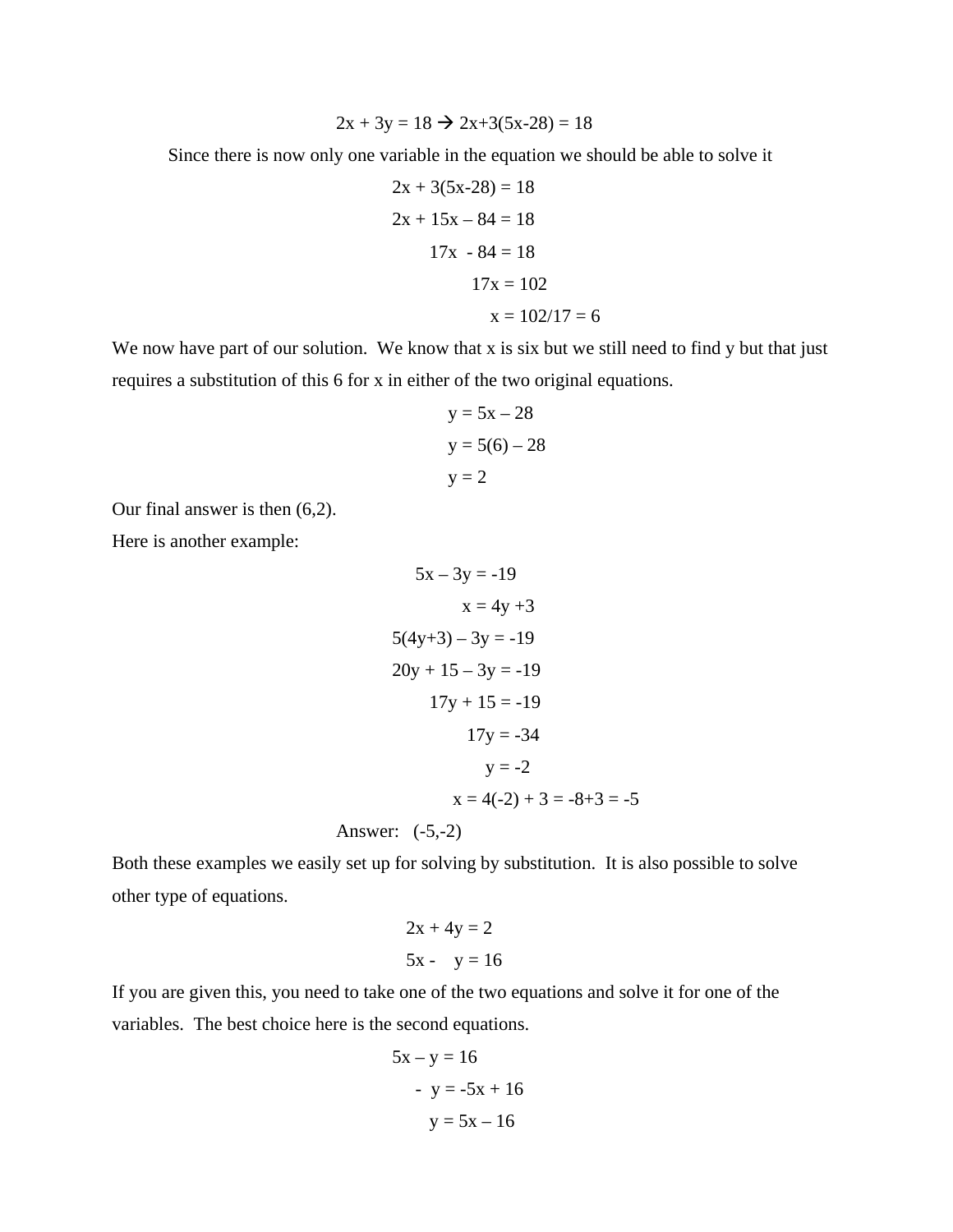$$2x + 3y = 18 \rightarrow 2x+3(5x-28) = 18$$

Since there is now only one variable in the equation we should be able to solve it

$$2x + 3(5x-28) = 18$$
$$2x + 15x - 84 = 18$$
$$17x - 84 = 18$$
$$17x = 102$$
$$x = 102/17 = 6$$

We now have part of our solution. We know that x is six but we still need to find y but that just requires a substitution of this 6 for x in either of the two original equations.

$$y = 5x - 28$$
$$y = 5(6) - 28$$
$$y = 2$$

Our final answer is then (6,2).

Here is another example:

$$5x - 3y = -19$$
$$x = 4y + 3$$
$$5(4y+3) - 3y = -19$$
$$20y + 15 - 3y = -19$$
$$17y + 15 = -19$$
$$17y = -34$$
$$y = -2$$
$$x = 4(-2) + 3 = -8+3 = -5$$

Answer: (-5,-2)

Both these examples we easily set up for solving by substitution. It is also possible to solve other type of equations.

$$2x + 4y = 2$$
$$5x - y = 16$$

If you are given this, you need to take one of the two equations and solve it for one of the variables. The best choice here is the second equations.

$$5x - y = 16$$
$$-y = -5x + 16$$
$$y = 5x - 16$$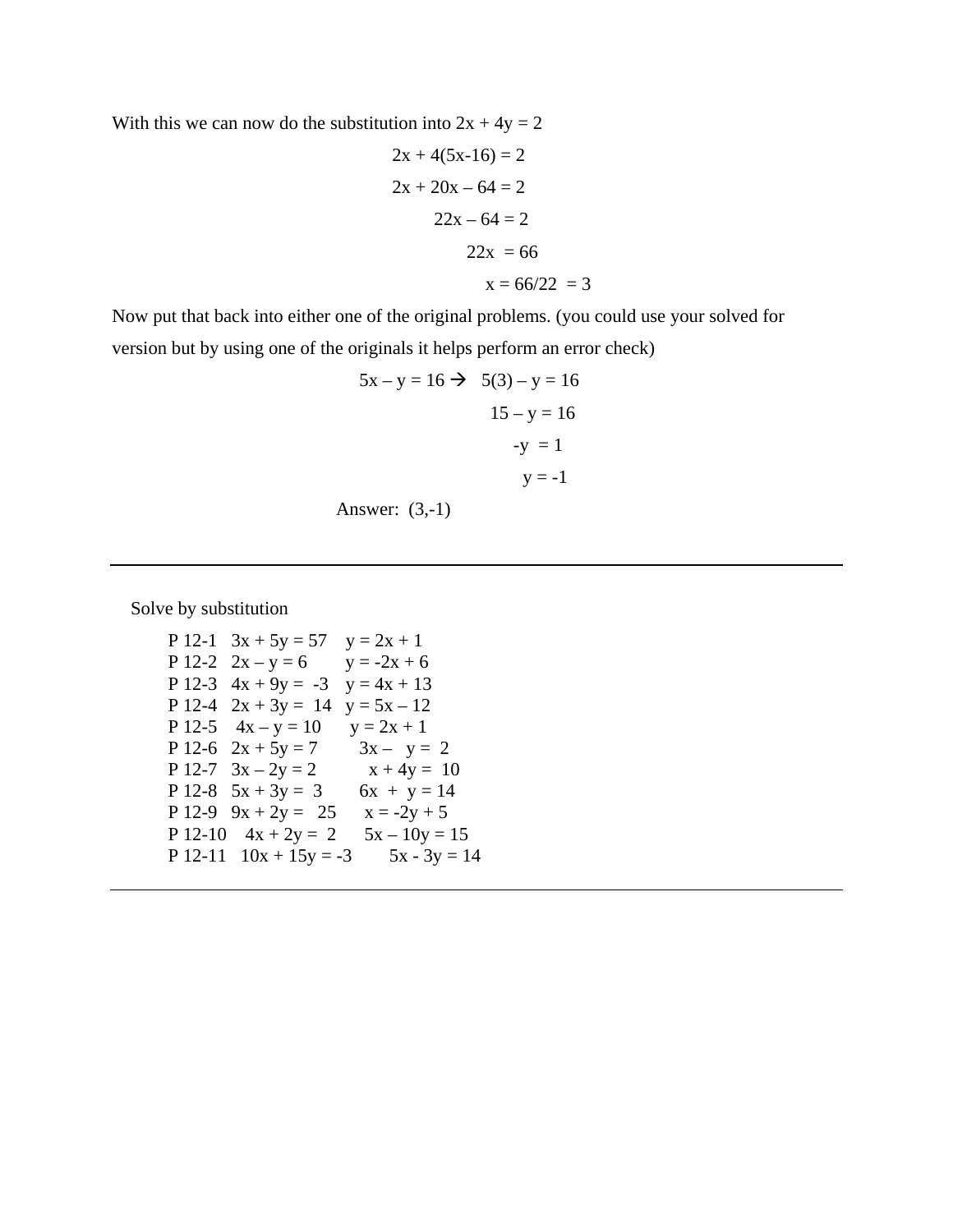With this we can now do the substitution into $2x + 4y = 2$

$$2x + 4(5x-16) = 2$$
$$2x + 20x - 64 = 2$$
$$22x - 64 = 2$$
$$22x = 66$$
$$x = 66/22 = 3$$

Now put that back into either one of the original problems. (you could use your solved for version but by using one of the originals it helps perform an error check)

$$5x - y = 16 \rightarrow 5(3) - y = 16$$
$$15 - y = 16$$
$$-y = 1$$
$$y = -1$$

Answer: (3,-1)

---

Solve by substitution

P 12-1 $3x + 5y = 57$ $y = 2x + 1$
P 12-2 $2x - y = 6$ $y = -2x + 6$
P 12-3 $4x + 9y = -3$ $y = 4x + 13$
P 12-4 $2x + 3y = 14$ $y = 5x - 12$
P 12-5 $4x - y = 10$ $y = 2x + 1$
P 12-6 $2x + 5y = 7$ $3x - y = 2$
P 12-7 $3x - 2y = 2$ $x + 4y = 10$
P 12-8 $5x + 3y = 3$ $6x + y = 14$
P 12-9 $9x + 2y = 25$ $x = -2y + 5$
P 12-10 $4x + 2y = 2$ $5x - 10y = 15$
P 12-11 $10x + 15y = -3$ $5x - 3y = 14$

---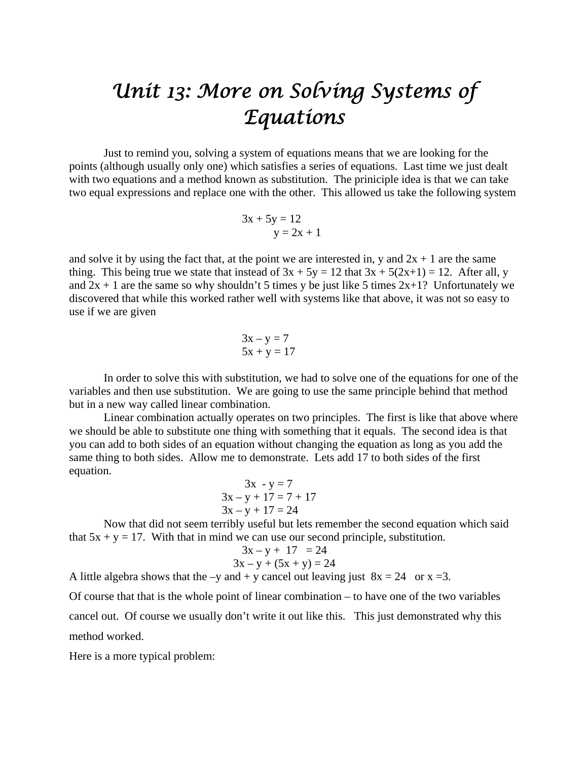# Unit 13: More on Solving Systems of Equations

Just to remind you, solving a system of equations means that we are looking for the points (although usually only one) which satisfies a series of equations. Last time we just dealt with two equations and a method known as substitution. The priniciple idea is that we can take two equal expressions and replace one with the other. This allowed us take the following system

$$3x + 5y = 12$$
$$y = 2x + 1$$

and solve it by using the fact that, at the point we are interested in, y and 2x + 1 are the same thing. This being true we state that instead of $3x + 5y = 12$ that $3x + 5(2x+1) = 12$. After all, y and $2x + 1$ are the same so why shouldn't 5 times y be just like 5 times 2x+1? Unfortunately we discovered that while this worked rather well with systems like that above, it was not so easy to use if we are given

$$3x - y = 7$$
$$5x + y = 17$$

In order to solve this with substitution, we had to solve one of the equations for one of the variables and then use substitution. We are going to use the same principle behind that method but in a new way called linear combination.

Linear combination actually operates on two principles. The first is like that above where we should be able to substitute one thing with something that it equals. The second idea is that you can add to both sides of an equation without changing the equation as long as you add the same thing to both sides. Allow me to demonstrate. Lets add 17 to both sides of the first equation.

$$3x - y = 7$$
$$3x - y + 17 = 7 + 17$$
$$3x - y + 17 = 24$$

Now that did not seem terribly useful but lets remember the second equation which said that $5x + y = 17$. With that in mind we can use our second principle, substitution.

$$3x - y + 17 = 24$$
$$3x - y + (5x + y) = 24$$

A little algebra shows that the $-y$ and $+ y$ cancel out leaving just $8x = 24$ or $x = 3$.

Of course that that is the whole point of linear combination – to have one of the two variables cancel out. Of course we usually don't write it out like this. This just demonstrated why this method worked.

Here is a more typical problem: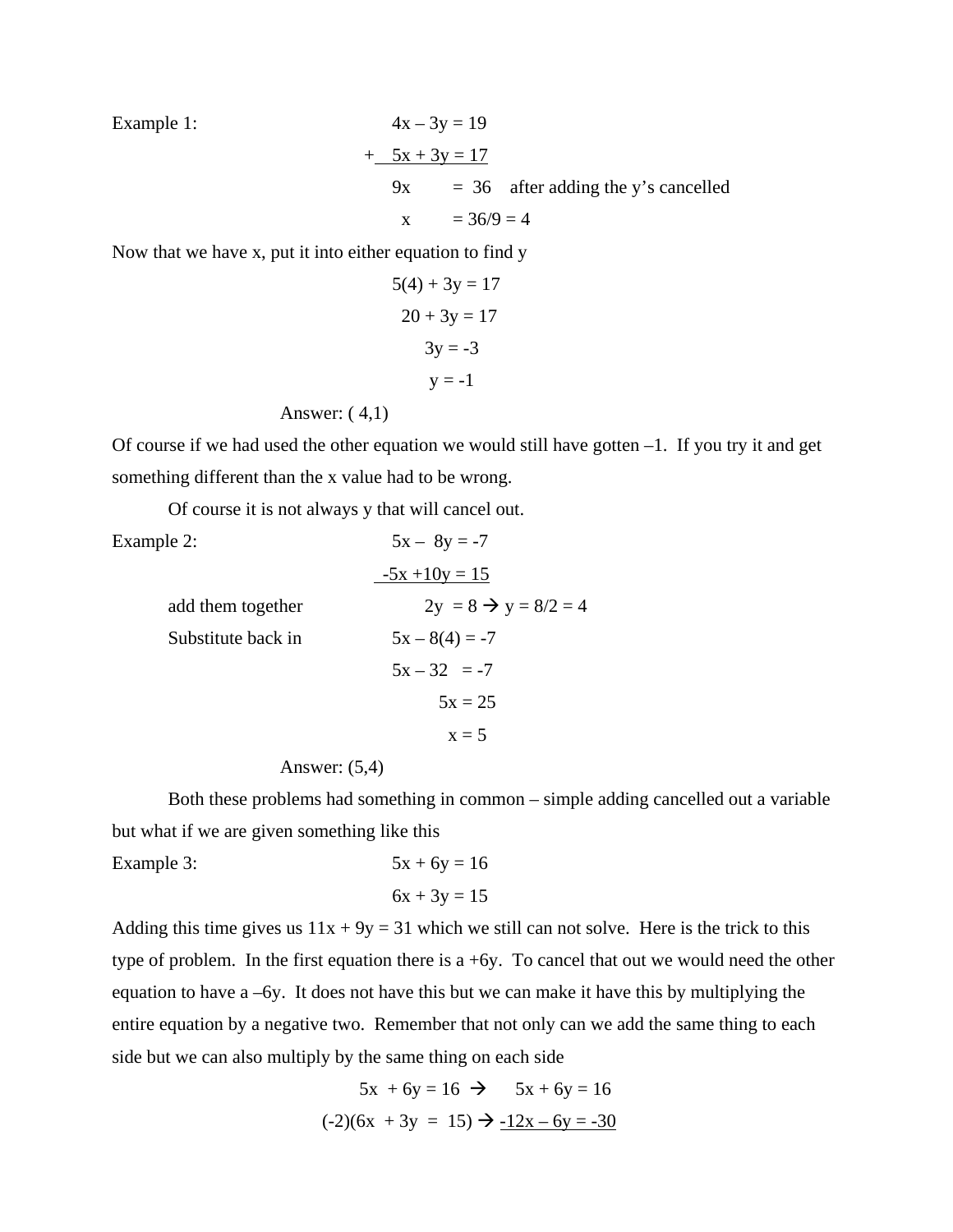Example 1:

$$4x - 3y = 19$$

$$\underline{+\ \ 5x + 3y = 17}$$

$$9x \quad = 36 \quad \text{after adding the y's cancelled}$$

$$x \quad = 36/9 = 4$$

Now that we have x, put it into either equation to find y

$$5(4) + 3y = 17$$

$$20 + 3y = 17$$

$$3y = -3$$

$$y = -1$$

Answer: ( 4,1)

Of course if we had used the other equation we would still have gotten –1. If you try it and get something different than the x value had to be wrong.

Of course it is not always y that will cancel out.

Example 2:

$$5x - 8y = -7$$

$$\underline{-5x + 10y = 15}$$

add them together $\quad 2y = 8 \rightarrow y = 8/2 = 4$

Substitute back in $\quad 5x - 8(4) = -7$

$$5x - 32 = -7$$

$$5x = 25$$

$$x = 5$$

Answer: (5,4)

Both these problems had something in common – simple adding cancelled out a variable but what if we are given something like this

Example 3:

$$5x + 6y = 16$$

$$6x + 3y = 15$$

Adding this time gives us $11x + 9y = 31$ which we still can not solve. Here is the trick to this type of problem. In the first equation there is a $+6y$. To cancel that out we would need the other equation to have a $-6y$. It does not have this but we can make it have this by multiplying the entire equation by a negative two. Remember that not only can we add the same thing to each side but we can also multiply by the same thing on each side

$$5x + 6y = 16 \rightarrow \quad 5x + 6y = 16$$

$$(-2)(6x + 3y = 15) \rightarrow \underline{-12x - 6y = -30}$$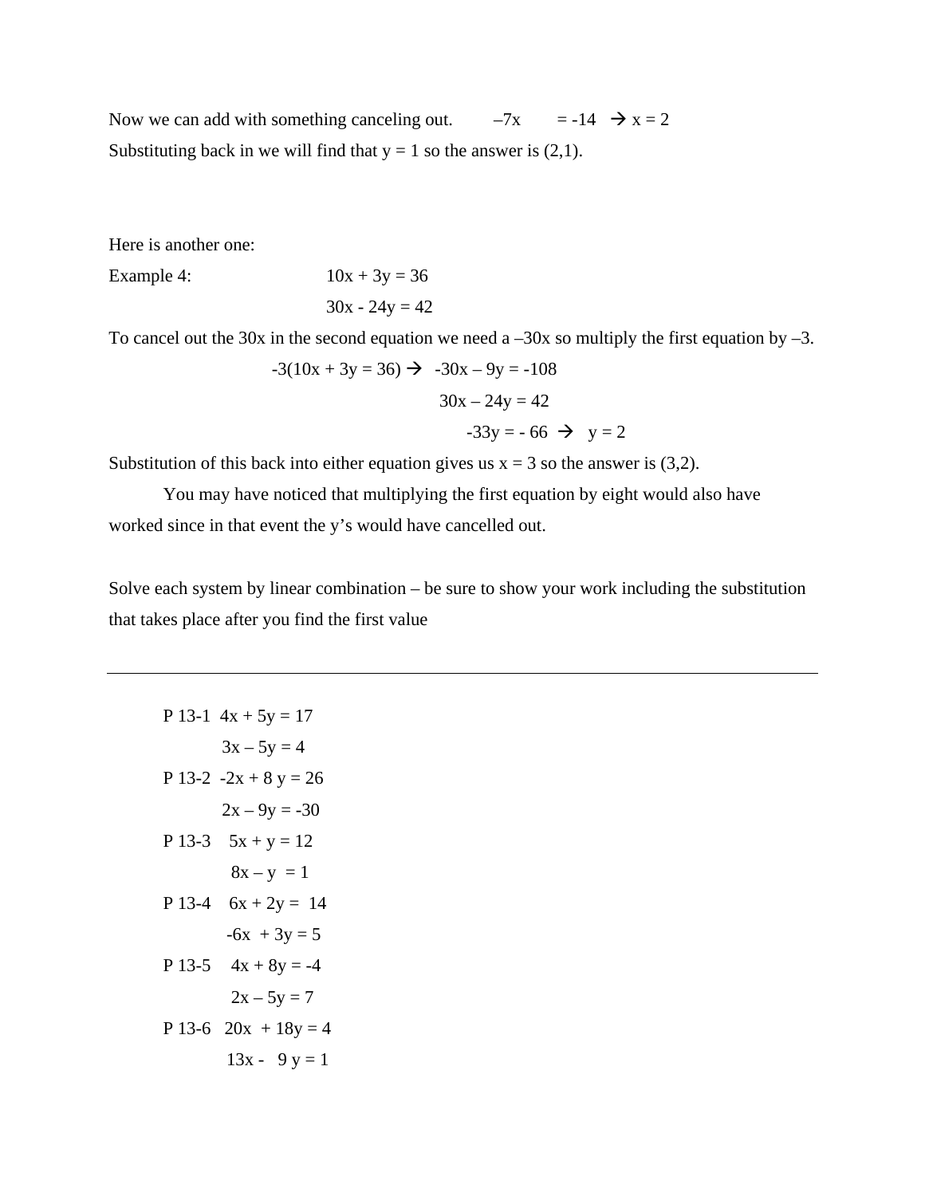Now we can add with something canceling out. $-7x = -14 \rightarrow x = 2$

Substituting back in we will find that $y = 1$ so the answer is (2,1).

Here is another one:

Example 4:

$$10x + 3y = 36$$
$$30x - 24y = 42$$

To cancel out the 30x in the second equation we need a $-30x$ so multiply the first equation by $-3$.

$$-3(10x + 3y = 36) \rightarrow -30x - 9y = -108$$
$$30x - 24y = 42$$
$$-33y = -66 \rightarrow y = 2$$

Substitution of this back into either equation gives us $x = 3$ so the answer is (3,2).

You may have noticed that multiplying the first equation by eight would also have worked since in that event the y's would have cancelled out.

Solve each system by linear combination – be sure to show your work including the substitution that takes place after you find the first value

---

P 13-1 $4x + 5y = 17$
$3x - 5y = 4$

P 13-2 $-2x + 8y = 26$
$2x - 9y = -30$

P 13-3 $5x + y = 12$
$8x - y = 1$

P 13-4 $6x + 2y = 14$
$-6x + 3y = 5$

P 13-5 $4x + 8y = -4$
$2x - 5y = 7$

P 13-6 $20x + 18y = 4$
$13x - 9y = 1$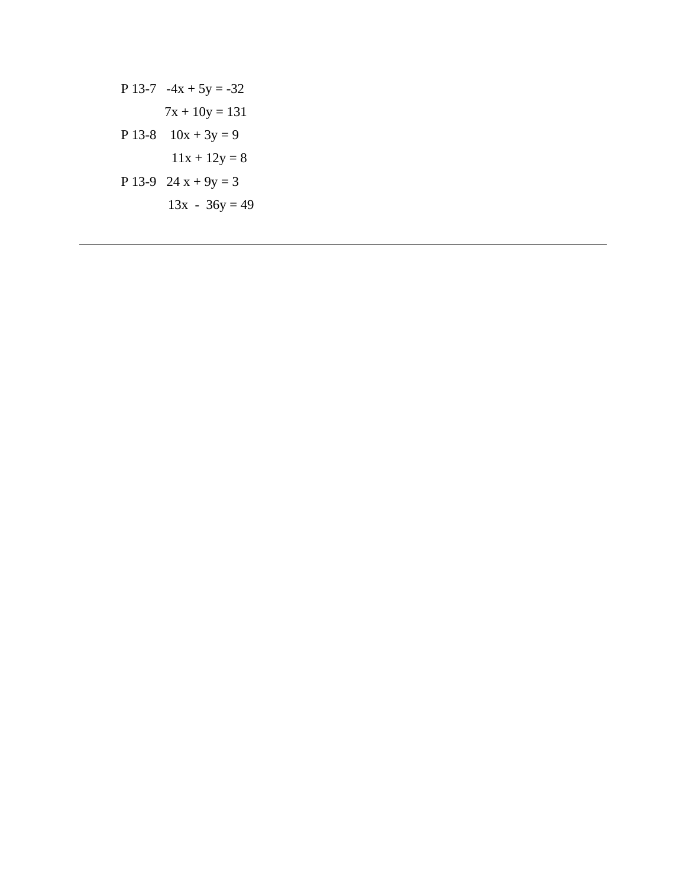P 13-7 $-4x + 5y = -32$

$7x + 10y = 131$

P 13-8 $10x + 3y = 9$

$11x + 12y = 8$

P 13-9 $24x + 9y = 3$

$13x - 36y = 49$

---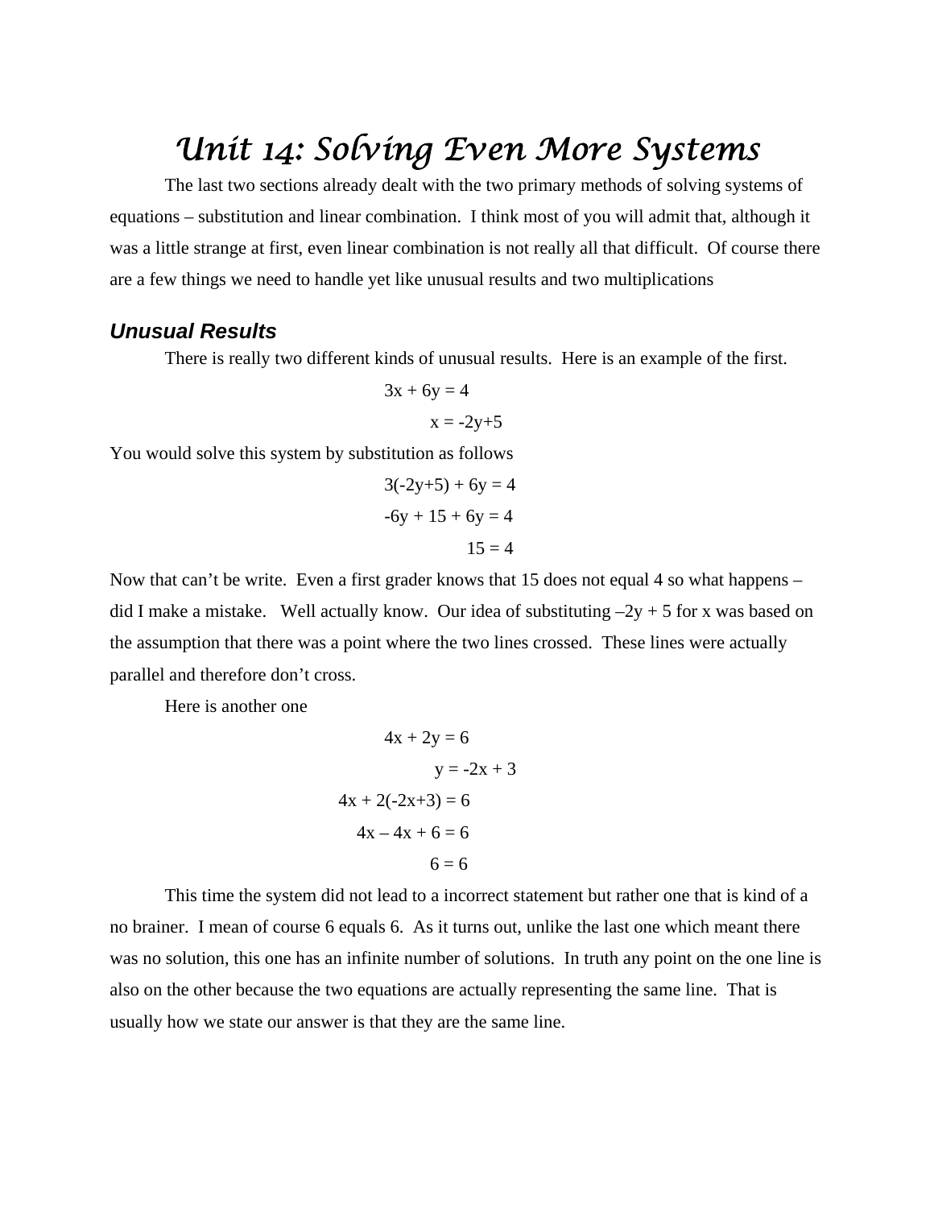# Unit 14: Solving Even More Systems

The last two sections already dealt with the two primary methods of solving systems of equations – substitution and linear combination. I think most of you will admit that, although it was a little strange at first, even linear combination is not really all that difficult. Of course there are a few things we need to handle yet like unusual results and two multiplications

## *Unusual Results*

There is really two different kinds of unusual results. Here is an example of the first.

$$3x + 6y = 4$$

$$x = -2y+5$$

You would solve this system by substitution as follows

$$3(-2y+5) + 6y = 4$$

$$-6y + 15 + 6y = 4$$

$$15 = 4$$

Now that can't be write. Even a first grader knows that 15 does not equal 4 so what happens – did I make a mistake. Well actually know. Our idea of substituting $-2y + 5$ for x was based on the assumption that there was a point where the two lines crossed. These lines were actually parallel and therefore don't cross.

Here is another one

$$4x + 2y = 6$$

$$y = -2x + 3$$

$$4x + 2(-2x+3) = 6$$

$$4x - 4x + 6 = 6$$

$$6 = 6$$

This time the system did not lead to a incorrect statement but rather one that is kind of a no brainer. I mean of course 6 equals 6. As it turns out, unlike the last one which meant there was no solution, this one has an infinite number of solutions. In truth any point on the one line is also on the other because the two equations are actually representing the same line. That is usually how we state our answer is that they are the same line.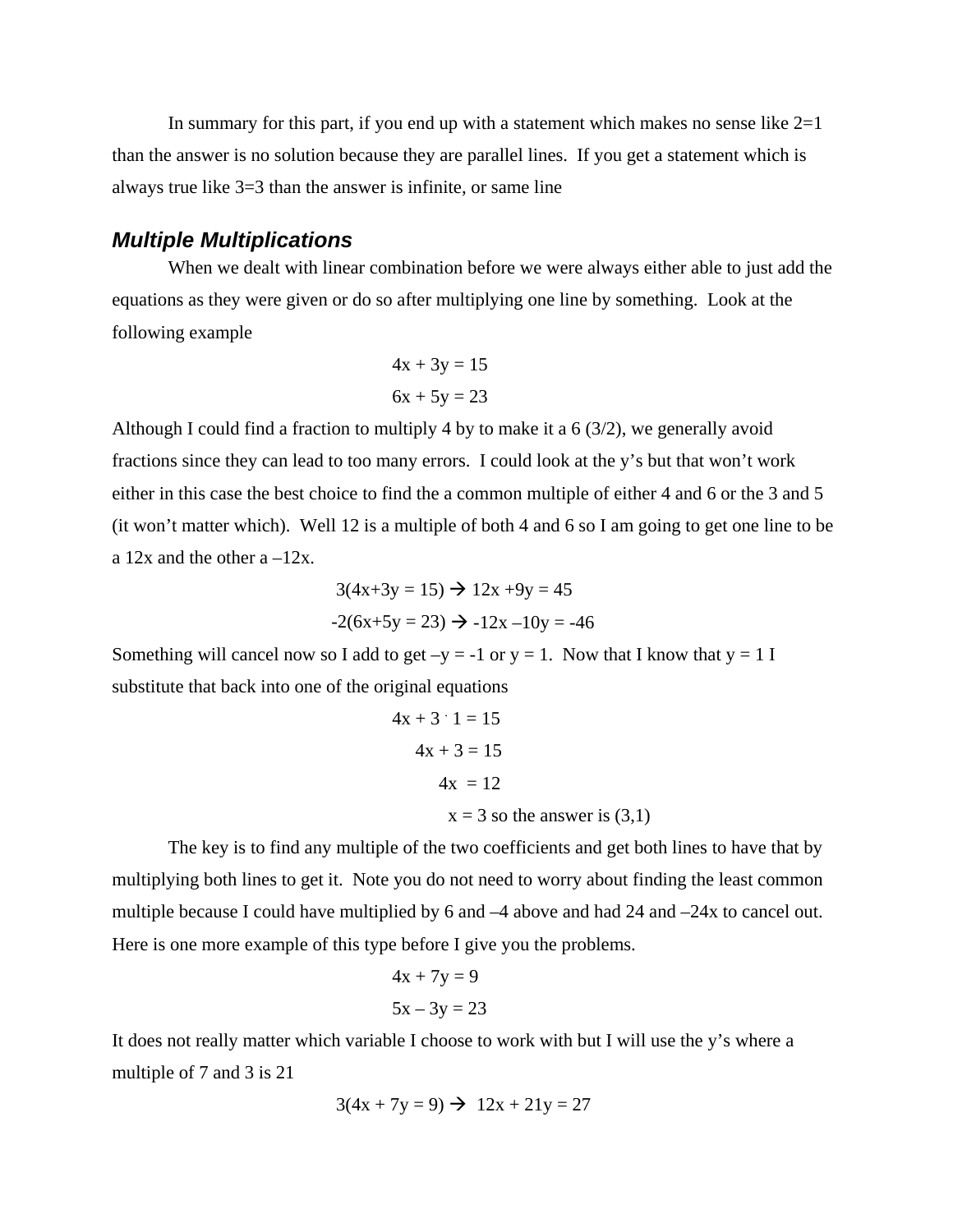In summary for this part, if you end up with a statement which makes no sense like 2=1 than the answer is no solution because they are parallel lines. If you get a statement which is always true like 3=3 than the answer is infinite, or same line

### *Multiple Multiplications*

When we dealt with linear combination before we were always either able to just add the equations as they were given or do so after multiplying one line by something. Look at the following example

$$4x + 3y = 15$$
$$6x + 5y = 23$$

Although I could find a fraction to multiply 4 by to make it a 6 (3/2), we generally avoid fractions since they can lead to too many errors. I could look at the y's but that won't work either in this case the best choice to find the a common multiple of either 4 and 6 or the 3 and 5 (it won't matter which). Well 12 is a multiple of both 4 and 6 so I am going to get one line to be a 12x and the other a –12x.

$$3(4x+3y = 15) \rightarrow 12x + 9y = 45$$
$$-2(6x+5y = 23) \rightarrow -12x - 10y = -46$$

Something will cancel now so I add to get $-y = -1$ or $y = 1$. Now that I know that $y = 1$ I substitute that back into one of the original equations

$$4x + 3 \cdot 1 = 15$$
$$4x + 3 = 15$$
$$4x = 12$$
$$x = 3 \text{ so the answer is } (3,1)$$

The key is to find any multiple of the two coefficients and get both lines to have that by multiplying both lines to get it. Note you do not need to worry about finding the least common multiple because I could have multiplied by 6 and –4 above and had 24 and –24x to cancel out. Here is one more example of this type before I give you the problems.

$$4x + 7y = 9$$
$$5x - 3y = 23$$

It does not really matter which variable I choose to work with but I will use the y's where a multiple of 7 and 3 is 21

$$3(4x + 7y = 9) \rightarrow 12x + 21y = 27$$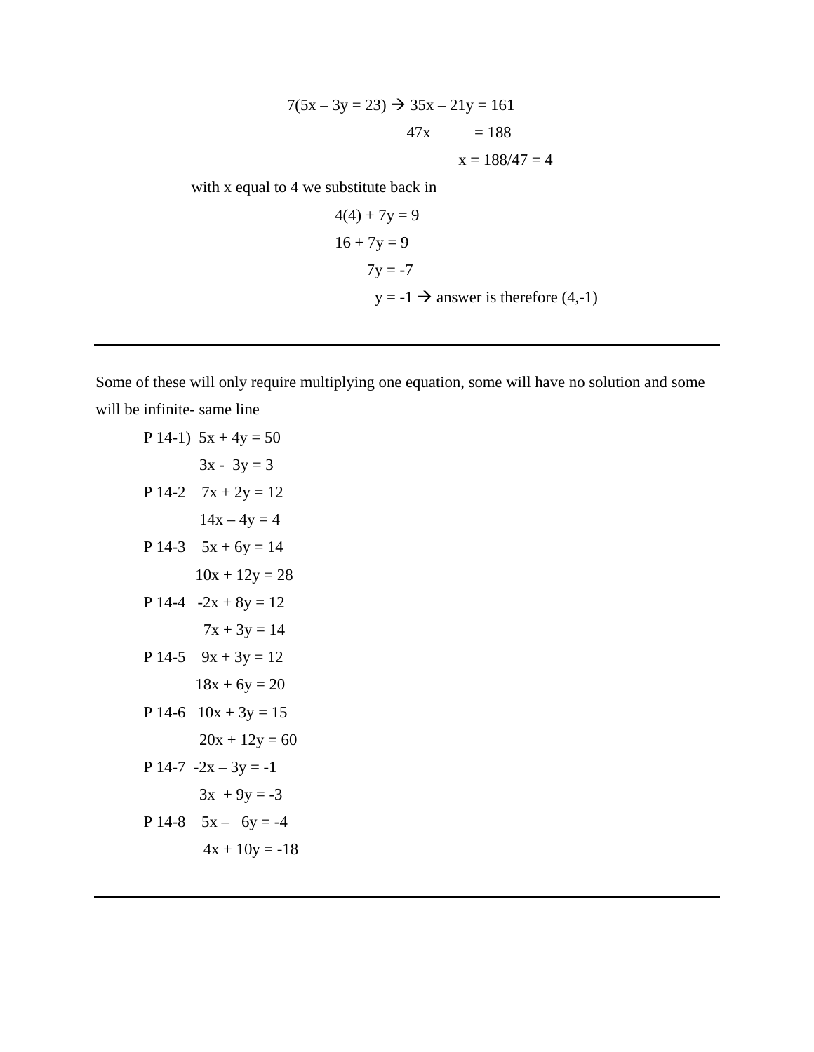$7(5x – 3y = 23) \rightarrow 35x – 21y = 161$

$47x \quad = 188$

$x = 188/47 = 4$

with x equal to 4 we substitute back in

$4(4) + 7y = 9$

$16 + 7y = 9$

$7y = -7$

$y = -1 \rightarrow$ answer is therefore (4,-1)

---

Some of these will only require multiplying one equation, some will have no solution and some will be infinite- same line

P 14-1) $5x + 4y = 50$
$3x - 3y = 3$

P 14-2 $7x + 2y = 12$
$14x – 4y = 4$

P 14-3 $5x + 6y = 14$
$10x + 12y = 28$

P 14-4 $-2x + 8y = 12$
$7x + 3y = 14$

P 14-5 $9x + 3y = 12$
$18x + 6y = 20$

P 14-6 $10x + 3y = 15$
$20x + 12y = 60$

P 14-7 $-2x – 3y = -1$
$3x + 9y = -3$

P 14-8 $5x – 6y = -4$
$4x + 10y = -18$

---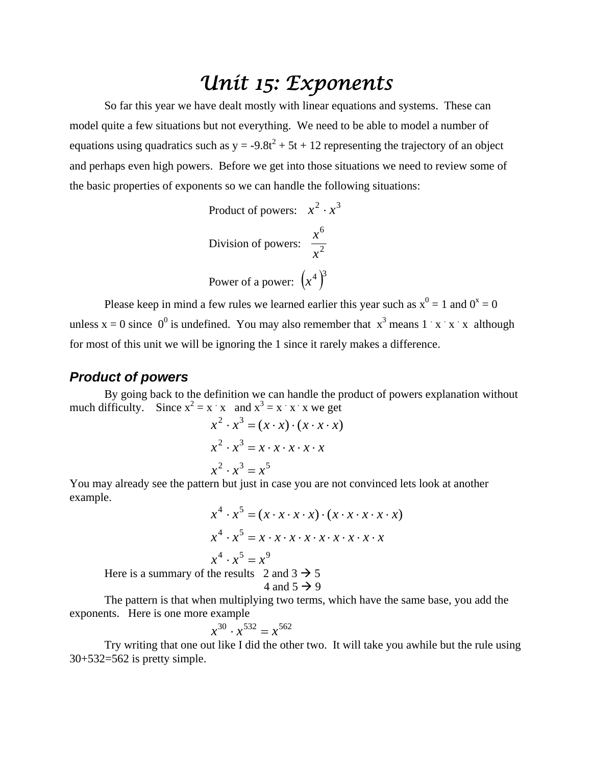# Unit 15: Exponents

So far this year we have dealt mostly with linear equations and systems. These can model quite a few situations but not everything. We need to be able to model a number of equations using quadratics such as $y = -9.8t^2 + 5t + 12$ representing the trajectory of an object and perhaps even high powers. Before we get into those situations we need to review some of the basic properties of exponents so we can handle the following situations:

Product of powers: $x^2 \cdot x^3$

Division of powers: $\dfrac{x^6}{x^2}$

Power of a power: $\left(x^4\right)^3$

Please keep in mind a few rules we learned earlier this year such as $x^0 = 1$ and $0^x = 0$ unless $x = 0$ since $0^0$ is undefined. You may also remember that $x^3$ means $1 \cdot x \cdot x \cdot x$ although for most of this unit we will be ignoring the 1 since it rarely makes a difference.

## Product of powers

By going back to the definition we can handle the product of powers explanation without much difficulty. Since $x^2 = x \cdot x$ and $x^3 = x \cdot x \cdot x$ we get

$$x^2 \cdot x^3 = (x \cdot x) \cdot (x \cdot x \cdot x)$$

$$x^2 \cdot x^3 = x \cdot x \cdot x \cdot x \cdot x$$

$$x^2 \cdot x^3 = x^5$$

You may already see the pattern but just in case you are not convinced lets look at another example.

$$x^4 \cdot x^5 = (x \cdot x \cdot x \cdot x) \cdot (x \cdot x \cdot x \cdot x \cdot x)$$

$$x^4 \cdot x^5 = x \cdot x \cdot x \cdot x \cdot x \cdot x \cdot x \cdot x \cdot x$$

$$x^4 \cdot x^5 = x^9$$

Here is a summary of the results 2 and 3 → 5
4 and 5 → 9

The pattern is that when multiplying two terms, which have the same base, you add the exponents. Here is one more example

$$x^{30} \cdot x^{532} = x^{562}$$

Try writing that one out like I did the other two. It will take you awhile but the rule using 30+532=562 is pretty simple.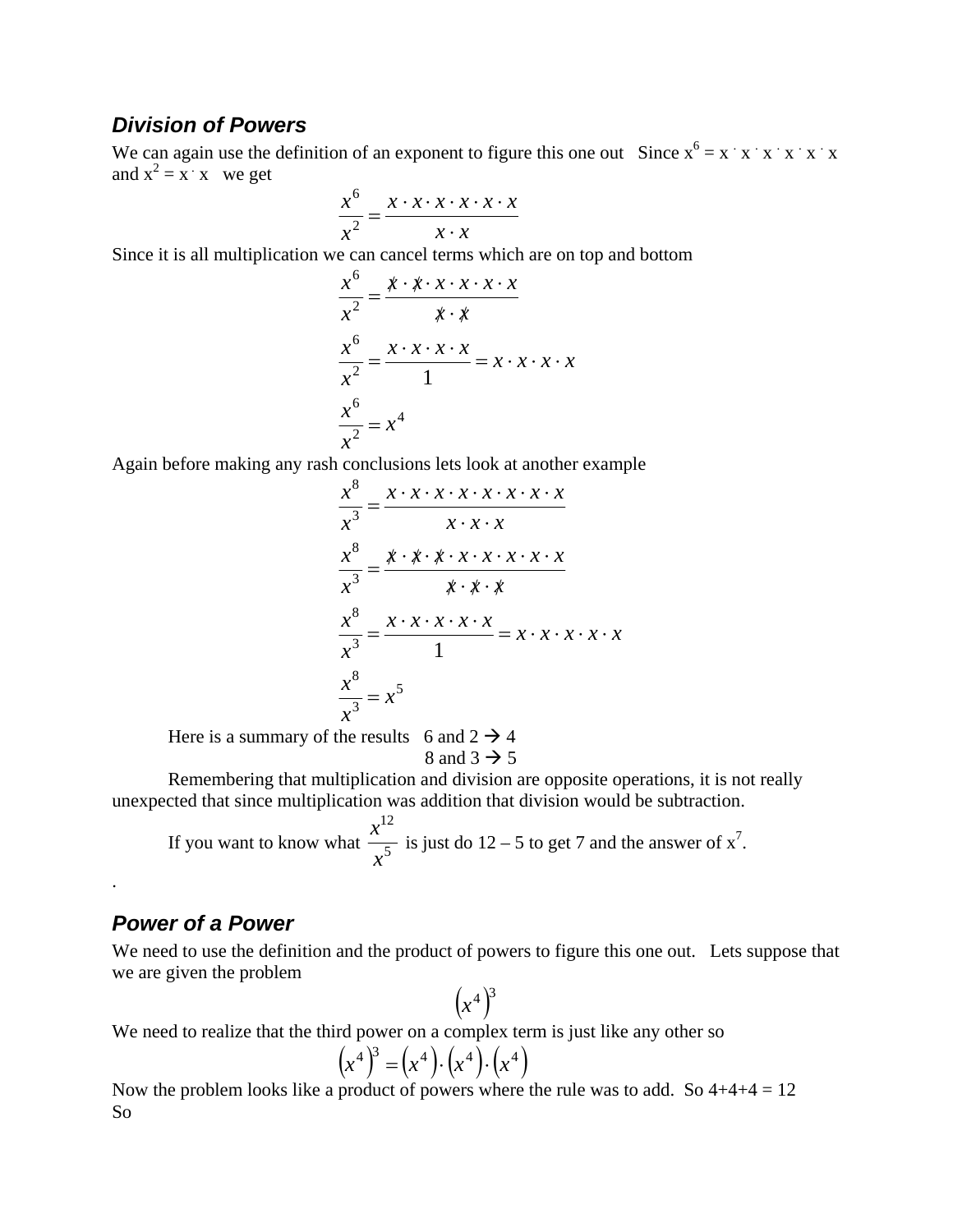### *Division of Powers*

We can again use the definition of an exponent to figure this one out   Since $x^6 = x \cdot x \cdot x \cdot x \cdot x \cdot x$ and $x^2 = x \cdot x$   we get

$$\frac{x^6}{x^2} = \frac{x \cdot x \cdot x \cdot x \cdot x \cdot x}{x \cdot x}$$

Since it is all multiplication we can cancel terms which are on top and bottom

$$\frac{x^6}{x^2} = \frac{\not{x} \cdot \not{x} \cdot x \cdot x \cdot x \cdot x}{\not{x} \cdot \not{x}}$$

$$\frac{x^6}{x^2} = \frac{x \cdot x \cdot x \cdot x}{1} = x \cdot x \cdot x \cdot x$$

$$\frac{x^6}{x^2} = x^4$$

Again before making any rash conclusions lets look at another example

$$\frac{x^8}{x^3} = \frac{x \cdot x \cdot x \cdot x \cdot x \cdot x \cdot x \cdot x}{x \cdot x \cdot x}$$

$$\frac{x^8}{x^3} = \frac{\not{x} \cdot \not{x} \cdot \not{x} \cdot x \cdot x \cdot x \cdot x \cdot x}{\not{x} \cdot \not{x} \cdot \not{x}}$$

$$\frac{x^8}{x^3} = \frac{x \cdot x \cdot x \cdot x \cdot x}{1} = x \cdot x \cdot x \cdot x \cdot x$$

$$\frac{x^8}{x^3} = x^5$$

Here is a summary of the results   6 and 2 → 4
8 and 3 → 5

Remembering that multiplication and division are opposite operations, it is not really unexpected that since multiplication was addition that division would be subtraction.

If you want to know what $\frac{x^{12}}{x^5}$ is just do 12 – 5 to get 7 and the answer of $x^7$.

.

### *Power of a Power*

We need to use the definition and the product of powers to figure this one out.   Lets suppose that we are given the problem

$$\left(x^4\right)^3$$

We need to realize that the third power on a complex term is just like any other so

$$\left(x^4\right)^3 = \left(x^4\right) \cdot \left(x^4\right) \cdot \left(x^4\right)$$

Now the problem looks like a product of powers where the rule was to add.  So 4+4+4 = 12
So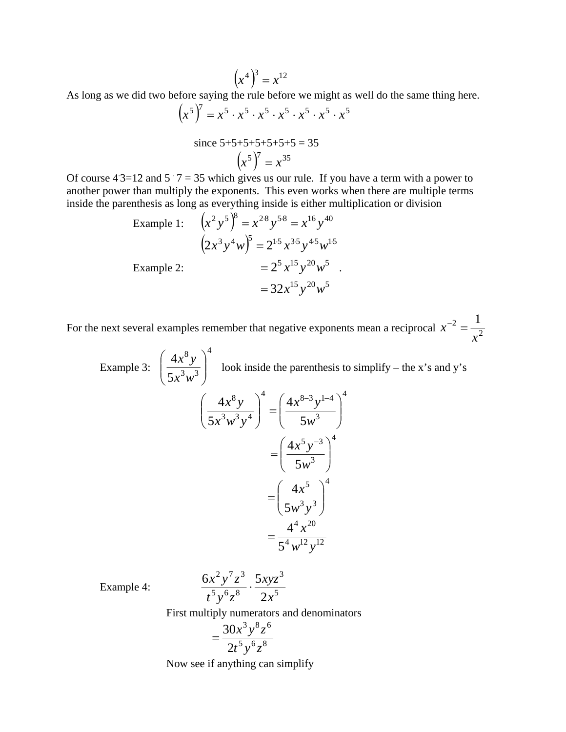$$\left(x^4\right)^3 = x^{12}$$

As long as we did two before saying the rule before we might as well do the same thing here.

$$\left(x^5\right)^7 = x^5 \cdot x^5 \cdot x^5 \cdot x^5 \cdot x^5 \cdot x^5 \cdot x^5$$

since 5+5+5+5+5+5+5 = 35

$$\left(x^5\right)^7 = x^{35}$$

Of course 4·3=12 and 5 · 7 = 35 which gives us our rule. If you have a term with a power to another power than multiply the exponents. This even works when there are multiple terms inside the parenthesis as long as everything inside is either multiplication or division

Example 1: $\left(x^2 y^5\right)^8 = x^{2\cdot 8} y^{5\cdot 8} = x^{16} y^{40}$

Example 2:

$$\begin{aligned}\left(2x^3 y^4 w\right)^5 &= 2^{1\cdot 5} x^{3\cdot 5} y^{4\cdot 5} w^{1\cdot 5} \\ &= 2^5 x^{15} y^{20} w^5 \\ &= 32 x^{15} y^{20} w^5\end{aligned}$$

For the next several examples remember that negative exponents mean a reciprocal $x^{-2} = \dfrac{1}{x^2}$

Example 3: $\left(\dfrac{4x^8 y}{5x^3 w^3}\right)^4$ look inside the parenthesis to simplify – the x's and y's

$$\begin{aligned}\left(\frac{4x^8 y}{5x^3 w^3 y^4}\right)^4 &= \left(\frac{4x^{8-3} y^{1-4}}{5w^3}\right)^4 \\ &= \left(\frac{4x^5 y^{-3}}{5w^3}\right)^4 \\ &= \left(\frac{4x^5}{5w^3 y^3}\right)^4 \\ &= \frac{4^4 x^{20}}{5^4 w^{12} y^{12}}\end{aligned}$$

Example 4: $\dfrac{6x^2 y^7 z^3}{t^5 y^6 z^8} \cdot \dfrac{5xyz^3}{2x^5}$

First multiply numerators and denominators

$$= \frac{30x^3 y^8 z^6}{2t^5 y^6 z^8}$$

Now see if anything can simplify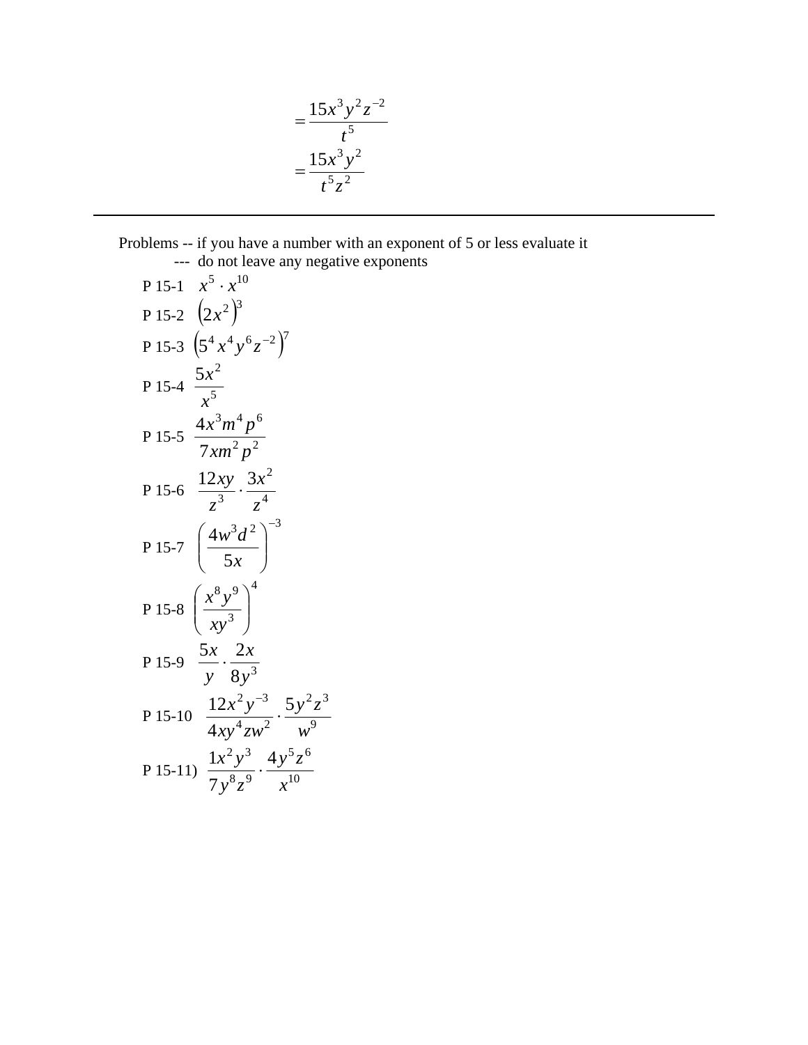$$= \frac{15x^3y^2z^{-2}}{t^5}$$

$$= \frac{15x^3y^2}{t^5z^2}$$

---

Problems -- if you have a number with an exponent of 5 or less evaluate it
--- do not leave any negative exponents

P 15-1 $x^5 \cdot x^{10}$

P 15-2 $\left(2x^2\right)^3$

P 15-3 $\left(5^4 x^4 y^6 z^{-2}\right)^7$

P 15-4 $\dfrac{5x^2}{x^5}$

P 15-5 $\dfrac{4x^3m^4p^6}{7xm^2p^2}$

P 15-6 $\dfrac{12xy}{z^3} \cdot \dfrac{3x^2}{z^4}$

P 15-7 $\left(\dfrac{4w^3d^2}{5x}\right)^{-3}$

P 15-8 $\left(\dfrac{x^8y^9}{xy^3}\right)^4$

P 15-9 $\dfrac{5x}{y} \cdot \dfrac{2x}{8y^3}$

P 15-10 $\dfrac{12x^2y^{-3}}{4xy^4zw^2} \cdot \dfrac{5y^2z^3}{w^9}$

P 15-11) $\dfrac{1x^2y^3}{7y^8z^9} \cdot \dfrac{4y^5z^6}{x^{10}}$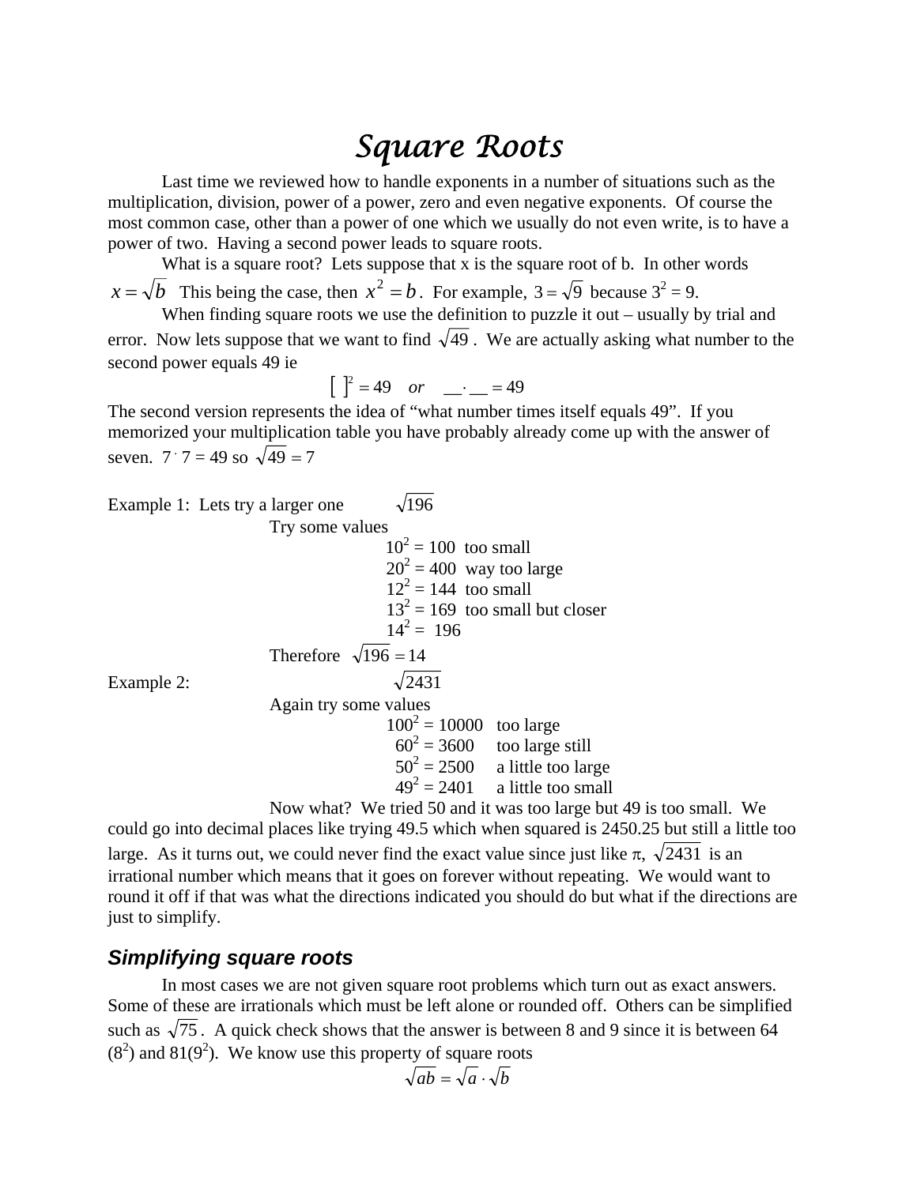# Square Roots

Last time we reviewed how to handle exponents in a number of situations such as the multiplication, division, power of a power, zero and even negative exponents. Of course the most common case, other than a power of one which we usually do not even write, is to have a power of two. Having a second power leads to square roots.

What is a square root? Lets suppose that x is the square root of b. In other words $x = \sqrt{b}$ This being the case, then $x^2 = b$. For example, $3 = \sqrt{9}$ because $3^2 = 9$.

When finding square roots we use the definition to puzzle it out – usually by trial and error. Now lets suppose that we want to find $\sqrt{49}$. We are actually asking what number to the second power equals 49 ie

$$[\ \ ]^2 = 49 \quad or \quad \_\_ \cdot \_\_ = 49$$

The second version represents the idea of "what number times itself equals 49". If you memorized your multiplication table you have probably already come up with the answer of seven. $7 \cdot 7 = 49$ so $\sqrt{49} = 7$

Example 1: Lets try a larger one $\sqrt{196}$

Try some values

$10^2 = 100$ too small
$20^2 = 400$ way too large
$12^2 = 144$ too small
$13^2 = 169$ too small but closer
$14^2 = 196$

Therefore $\sqrt{196} = 14$

Example 2: $\sqrt{2431}$

Again try some values

$100^2 = 10000$ too large
$60^2 = 3600$ too large still
$50^2 = 2500$ a little too large
$49^2 = 2401$ a little too small

Now what? We tried 50 and it was too large but 49 is too small. We could go into decimal places like trying 49.5 which when squared is 2450.25 but still a little too large. As it turns out, we could never find the exact value since just like $\pi$, $\sqrt{2431}$ is an irrational number which means that it goes on forever without repeating. We would want to round it off if that was what the directions indicated you should do but what if the directions are just to simplify.

## Simplifying square roots

In most cases we are not given square root problems which turn out as exact answers. Some of these are irrationals which must be left alone or rounded off. Others can be simplified such as $\sqrt{75}$. A quick check shows that the answer is between 8 and 9 since it is between 64 ($8^2$) and 81($9^2$). We know use this property of square roots

$$\sqrt{ab} = \sqrt{a} \cdot \sqrt{b}$$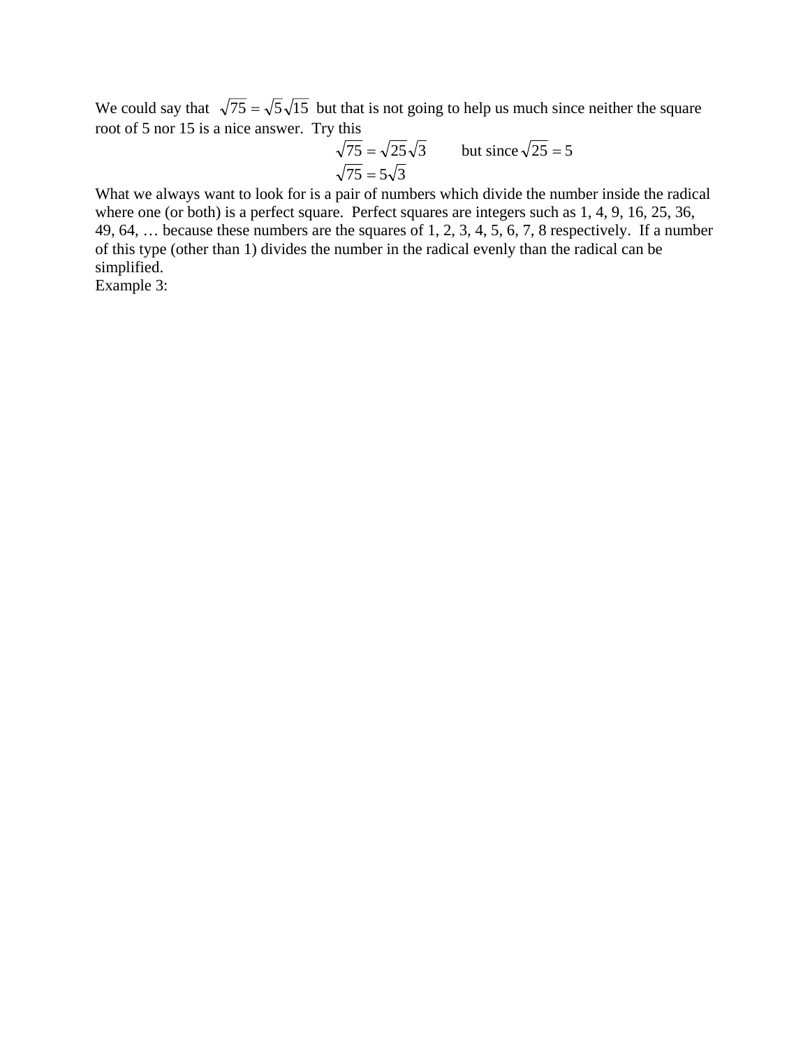We could say that $\sqrt{75} = \sqrt{5}\sqrt{15}$ but that is not going to help us much since neither the square root of 5 nor 15 is a nice answer. Try this

$$\sqrt{75} = \sqrt{25}\sqrt{3} \qquad \text{but since } \sqrt{25} = 5$$

$$\sqrt{75} = 5\sqrt{3}$$

What we always want to look for is a pair of numbers which divide the number inside the radical where one (or both) is a perfect square. Perfect squares are integers such as 1, 4, 9, 16, 25, 36, 49, 64, … because these numbers are the squares of 1, 2, 3, 4, 5, 6, 7, 8 respectively. If a number of this type (other than 1) divides the number in the radical evenly than the radical can be simplified.

Example 3: